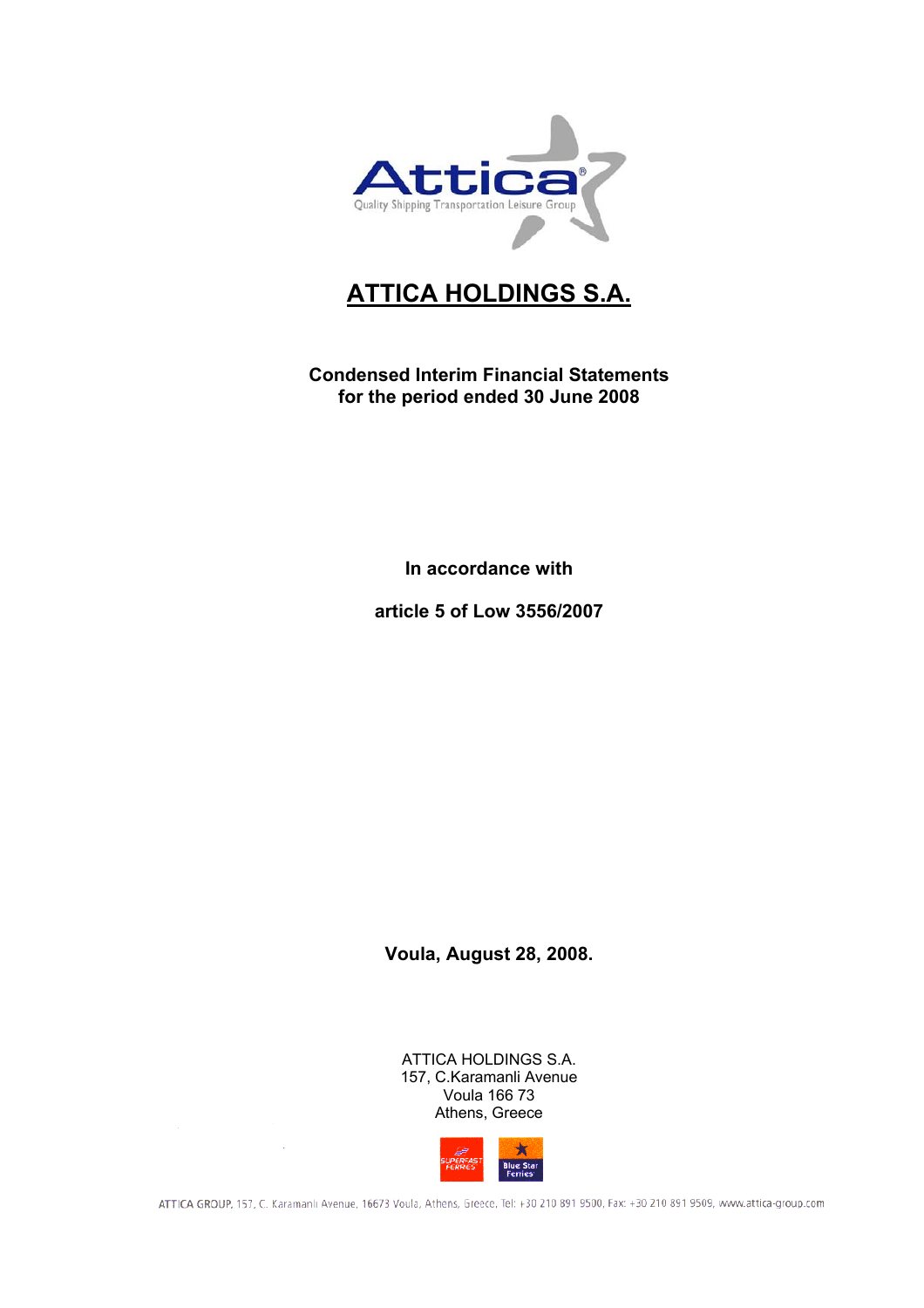Attica

Quality Shipping Transportation Leisure Group

# ATTICA HOLDINGS S.A.

**Condensed Interim Financial Statements**
**for the period ended 30 June 2008**

**In accordance with**

**article 5 of Low 3556/2007**

**Voula, August 28, 2008.**

ATTICA HOLDINGS S.A.
157, C.Karamanli Avenue
Voula 166 73
Athens, Greece

SUPERFAST FERRIES

Blue Star Ferries

ATTICA GROUP, 157, C. Karamanli Avenue, 16673 Voula, Athens, Greece, Tel: +30 210 891 9500, Fax: +30 210 891 9509, www.attica-group.com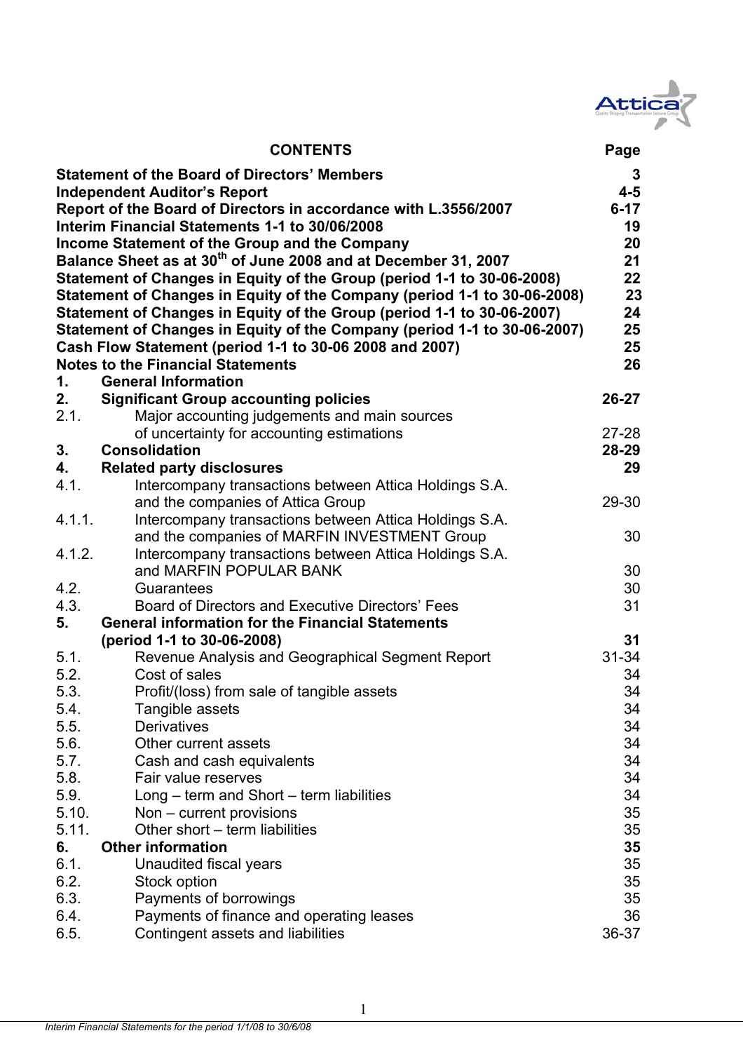## CONTENTS

| | | Page |
|---|---|---|
| **Statement of the Board of Directors' Members** | | **3** |
| **Independent Auditor's Report** | | **4-5** |
| **Report of the Board of Directors in accordance with L.3556/2007** | | **6-17** |
| **Interim Financial Statements 1-1 to 30/06/2008** | | **19** |
| **Income Statement of the Group and the Company** | | **20** |
| **Balance Sheet as at 30th of June 2008 and at December 31, 2007** | | **21** |
| **Statement of Changes in Equity of the Group (period 1-1 to 30-06-2008)** | | **22** |
| **Statement of Changes in Equity of the Company (period 1-1 to 30-06-2008)** | | **23** |
| **Statement of Changes in Equity of the Group (period 1-1 to 30-06-2007)** | | **24** |
| **Statement of Changes in Equity of the Company (period 1-1 to 30-06-2007)** | | **25** |
| **Cash Flow Statement (period 1-1 to 30-06 2008 and 2007)** | | **25** |
| **Notes to the Financial Statements** | | **26** |
| **1.** | **General Information** | |
| **2.** | **Significant Group accounting policies** | **26-27** |
| 2.1. | Major accounting judgements and main sources of uncertainty for accounting estimations | 27-28 |
| **3.** | **Consolidation** | **28-29** |
| **4.** | **Related party disclosures** | **29** |
| 4.1. | Intercompany transactions between Attica Holdings S.A. and the companies of Attica Group | 29-30 |
| 4.1.1. | Intercompany transactions between Attica Holdings S.A. and the companies of MARFIN INVESTMENT Group | 30 |
| 4.1.2. | Intercompany transactions between Attica Holdings S.A. and MARFIN POPULAR BANK | 30 |
| 4.2. | Guarantees | 30 |
| 4.3. | Board of Directors and Executive Directors' Fees | 31 |
| **5.** | **General information for the Financial Statements (period 1-1 to 30-06-2008)** | **31** |
| 5.1. | Revenue Analysis and Geographical Segment Report | 31-34 |
| 5.2. | Cost of sales | 34 |
| 5.3. | Profit/(loss) from sale of tangible assets | 34 |
| 5.4. | Tangible assets | 34 |
| 5.5. | Derivatives | 34 |
| 5.6. | Other current assets | 34 |
| 5.7. | Cash and cash equivalents | 34 |
| 5.8. | Fair value reserves | 34 |
| 5.9. | Long – term and Short – term liabilities | 34 |
| 5.10. | Non – current provisions | 35 |
| 5.11. | Other short – term liabilities | 35 |
| **6.** | **Other information** | **35** |
| 6.1. | Unaudited fiscal years | 35 |
| 6.2. | Stock option | 35 |
| 6.3. | Payments of borrowings | 35 |
| 6.4. | Payments of finance and operating leases | 36 |
| 6.5. | Contingent assets and liabilities | 36-37 |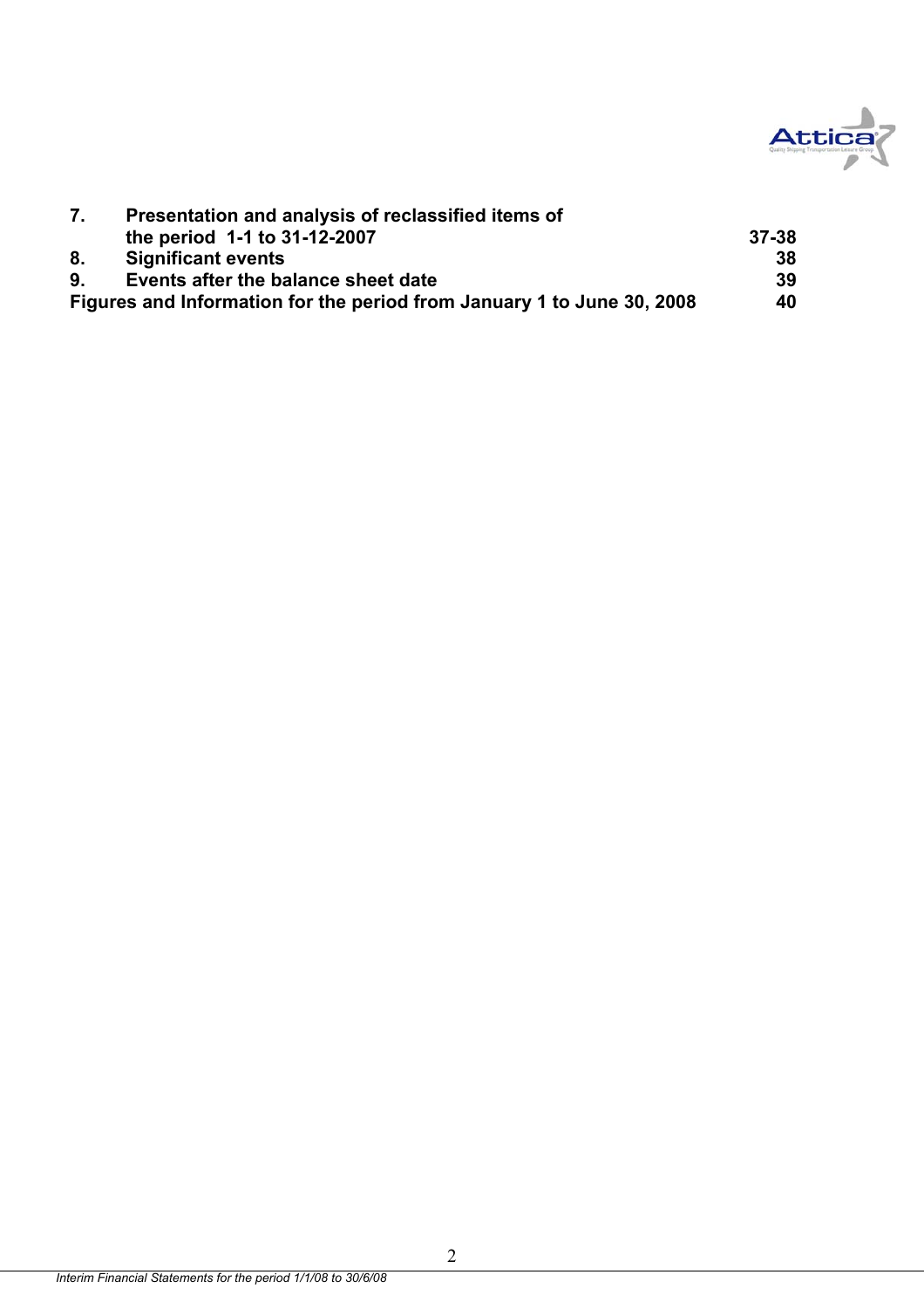| | | |
|---|---|---|
| **7.** | **Presentation and analysis of reclassified items of the period 1-1 to 31-12-2007** | **37-38** |
| **8.** | **Significant events** | **38** |
| **9.** | **Events after the balance sheet date** | **39** |
| **Figures and Information for the period from January 1 to June 30, 2008** | | **40** |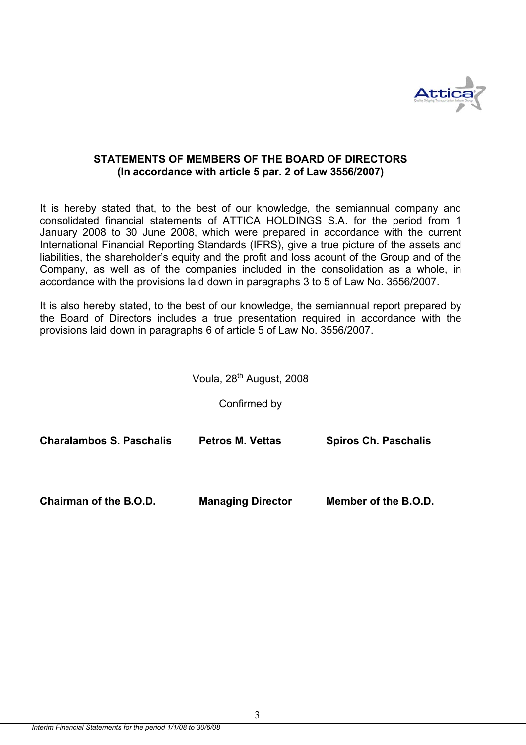## STATEMENTS OF MEMBERS OF THE BOARD OF DIRECTORS
### (In accordance with article 5 par. 2 of Law 3556/2007)

It is hereby stated that, to the best of our knowledge, the semiannual company and consolidated financial statements of ATTICA HOLDINGS S.A. for the period from 1 January 2008 to 30 June 2008, which were prepared in accordance with the current International Financial Reporting Standards (IFRS), give a true picture of the assets and liabilities, the shareholder's equity and the profit and loss acount of the Group and of the Company, as well as of the companies included in the consolidation as a whole, in accordance with the provisions laid down in paragraphs 3 to 5 of Law No. 3556/2007.

It is also hereby stated, to the best of our knowledge, the semiannual report prepared by the Board of Directors includes a true presentation required in accordance with the provisions laid down in paragraphs 6 of article 5 of Law No. 3556/2007.

Voula, 28th August, 2008

Confirmed by

| **Charalambos S. Paschalis** | **Petros M. Vettas** | **Spiros Ch. Paschalis** |
|---|---|---|
| **Chairman of the B.O.D.** | **Managing Director** | **Member of the B.O.D.** |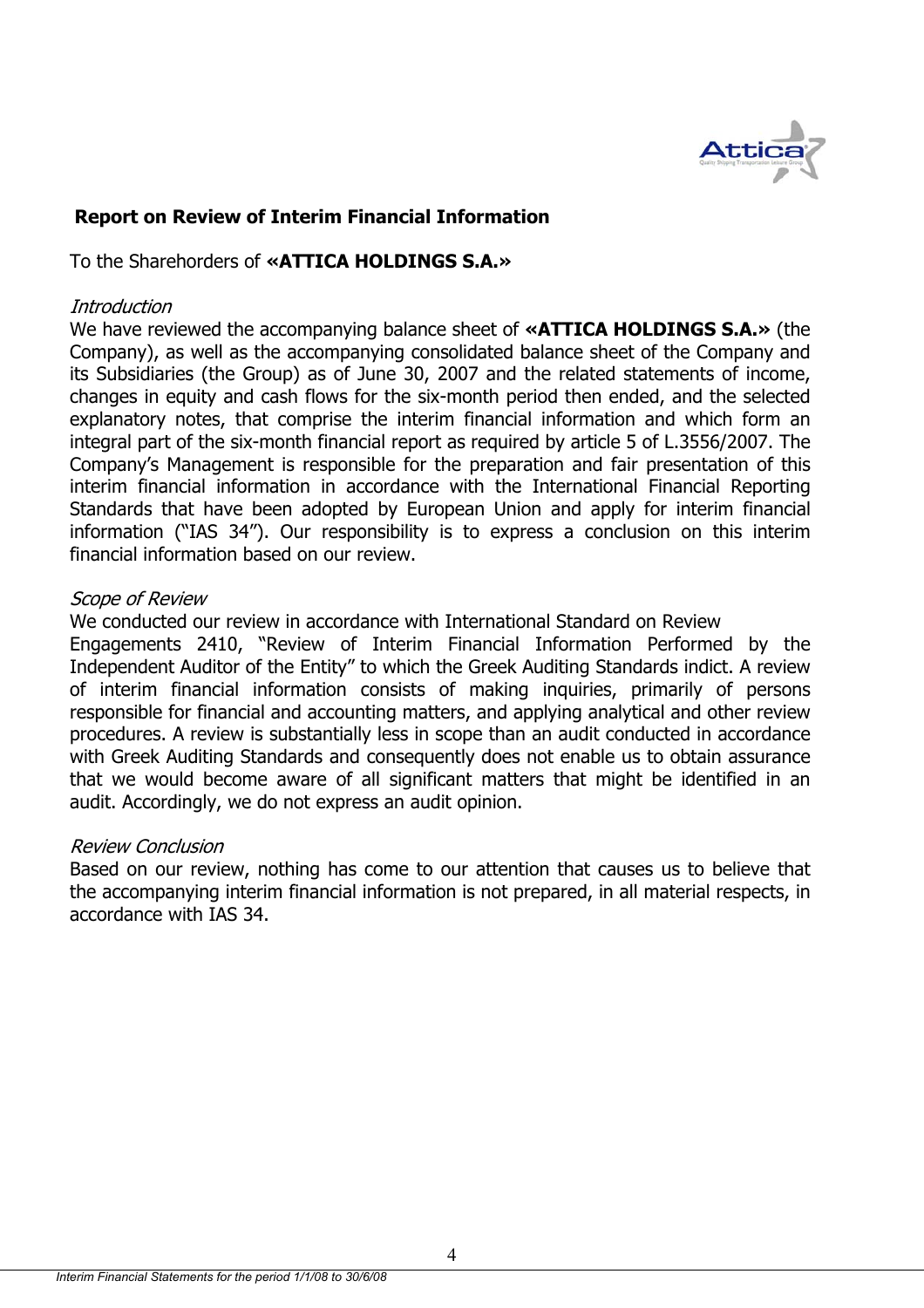## Report on Review of Interim Financial Information

To the Sharehorders of **«ATTICA HOLDINGS S.A.»**

*Introduction*

We have reviewed the accompanying balance sheet of **«ATTICA HOLDINGS S.A.»** (the Company), as well as the accompanying consolidated balance sheet of the Company and its Subsidiaries (the Group) as of June 30, 2007 and the related statements of income, changes in equity and cash flows for the six-month period then ended, and the selected explanatory notes, that comprise the interim financial information and which form an integral part of the six-month financial report as required by article 5 of L.3556/2007. The Company's Management is responsible for the preparation and fair presentation of this interim financial information in accordance with the International Financial Reporting Standards that have been adopted by European Union and apply for interim financial information ("IAS 34"). Our responsibility is to express a conclusion on this interim financial information based on our review.

*Scope of Review*

We conducted our review in accordance with International Standard on Review Engagements 2410, "Review of Interim Financial Information Performed by the Independent Auditor of the Entity" to which the Greek Auditing Standards indict. A review of interim financial information consists of making inquiries, primarily of persons responsible for financial and accounting matters, and applying analytical and other review procedures. A review is substantially less in scope than an audit conducted in accordance with Greek Auditing Standards and consequently does not enable us to obtain assurance that we would become aware of all significant matters that might be identified in an audit. Accordingly, we do not express an audit opinion.

*Review Conclusion*

Based on our review, nothing has come to our attention that causes us to believe that the accompanying interim financial information is not prepared, in all material respects, in accordance with IAS 34.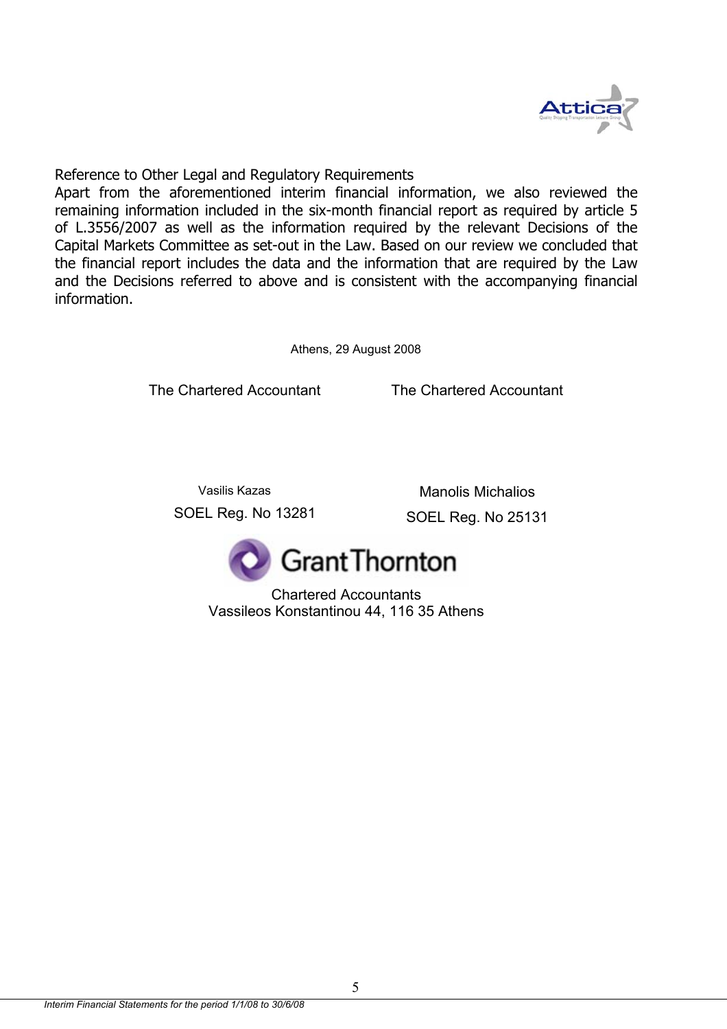Reference to Other Legal and Regulatory Requirements

Apart from the aforementioned interim financial information, we also reviewed the remaining information included in the six-month financial report as required by article 5 of L.3556/2007 as well as the information required by the relevant Decisions of the Capital Markets Committee as set-out in the Law. Based on our review we concluded that the financial report includes the data and the information that are required by the Law and the Decisions referred to above and is consistent with the accompanying financial information.

Athens, 29 August 2008

| The Chartered Accountant | The Chartered Accountant |
|---|---|
| Vasilis Kazas | Manolis Michalios |
| SOEL Reg. No 13281 | SOEL Reg. No 25131 |

Grant Thornton

Chartered Accountants
Vassileos Konstantinou 44, 116 35 Athens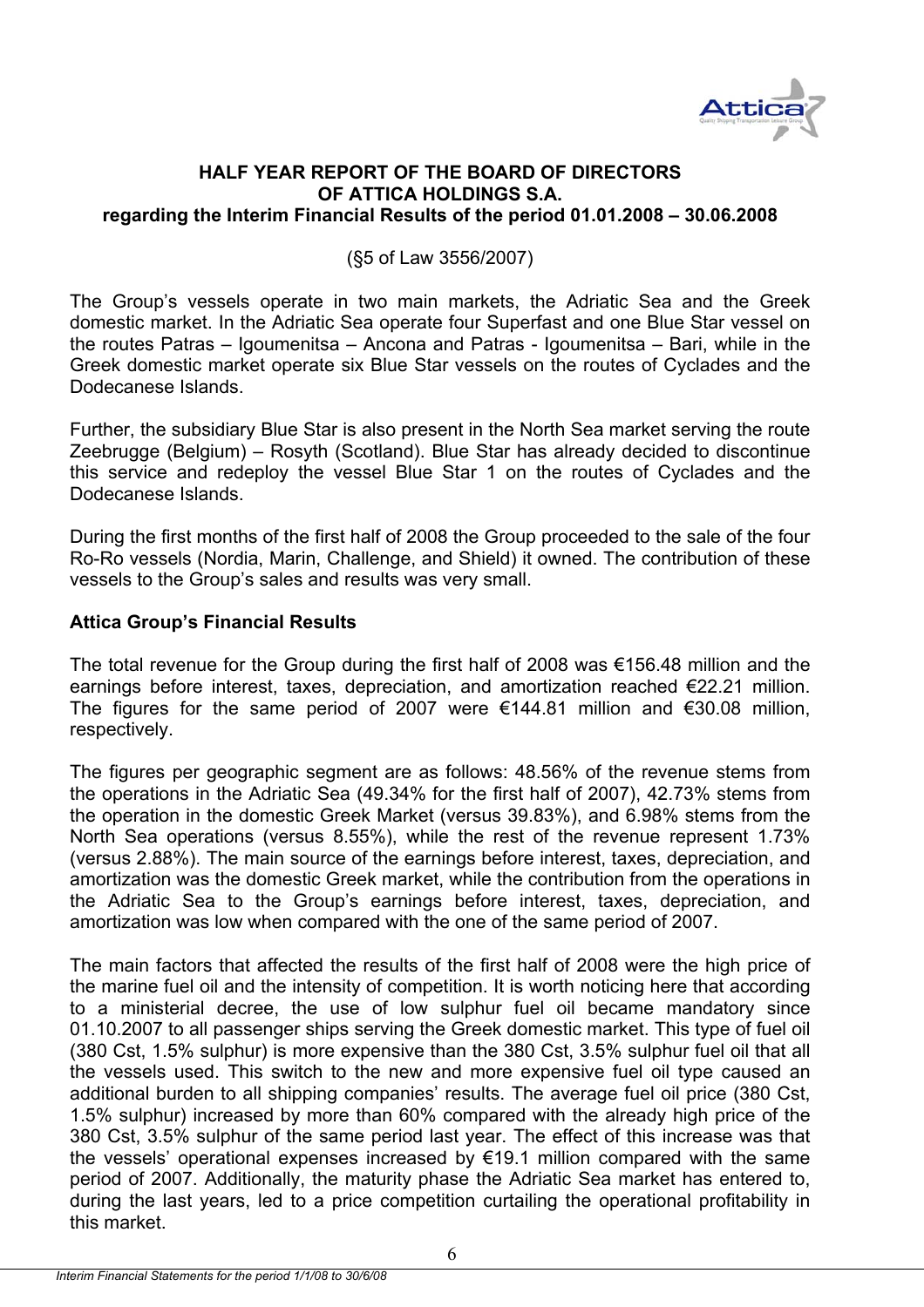**HALF YEAR REPORT OF THE BOARD OF DIRECTORS OF ATTICA HOLDINGS S.A. regarding the Interim Financial Results of the period 01.01.2008 – 30.06.2008**

(§5 of Law 3556/2007)

The Group's vessels operate in two main markets, the Adriatic Sea and the Greek domestic market. In the Adriatic Sea operate four Superfast and one Blue Star vessel on the routes Patras – Igoumenitsa – Ancona and Patras - Igoumenitsa – Bari, while in the Greek domestic market operate six Blue Star vessels on the routes of Cyclades and the Dodecanese Islands.

Further, the subsidiary Blue Star is also present in the North Sea market serving the route Zeebrugge (Belgium) – Rosyth (Scotland). Blue Star has already decided to discontinue this service and redeploy the vessel Blue Star 1 on the routes of Cyclades and the Dodecanese Islands.

During the first months of the first half of 2008 the Group proceeded to the sale of the four Ro-Ro vessels (Nordia, Marin, Challenge, and Shield) it owned. The contribution of these vessels to the Group's sales and results was very small.

**Attica Group's Financial Results**

The total revenue for the Group during the first half of 2008 was €156.48 million and the earnings before interest, taxes, depreciation, and amortization reached €22.21 million. The figures for the same period of 2007 were €144.81 million and €30.08 million, respectively.

The figures per geographic segment are as follows: 48.56% of the revenue stems from the operations in the Adriatic Sea (49.34% for the first half of 2007), 42.73% stems from the operation in the domestic Greek Market (versus 39.83%), and 6.98% stems from the North Sea operations (versus 8.55%), while the rest of the revenue represent 1.73% (versus 2.88%). The main source of the earnings before interest, taxes, depreciation, and amortization was the domestic Greek market, while the contribution from the operations in the Adriatic Sea to the Group's earnings before interest, taxes, depreciation, and amortization was low when compared with the one of the same period of 2007.

The main factors that affected the results of the first half of 2008 were the high price of the marine fuel oil and the intensity of competition. It is worth noticing here that according to a ministerial decree, the use of low sulphur fuel oil became mandatory since 01.10.2007 to all passenger ships serving the Greek domestic market. This type of fuel oil (380 Cst, 1.5% sulphur) is more expensive than the 380 Cst, 3.5% sulphur fuel oil that all the vessels used. This switch to the new and more expensive fuel oil type caused an additional burden to all shipping companies' results. The average fuel oil price (380 Cst, 1.5% sulphur) increased by more than 60% compared with the already high price of the 380 Cst, 3.5% sulphur of the same period last year. The effect of this increase was that the vessels' operational expenses increased by €19.1 million compared with the same period of 2007. Additionally, the maturity phase the Adriatic Sea market has entered to, during the last years, led to a price competition curtailing the operational profitability in this market.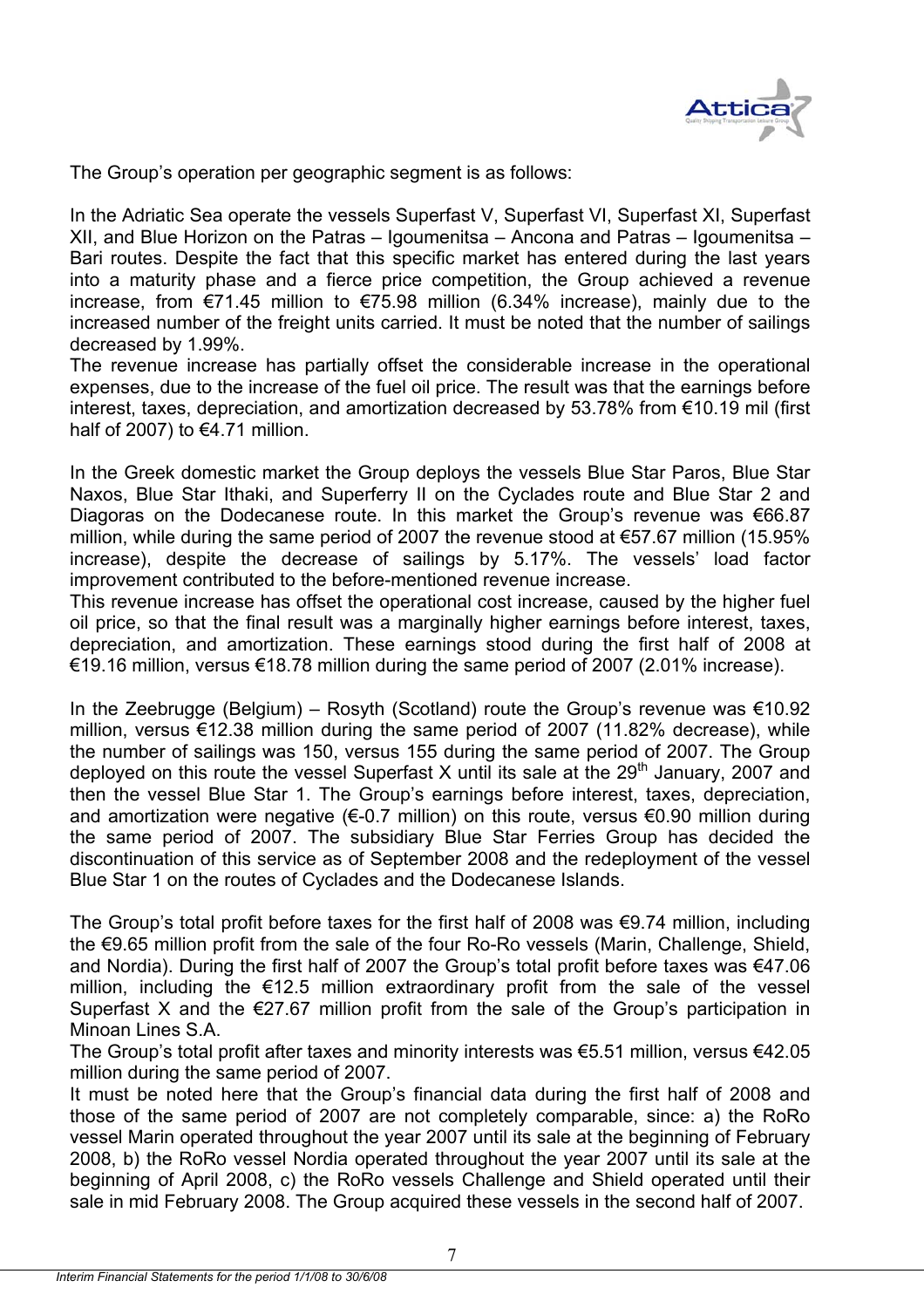The Group's operation per geographic segment is as follows:

In the Adriatic Sea operate the vessels Superfast V, Superfast VI, Superfast XI, Superfast XII, and Blue Horizon on the Patras – Igoumenitsa – Ancona and Patras – Igoumenitsa – Bari routes. Despite the fact that this specific market has entered during the last years into a maturity phase and a fierce price competition, the Group achieved a revenue increase, from €71.45 million to €75.98 million (6.34% increase), mainly due to the increased number of the freight units carried. It must be noted that the number of sailings decreased by 1.99%.

The revenue increase has partially offset the considerable increase in the operational expenses, due to the increase of the fuel oil price. The result was that the earnings before interest, taxes, depreciation, and amortization decreased by 53.78% from €10.19 mil (first half of 2007) to €4.71 million.

In the Greek domestic market the Group deploys the vessels Blue Star Paros, Blue Star Naxos, Blue Star Ithaki, and Superferry II on the Cyclades route and Blue Star 2 and Diagoras on the Dodecanese route. In this market the Group's revenue was €66.87 million, while during the same period of 2007 the revenue stood at €57.67 million (15.95% increase), despite the decrease of sailings by 5.17%. The vessels' load factor improvement contributed to the before-mentioned revenue increase.

This revenue increase has offset the operational cost increase, caused by the higher fuel oil price, so that the final result was a marginally higher earnings before interest, taxes, depreciation, and amortization. These earnings stood during the first half of 2008 at €19.16 million, versus €18.78 million during the same period of 2007 (2.01% increase).

In the Zeebrugge (Belgium) – Rosyth (Scotland) route the Group's revenue was €10.92 million, versus €12.38 million during the same period of 2007 (11.82% decrease), while the number of sailings was 150, versus 155 during the same period of 2007. The Group deployed on this route the vessel Superfast X until its sale at the 29th January, 2007 and then the vessel Blue Star 1. The Group's earnings before interest, taxes, depreciation, and amortization were negative (€-0.7 million) on this route, versus €0.90 million during the same period of 2007. The subsidiary Blue Star Ferries Group has decided the discontinuation of this service as of September 2008 and the redeployment of the vessel Blue Star 1 on the routes of Cyclades and the Dodecanese Islands.

The Group's total profit before taxes for the first half of 2008 was €9.74 million, including the €9.65 million profit from the sale of the four Ro-Ro vessels (Marin, Challenge, Shield, and Nordia). During the first half of 2007 the Group's total profit before taxes was €47.06 million, including the €12.5 million extraordinary profit from the sale of the vessel Superfast X and the €27.67 million profit from the sale of the Group's participation in Minoan Lines S.A.

The Group's total profit after taxes and minority interests was €5.51 million, versus €42.05 million during the same period of 2007.

It must be noted here that the Group's financial data during the first half of 2008 and those of the same period of 2007 are not completely comparable, since: a) the RoRo vessel Marin operated throughout the year 2007 until its sale at the beginning of February 2008, b) the RoRo vessel Nordia operated throughout the year 2007 until its sale at the beginning of April 2008, c) the RoRo vessels Challenge and Shield operated until their sale in mid February 2008. The Group acquired these vessels in the second half of 2007.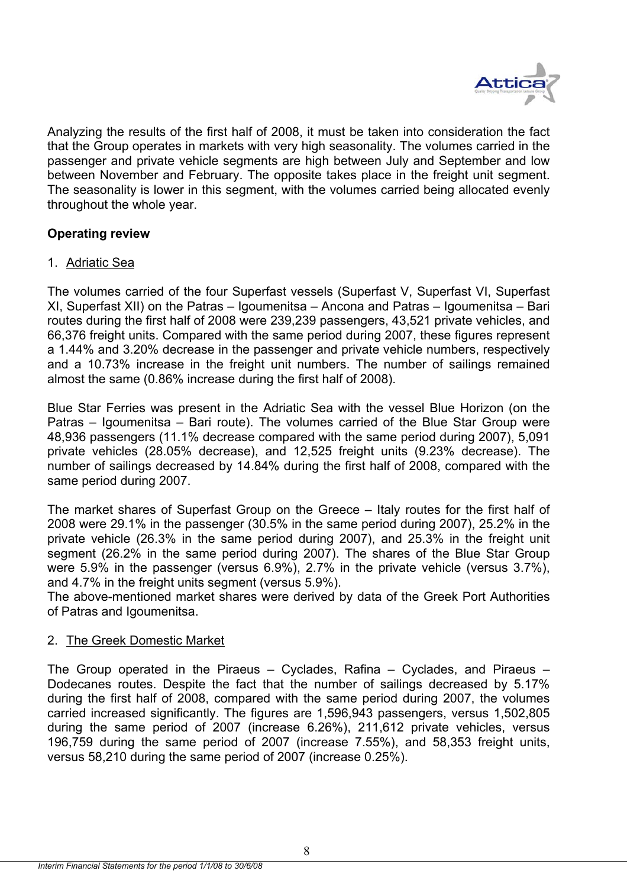Analyzing the results of the first half of 2008, it must be taken into consideration the fact that the Group operates in markets with very high seasonality. The volumes carried in the passenger and private vehicle segments are high between July and September and low between November and February. The opposite takes place in the freight unit segment. The seasonality is lower in this segment, with the volumes carried being allocated evenly throughout the whole year.

**Operating review**

1. Adriatic Sea

The volumes carried of the four Superfast vessels (Superfast V, Superfast VI, Superfast XI, Superfast XII) on the Patras – Igoumenitsa – Ancona and Patras – Igoumenitsa – Bari routes during the first half of 2008 were 239,239 passengers, 43,521 private vehicles, and 66,376 freight units. Compared with the same period during 2007, these figures represent a 1.44% and 3.20% decrease in the passenger and private vehicle numbers, respectively and a 10.73% increase in the freight unit numbers. The number of sailings remained almost the same (0.86% increase during the first half of 2008).

Blue Star Ferries was present in the Adriatic Sea with the vessel Blue Horizon (on the Patras – Igoumenitsa – Bari route). The volumes carried of the Blue Star Group were 48,936 passengers (11.1% decrease compared with the same period during 2007), 5,091 private vehicles (28.05% decrease), and 12,525 freight units (9.23% decrease). The number of sailings decreased by 14.84% during the first half of 2008, compared with the same period during 2007.

The market shares of Superfast Group on the Greece – Italy routes for the first half of 2008 were 29.1% in the passenger (30.5% in the same period during 2007), 25.2% in the private vehicle (26.3% in the same period during 2007), and 25.3% in the freight unit segment (26.2% in the same period during 2007). The shares of the Blue Star Group were 5.9% in the passenger (versus 6.9%), 2.7% in the private vehicle (versus 3.7%), and 4.7% in the freight units segment (versus 5.9%).
The above-mentioned market shares were derived by data of the Greek Port Authorities of Patras and Igoumenitsa.

2. The Greek Domestic Market

The Group operated in the Piraeus – Cyclades, Rafina – Cyclades, and Piraeus – Dodecanes routes. Despite the fact that the number of sailings decreased by 5.17% during the first half of 2008, compared with the same period during 2007, the volumes carried increased significantly. The figures are 1,596,943 passengers, versus 1,502,805 during the same period of 2007 (increase 6.26%), 211,612 private vehicles, versus 196,759 during the same period of 2007 (increase 7.55%), and 58,353 freight units, versus 58,210 during the same period of 2007 (increase 0.25%).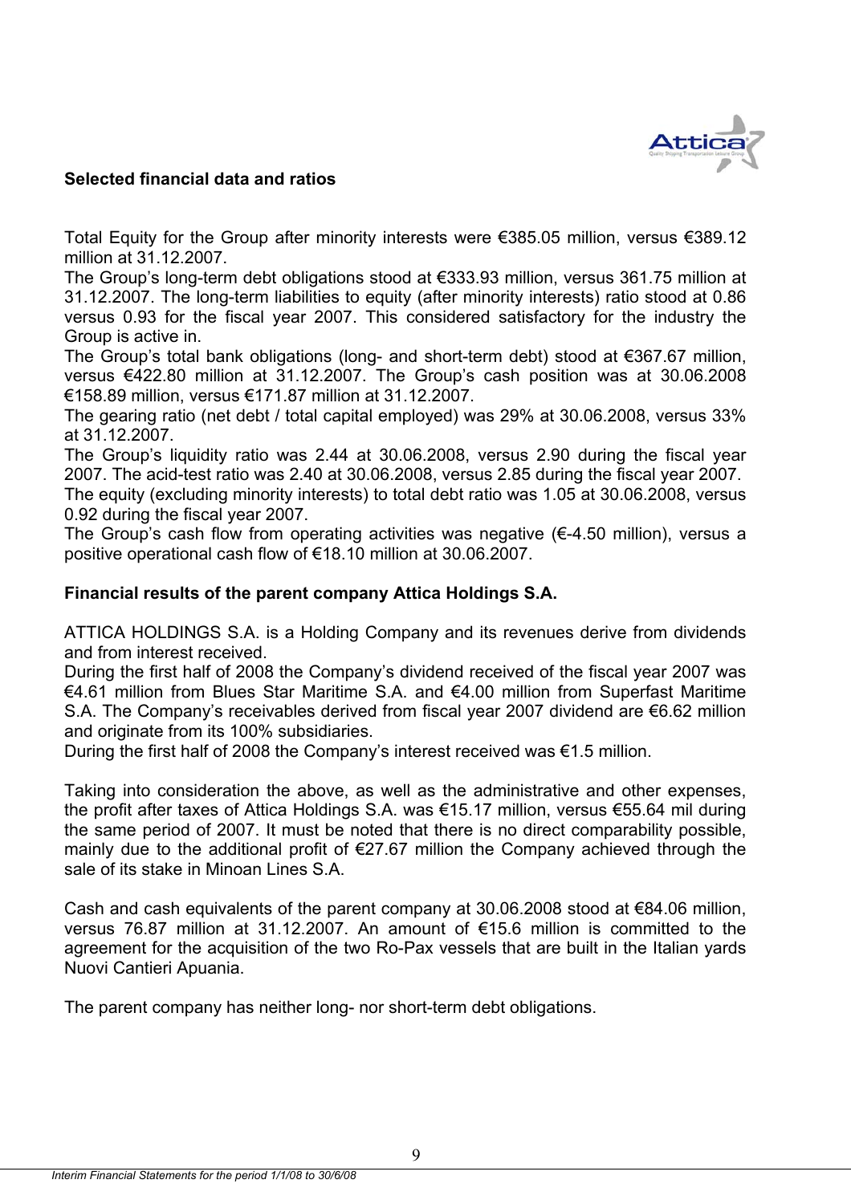## Selected financial data and ratios

Total Equity for the Group after minority interests were €385.05 million, versus €389.12 million at 31.12.2007.

The Group's long-term debt obligations stood at €333.93 million, versus 361.75 million at 31.12.2007. The long-term liabilities to equity (after minority interests) ratio stood at 0.86 versus 0.93 for the fiscal year 2007. This considered satisfactory for the industry the Group is active in.

The Group's total bank obligations (long- and short-term debt) stood at €367.67 million, versus €422.80 million at 31.12.2007. The Group's cash position was at 30.06.2008 €158.89 million, versus €171.87 million at 31.12.2007.

The gearing ratio (net debt / total capital employed) was 29% at 30.06.2008, versus 33% at 31.12.2007.

The Group's liquidity ratio was 2.44 at 30.06.2008, versus 2.90 during the fiscal year 2007. The acid-test ratio was 2.40 at 30.06.2008, versus 2.85 during the fiscal year 2007.

The equity (excluding minority interests) to total debt ratio was 1.05 at 30.06.2008, versus 0.92 during the fiscal year 2007.

The Group's cash flow from operating activities was negative (€-4.50 million), versus a positive operational cash flow of €18.10 million at 30.06.2007.

## Financial results of the parent company Attica Holdings S.A.

ATTICA HOLDINGS S.A. is a Holding Company and its revenues derive from dividends and from interest received.

During the first half of 2008 the Company's dividend received of the fiscal year 2007 was €4.61 million from Blues Star Maritime S.A. and €4.00 million from Superfast Maritime S.A. The Company's receivables derived from fiscal year 2007 dividend are €6.62 million and originate from its 100% subsidiaries.

During the first half of 2008 the Company's interest received was €1.5 million.

Taking into consideration the above, as well as the administrative and other expenses, the profit after taxes of Attica Holdings S.A. was €15.17 million, versus €55.64 mil during the same period of 2007. It must be noted that there is no direct comparability possible, mainly due to the additional profit of €27.67 million the Company achieved through the sale of its stake in Minoan Lines S.A.

Cash and cash equivalents of the parent company at 30.06.2008 stood at €84.06 million, versus 76.87 million at 31.12.2007. An amount of €15.6 million is committed to the agreement for the acquisition of the two Ro-Pax vessels that are built in the Italian yards Nuovi Cantieri Apuania.

The parent company has neither long- nor short-term debt obligations.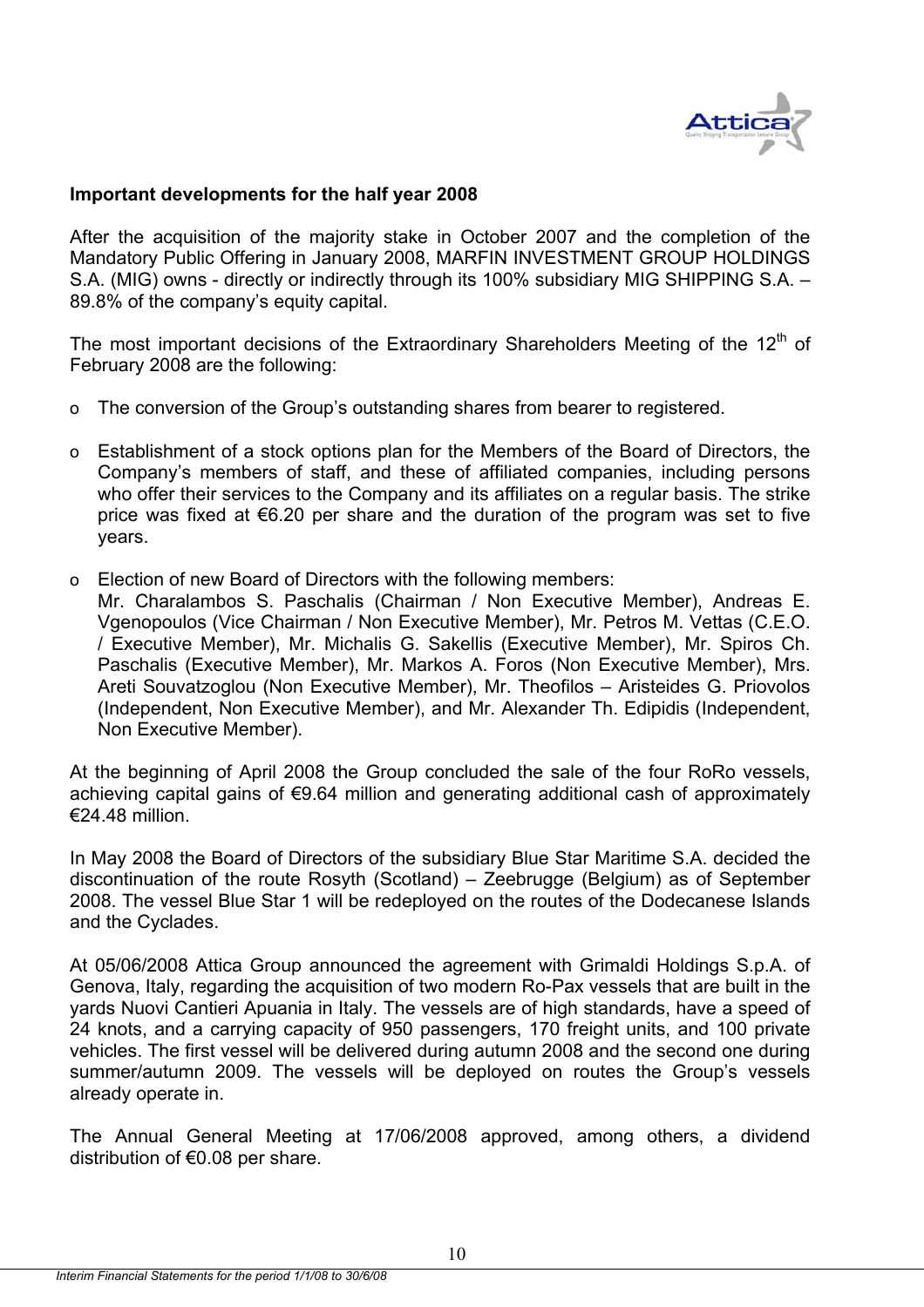**Important developments for the half year 2008**

After the acquisition of the majority stake in October 2007 and the completion of the Mandatory Public Offering in January 2008, MARFIN INVESTMENT GROUP HOLDINGS S.A. (MIG) owns - directly or indirectly through its 100% subsidiary MIG SHIPPING S.A. – 89.8% of the company's equity capital.

The most important decisions of the Extraordinary Shareholders Meeting of the 12th of February 2008 are the following:

- The conversion of the Group's outstanding shares from bearer to registered.
- Establishment of a stock options plan for the Members of the Board of Directors, the Company's members of staff, and these of affiliated companies, including persons who offer their services to the Company and its affiliates on a regular basis. The strike price was fixed at €6.20 per share and the duration of the program was set to five years.
- Election of new Board of Directors with the following members:
  Mr. Charalambos S. Paschalis (Chairman / Non Executive Member), Andreas E. Vgenopoulos (Vice Chairman / Non Executive Member), Mr. Petros M. Vettas (C.E.O. / Executive Member), Mr. Michalis G. Sakellis (Executive Member), Mr. Spiros Ch. Paschalis (Executive Member), Mr. Markos A. Foros (Non Executive Member), Mrs. Areti Souvatzoglou (Non Executive Member), Mr. Theofilos – Aristeides G. Priovolos (Independent, Non Executive Member), and Mr. Alexander Th. Edipidis (Independent, Non Executive Member).

At the beginning of April 2008 the Group concluded the sale of the four RoRo vessels, achieving capital gains of €9.64 million and generating additional cash of approximately €24.48 million.

In May 2008 the Board of Directors of the subsidiary Blue Star Maritime S.A. decided the discontinuation of the route Rosyth (Scotland) – Zeebrugge (Belgium) as of September 2008. The vessel Blue Star 1 will be redeployed on the routes of the Dodecanese Islands and the Cyclades.

At 05/06/2008 Attica Group announced the agreement with Grimaldi Holdings S.p.A. of Genova, Italy, regarding the acquisition of two modern Ro-Pax vessels that are built in the yards Nuovi Cantieri Apuania in Italy. The vessels are of high standards, have a speed of 24 knots, and a carrying capacity of 950 passengers, 170 freight units, and 100 private vehicles. The first vessel will be delivered during autumn 2008 and the second one during summer/autumn 2009. The vessels will be deployed on routes the Group's vessels already operate in.

The Annual General Meeting at 17/06/2008 approved, among others, a dividend distribution of €0.08 per share.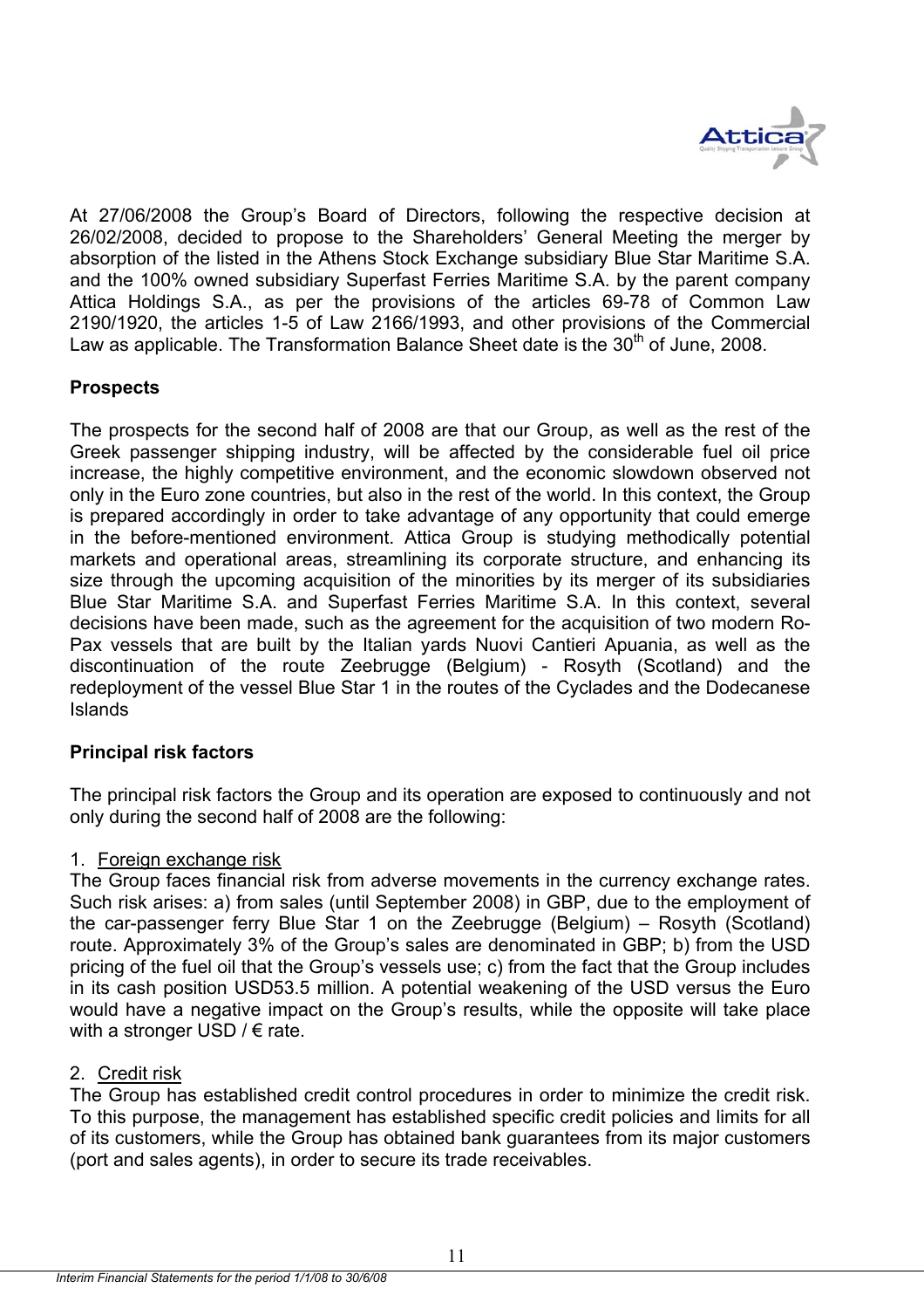At 27/06/2008 the Group's Board of Directors, following the respective decision at 26/02/2008, decided to propose to the Shareholders' General Meeting the merger by absorption of the listed in the Athens Stock Exchange subsidiary Blue Star Maritime S.A. and the 100% owned subsidiary Superfast Ferries Maritime S.A. by the parent company Attica Holdings S.A., as per the provisions of the articles 69-78 of Common Law 2190/1920, the articles 1-5 of Law 2166/1993, and other provisions of the Commercial Law as applicable. The Transformation Balance Sheet date is the 30th of June, 2008.

**Prospects**

The prospects for the second half of 2008 are that our Group, as well as the rest of the Greek passenger shipping industry, will be affected by the considerable fuel oil price increase, the highly competitive environment, and the economic slowdown observed not only in the Euro zone countries, but also in the rest of the world. In this context, the Group is prepared accordingly in order to take advantage of any opportunity that could emerge in the before-mentioned environment. Attica Group is studying methodically potential markets and operational areas, streamlining its corporate structure, and enhancing its size through the upcoming acquisition of the minorities by its merger of its subsidiaries Blue Star Maritime S.A. and Superfast Ferries Maritime S.A. In this context, several decisions have been made, such as the agreement for the acquisition of two modern Ro-Pax vessels that are built by the Italian yards Nuovi Cantieri Apuania, as well as the discontinuation of the route Zeebrugge (Belgium) - Rosyth (Scotland) and the redeployment of the vessel Blue Star 1 in the routes of the Cyclades and the Dodecanese Islands

**Principal risk factors**

The principal risk factors the Group and its operation are exposed to continuously and not only during the second half of 2008 are the following:

1. Foreign exchange risk

The Group faces financial risk from adverse movements in the currency exchange rates. Such risk arises: a) from sales (until September 2008) in GBP, due to the employment of the car-passenger ferry Blue Star 1 on the Zeebrugge (Belgium) – Rosyth (Scotland) route. Approximately 3% of the Group's sales are denominated in GBP; b) from the USD pricing of the fuel oil that the Group's vessels use; c) from the fact that the Group includes in its cash position USD53.5 million. A potential weakening of the USD versus the Euro would have a negative impact on the Group's results, while the opposite will take place with a stronger USD / € rate.

2. Credit risk

The Group has established credit control procedures in order to minimize the credit risk. To this purpose, the management has established specific credit policies and limits for all of its customers, while the Group has obtained bank guarantees from its major customers (port and sales agents), in order to secure its trade receivables.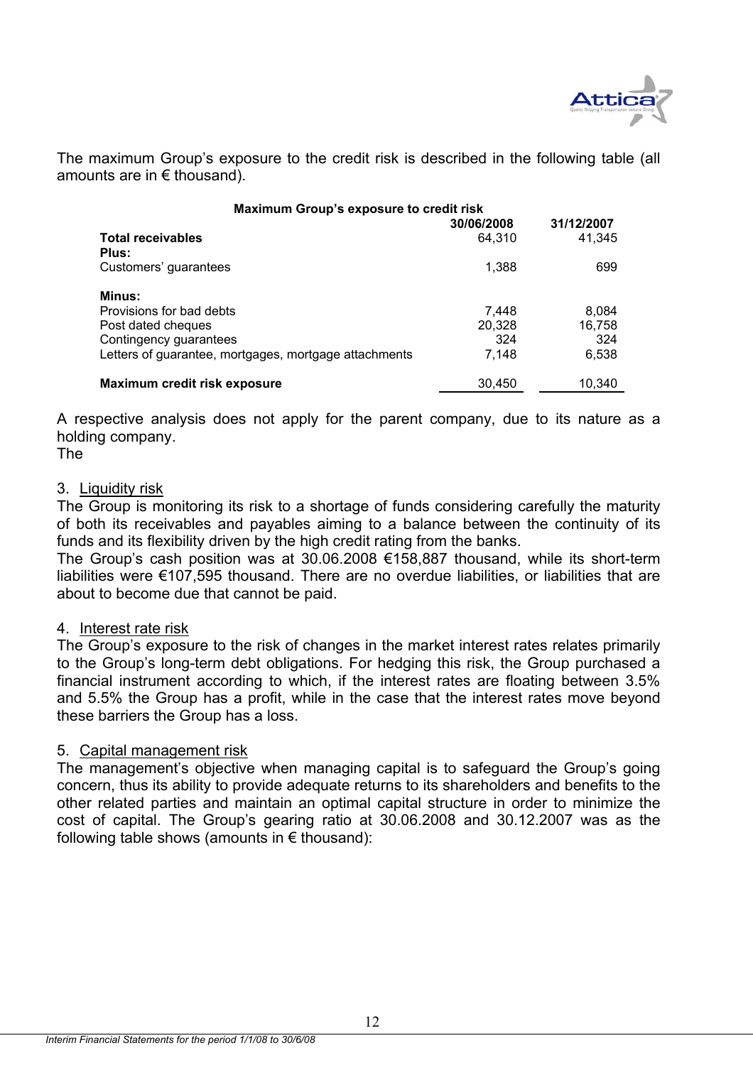The maximum Group's exposure to the credit risk is described in the following table (all amounts are in € thousand).

| Maximum Group's exposure to credit risk | 30/06/2008 | 31/12/2007 |
|---|---|---|
| **Total receivables** | 64,310 | 41,345 |
| **Plus:** | | |
| Customers' guarantees | 1,388 | 699 |
| **Minus:** | | |
| Provisions for bad debts | 7,448 | 8,084 |
| Post dated cheques | 20,328 | 16,758 |
| Contingency guarantees | 324 | 324 |
| Letters of guarantee, mortgages, mortgage attachments | 7,148 | 6,538 |
| **Maximum credit risk exposure** | 30,450 | 10,340 |

A respective analysis does not apply for the parent company, due to its nature as a holding company.
The

3. Liquidity risk

The Group is monitoring its risk to a shortage of funds considering carefully the maturity of both its receivables and payables aiming to a balance between the continuity of its funds and its flexibility driven by the high credit rating from the banks.
The Group's cash position was at 30.06.2008 €158,887 thousand, while its short-term liabilities were €107,595 thousand. There are no overdue liabilities, or liabilities that are about to become due that cannot be paid.

4. Interest rate risk

The Group's exposure to the risk of changes in the market interest rates relates primarily to the Group's long-term debt obligations. For hedging this risk, the Group purchased a financial instrument according to which, if the interest rates are floating between 3.5% and 5.5% the Group has a profit, while in the case that the interest rates move beyond these barriers the Group has a loss.

5. Capital management risk

The management's objective when managing capital is to safeguard the Group's going concern, thus its ability to provide adequate returns to its shareholders and benefits to the other related parties and maintain an optimal capital structure in order to minimize the cost of capital. The Group's gearing ratio at 30.06.2008 and 30.12.2007 was as the following table shows (amounts in € thousand):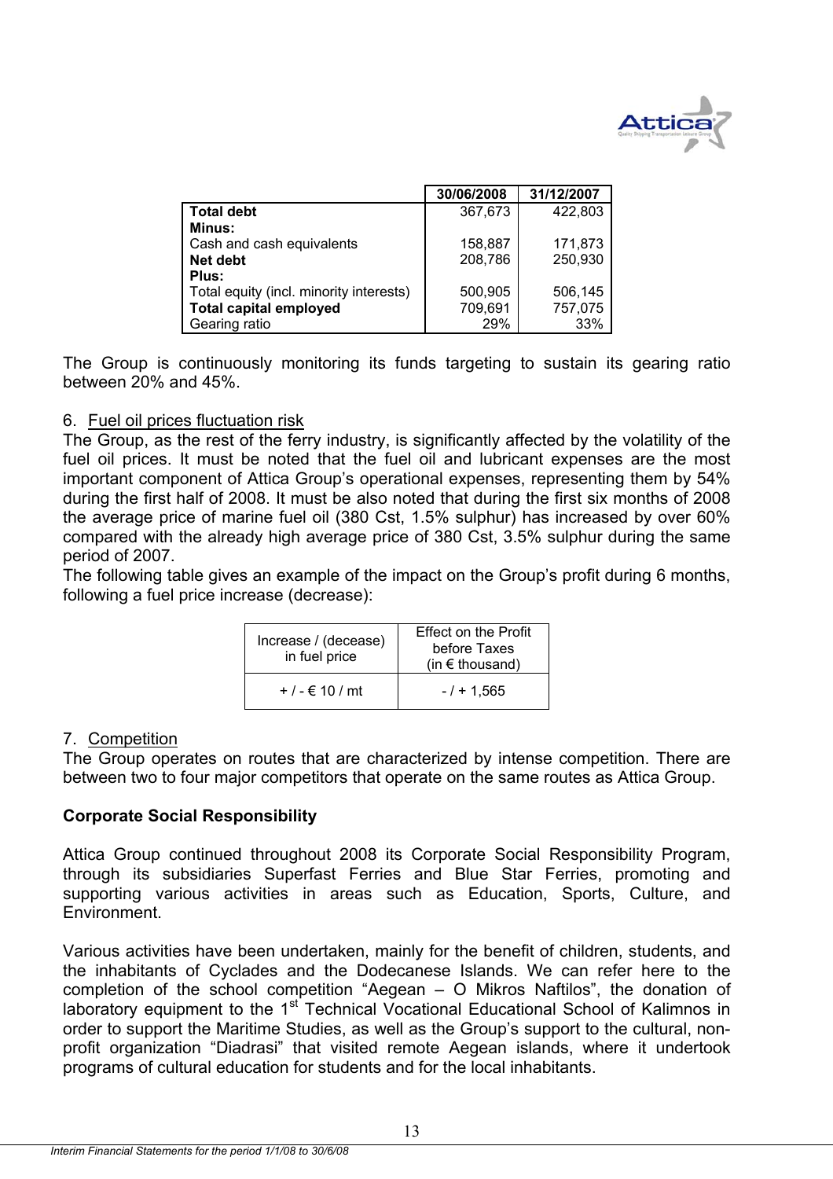| | 30/06/2008 | 31/12/2007 |
|---|---|---|
| **Total debt** | 367,673 | 422,803 |
| **Minus:** | | |
| Cash and cash equivalents | 158,887 | 171,873 |
| **Net debt** | 208,786 | 250,930 |
| **Plus:** | | |
| Total equity (incl. minority interests) | 500,905 | 506,145 |
| **Total capital employed** | 709,691 | 757,075 |
| Gearing ratio | 29% | 33% |

The Group is continuously monitoring its funds targeting to sustain its gearing ratio between 20% and 45%.

6. Fuel oil prices fluctuation risk

The Group, as the rest of the ferry industry, is significantly affected by the volatility of the fuel oil prices. It must be noted that the fuel oil and lubricant expenses are the most important component of Attica Group's operational expenses, representing them by 54% during the first half of 2008. It must be also noted that during the first six months of 2008 the average price of marine fuel oil (380 Cst, 1.5% sulphur) has increased by over 60% compared with the already high average price of 380 Cst, 3.5% sulphur during the same period of 2007.

The following table gives an example of the impact on the Group's profit during 6 months, following a fuel price increase (decrease):

| Increase / (decease) in fuel price | Effect on the Profit before Taxes (in € thousand) |
|---|---|
| + / - € 10 / mt | - / + 1,565 |

7. Competition

The Group operates on routes that are characterized by intense competition. There are between two to four major competitors that operate on the same routes as Attica Group.

**Corporate Social Responsibility**

Attica Group continued throughout 2008 its Corporate Social Responsibility Program, through its subsidiaries Superfast Ferries and Blue Star Ferries, promoting and supporting various activities in areas such as Education, Sports, Culture, and Environment.

Various activities have been undertaken, mainly for the benefit of children, students, and the inhabitants of Cyclades and the Dodecanese Islands. We can refer here to the completion of the school competition "Aegean – O Mikros Naftilos", the donation of laboratory equipment to the 1st Technical Vocational Educational School of Kalimnos in order to support the Maritime Studies, as well as the Group's support to the cultural, non-profit organization "Diadrasi" that visited remote Aegean islands, where it undertook programs of cultural education for students and for the local inhabitants.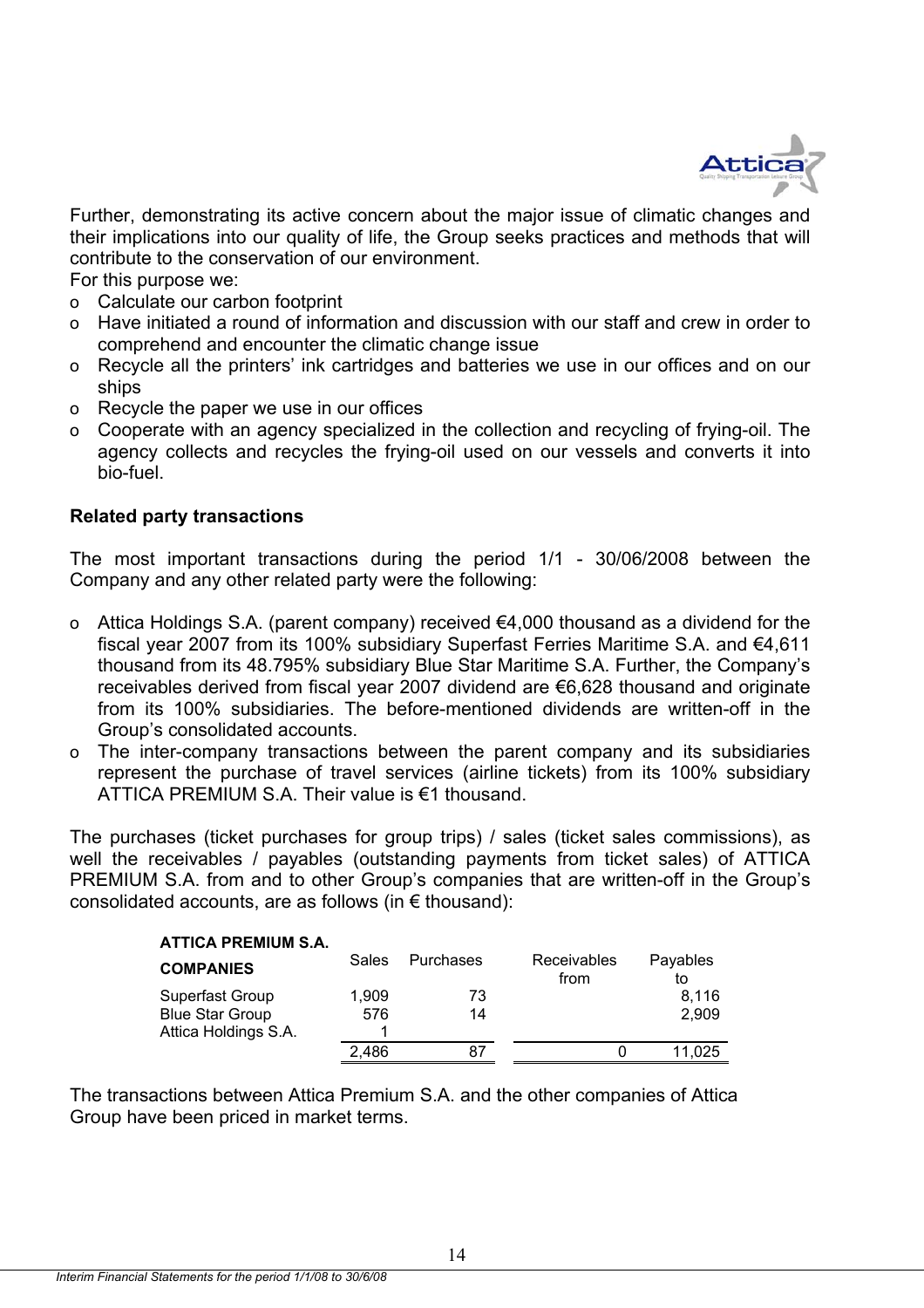Further, demonstrating its active concern about the major issue of climatic changes and their implications into our quality of life, the Group seeks practices and methods that will contribute to the conservation of our environment.
For this purpose we:

- Calculate our carbon footprint
- Have initiated a round of information and discussion with our staff and crew in order to comprehend and encounter the climatic change issue
- Recycle all the printers' ink cartridges and batteries we use in our offices and on our ships
- Recycle the paper we use in our offices
- Cooperate with an agency specialized in the collection and recycling of frying-oil. The agency collects and recycles the frying-oil used on our vessels and converts it into bio-fuel.

**Related party transactions**

The most important transactions during the period 1/1 - 30/06/2008 between the Company and any other related party were the following:

- Attica Holdings S.A. (parent company) received €4,000 thousand as a dividend for the fiscal year 2007 from its 100% subsidiary Superfast Ferries Maritime S.A. and €4,611 thousand from its 48.795% subsidiary Blue Star Maritime S.A. Further, the Company's receivables derived from fiscal year 2007 dividend are €6,628 thousand and originate from its 100% subsidiaries. The before-mentioned dividends are written-off in the Group's consolidated accounts.
- The inter-company transactions between the parent company and its subsidiaries represent the purchase of travel services (airline tickets) from its 100% subsidiary ATTICA PREMIUM S.A. Their value is €1 thousand.

The purchases (ticket purchases for group trips) / sales (ticket sales commissions), as well the receivables / payables (outstanding payments from ticket sales) of ATTICA PREMIUM S.A. from and to other Group's companies that are written-off in the Group's consolidated accounts, are as follows (in € thousand):

| ATTICA PREMIUM S.A. COMPANIES | Sales | Purchases | Receivables from | Payables to |
|---|---|---|---|---|
| Superfast Group | 1,909 | 73 | | 8,116 |
| Blue Star Group | 576 | 14 | | 2,909 |
| Attica Holdings S.A. | 1 | | | |
| | 2,486 | 87 | 0 | 11,025 |

The transactions between Attica Premium S.A. and the other companies of Attica Group have been priced in market terms.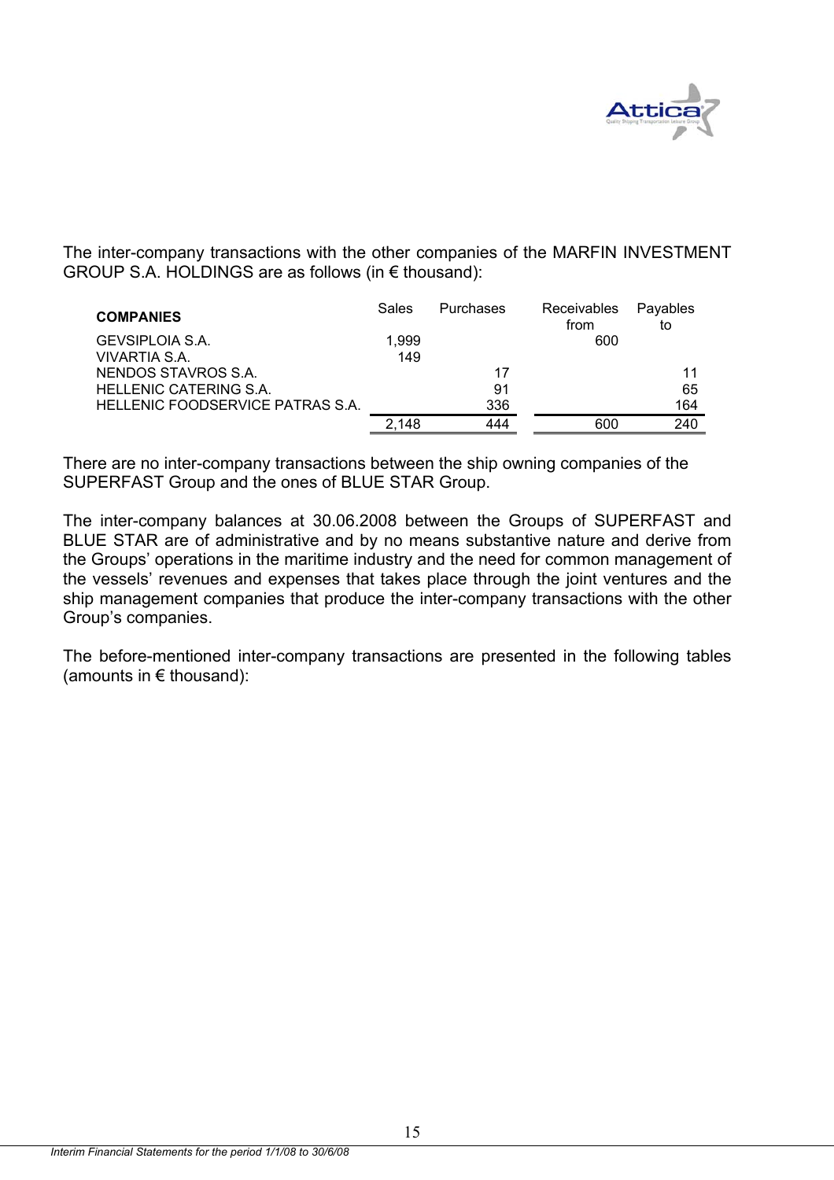The inter-company transactions with the other companies of the MARFIN INVESTMENT GROUP S.A. HOLDINGS are as follows (in € thousand):

| COMPANIES | Sales | Purchases | Receivables from | Payables to |
|---|---|---|---|---|
| GEVSIPLOIA S.A. | 1,999 | | 600 | |
| VIVARTIA S.A. | 149 | | | |
| NENDOS STAVROS S.A. | | 17 | | 11 |
| HELLENIC CATERING S.A. | | 91 | | 65 |
| HELLENIC FOODSERVICE PATRAS S.A. | | 336 | | 164 |
| | 2,148 | 444 | 600 | 240 |

There are no inter-company transactions between the ship owning companies of the SUPERFAST Group and the ones of BLUE STAR Group.

The inter-company balances at 30.06.2008 between the Groups of SUPERFAST and BLUE STAR are of administrative and by no means substantive nature and derive from the Groups' operations in the maritime industry and the need for common management of the vessels' revenues and expenses that takes place through the joint ventures and the ship management companies that produce the inter-company transactions with the other Group's companies.

The before-mentioned inter-company transactions are presented in the following tables (amounts in € thousand):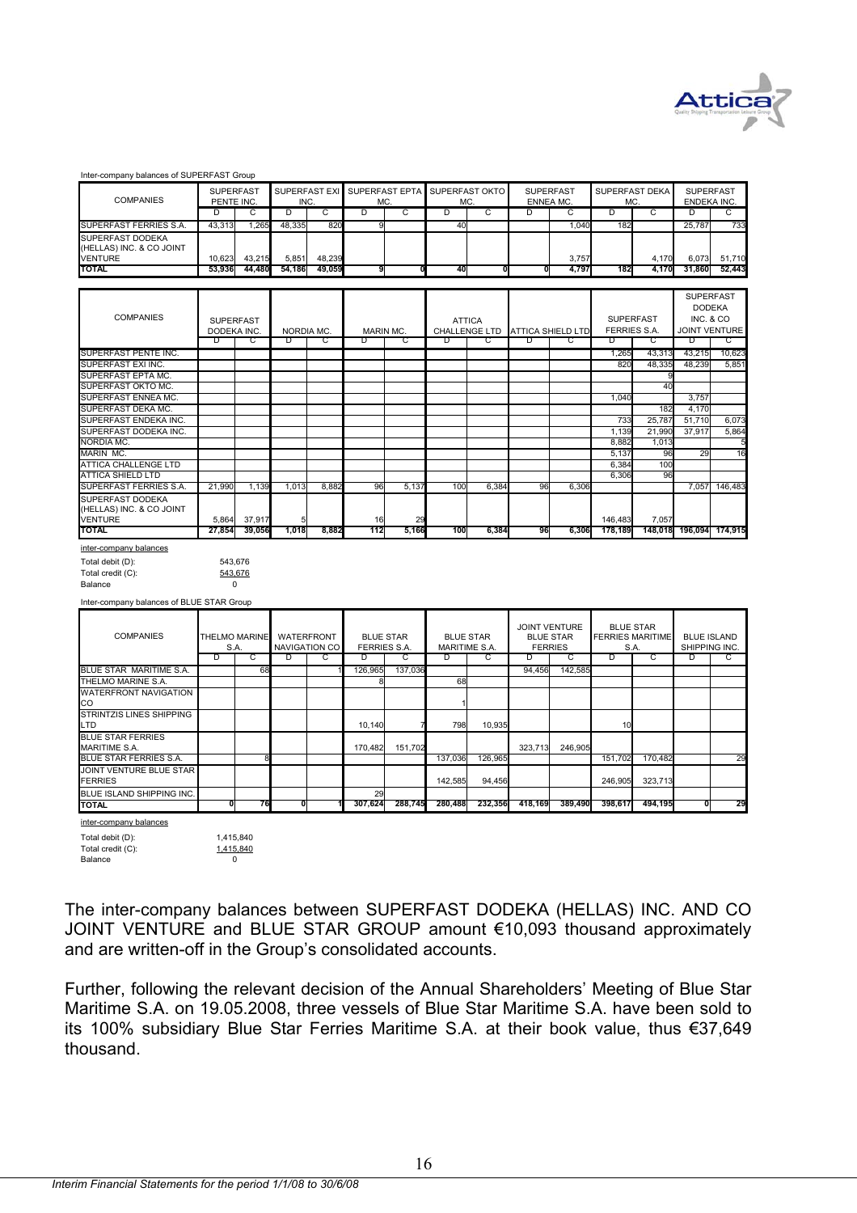Inter-company balances of SUPERFAST Group

| COMPANIES | SUPERFAST PENTE INC. | | SUPERFAST EXI INC. | | SUPERFAST EPTA MC. | | SUPERFAST OKTO MC. | | SUPERFAST ENNEA MC. | | SUPERFAST DEKA MC. | | SUPERFAST ENDEKA INC. | |
|---|---|---|---|---|---|---|---|---|---|---|---|---|---|---|
| | D | C | D | C | D | C | D | C | D | C | D | C | D | C |
| SUPERFAST FERRIES S.A. | 43,313 | 1,265 | 48,335 | 820 | 9 | | 40 | | | 1,040 | 182 | | 25,787 | 733 |
| SUPERFAST DODEKA (HELLAS) INC. & CO JOINT VENTURE | 10,623 | 43,215 | 5,851 | 48,239 | | | | | | 3,757 | | 4,170 | 6,073 | 51,710 |
| **TOTAL** | **53,936** | **44,480** | **54,186** | **49,059** | **9** | **0** | **40** | **0** | **0** | **4,797** | **182** | **4,170** | **31,860** | **52,443** |

| COMPANIES | SUPERFAST DODEKA INC. | | NORDIA MC. | | MARIN MC. | | ATTICA CHALLENGE LTD | | ATTICA SHIELD LTD | | SUPERFAST FERRIES S.A. | | SUPERFAST DODEKA INC. & CO JOINT VENTURE | |
|---|---|---|---|---|---|---|---|---|---|---|---|---|---|---|
| | D | C | D | C | D | C | D | C | D | C | D | C | D | C |
| SUPERFAST PENTE INC. | | | | | | | | | | | 1,265 | 43,313 | 43,215 | 10,623 |
| SUPERFAST EXI INC. | | | | | | | | | | | 820 | 48,335 | 48,239 | 5,851 |
| SUPERFAST EPTA MC. | | | | | | | | | | | | 9 | | |
| SUPERFAST OKTO MC. | | | | | | | | | | | | 40 | | |
| SUPERFAST ENNEA MC. | | | | | | | | | | | 1,040 | | 3,757 | |
| SUPERFAST DEKA MC. | | | | | | | | | | | | 182 | 4,170 | |
| SUPERFAST ENDEKA INC. | | | | | | | | | | | 733 | 25,787 | 51,710 | 6,073 |
| SUPERFAST DODEKA INC. | | | | | | | | | | | 1,139 | 21,990 | 37,917 | 5,864 |
| NORDIA MC. | | | | | | | | | | | 8,882 | 1,013 | | 5 |
| MARIN MC. | | | | | | | | | | | 5,137 | 96 | 29 | 16 |
| ATTICA CHALLENGE LTD | | | | | | | | | | | 6,384 | 100 | | |
| ATTICA SHIELD LTD | | | | | | | | | | | 6,306 | 96 | | |
| SUPERFAST FERRIES S.A. | 21,990 | 1,139 | 1,013 | 8,882 | 96 | 5,137 | 100 | 6,384 | 96 | 6,306 | | | 7,057 | 146,483 |
| SUPERFAST DODEKA (HELLAS) INC. & CO JOINT VENTURE | 5,864 | 37,917 | 5 | | 16 | 29 | | | | | 146,483 | 7,057 | | |
| **TOTAL** | **27,854** | **39,056** | **1,018** | **8,882** | **112** | **5,166** | **100** | **6,384** | **96** | **6,306** | **178,189** | **148,018** | **196,094** | **174,915** |

inter-company balances

Total debit (D): 543,676
Total credit (C): 543,676
Balance 0

Inter-company balances of BLUE STAR Group

| COMPANIES | THELMO MARINE S.A. | | WATERFRONT NAVIGATION CO | | BLUE STAR FERRIES S.A. | | BLUE STAR MARITIME S.A. | | JOINT VENTURE BLUE STAR FERRIES | | BLUE STAR FERRIES MARITIME S.A. | | BLUE ISLAND SHIPPING INC. | |
|---|---|---|---|---|---|---|---|---|---|---|---|---|---|---|
| | D | C | D | C | D | C | D | C | D | C | D | C | D | C |
| BLUE STAR MARITIME S.A. | | 68 | | 1 | 126,965 | 137,036 | | | 94,456 | 142,585 | | | | |
| THELMO MARINE S.A. | | | | | 8 | | 68 | | | | | | | |
| WATERFRONT NAVIGATION CO | | | | | | | 1 | | | | | | | |
| STRINTZIS LINES SHIPPING LTD | | | | | 10,140 | 7 | 798 | 10,935 | | | 10 | | | |
| BLUE STAR FERRIES MARITIME S.A. | | | | | 170,482 | 151,702 | | | 323,713 | 246,905 | | | | |
| BLUE STAR FERRIES S.A. | | 8 | | | | | 137,036 | 126,965 | | | 151,702 | 170,482 | | 29 |
| JOINT VENTURE BLUE STAR FERRIES | | | | | | | 142,585 | 94,456 | | | 246,905 | 323,713 | | |
| BLUE ISLAND SHIPPING INC. | | | | | 29 | | | | | | | | | |
| **TOTAL** | **0** | **76** | **0** | **1** | **307,624** | **288,745** | **280,488** | **232,356** | **418,169** | **389,490** | **398,617** | **494,195** | **0** | **29** |

inter-company balances

Total debit (D): 1,415,840
Total credit (C): 1,415,840
Balance 0

The inter-company balances between SUPERFAST DODEKA (HELLAS) INC. AND CO JOINT VENTURE and BLUE STAR GROUP amount €10,093 thousand approximately and are written-off in the Group's consolidated accounts.

Further, following the relevant decision of the Annual Shareholders' Meeting of Blue Star Maritime S.A. on 19.05.2008, three vessels of Blue Star Maritime S.A. have been sold to its 100% subsidiary Blue Star Ferries Maritime S.A. at their book value, thus €37,649 thousand.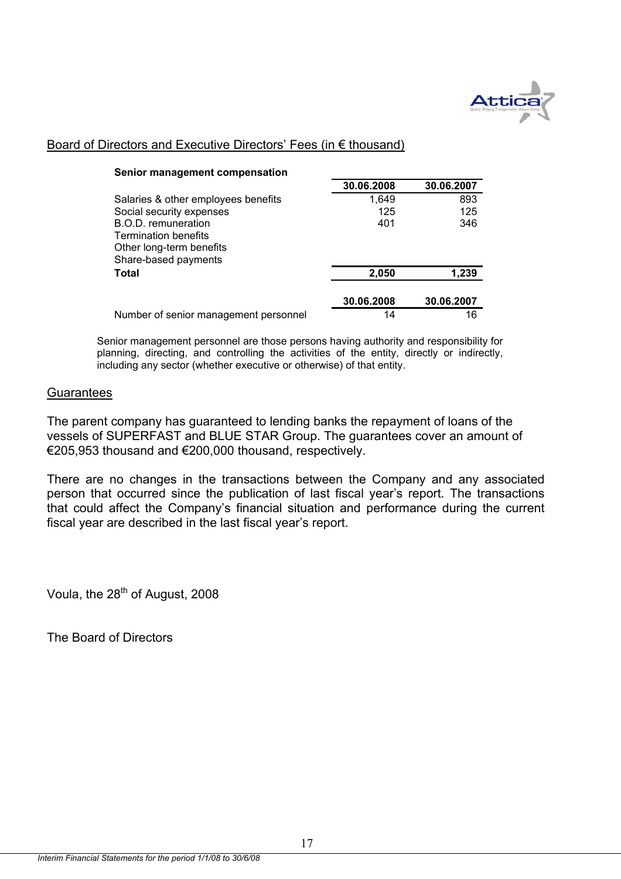Board of Directors and Executive Directors' Fees (in € thousand)

| **Senior management compensation** | **30.06.2008** | **30.06.2007** |
|---|---|---|
| Salaries & other employees benefits | 1,649 | 893 |
| Social security expenses | 125 | 125 |
| B.O.D. remuneration | 401 | 346 |
| Termination benefits | | |
| Other long-term benefits | | |
| Share-based payments | | |
| **Total** | **2,050** | **1,239** |

| | **30.06.2008** | **30.06.2007** |
|---|---|---|
| Number of senior management personnel | 14 | 16 |

Senior management personnel are those persons having authority and responsibility for planning, directing, and controlling the activities of the entity, directly or indirectly, including any sector (whether executive or otherwise) of that entity.

Guarantees

The parent company has guaranteed to lending banks the repayment of loans of the vessels of SUPERFAST and BLUE STAR Group. The guarantees cover an amount of €205,953 thousand and €200,000 thousand, respectively.

There are no changes in the transactions between the Company and any associated person that occurred since the publication of last fiscal year's report. The transactions that could affect the Company's financial situation and performance during the current fiscal year are described in the last fiscal year's report.

Voula, the 28th of August, 2008

The Board of Directors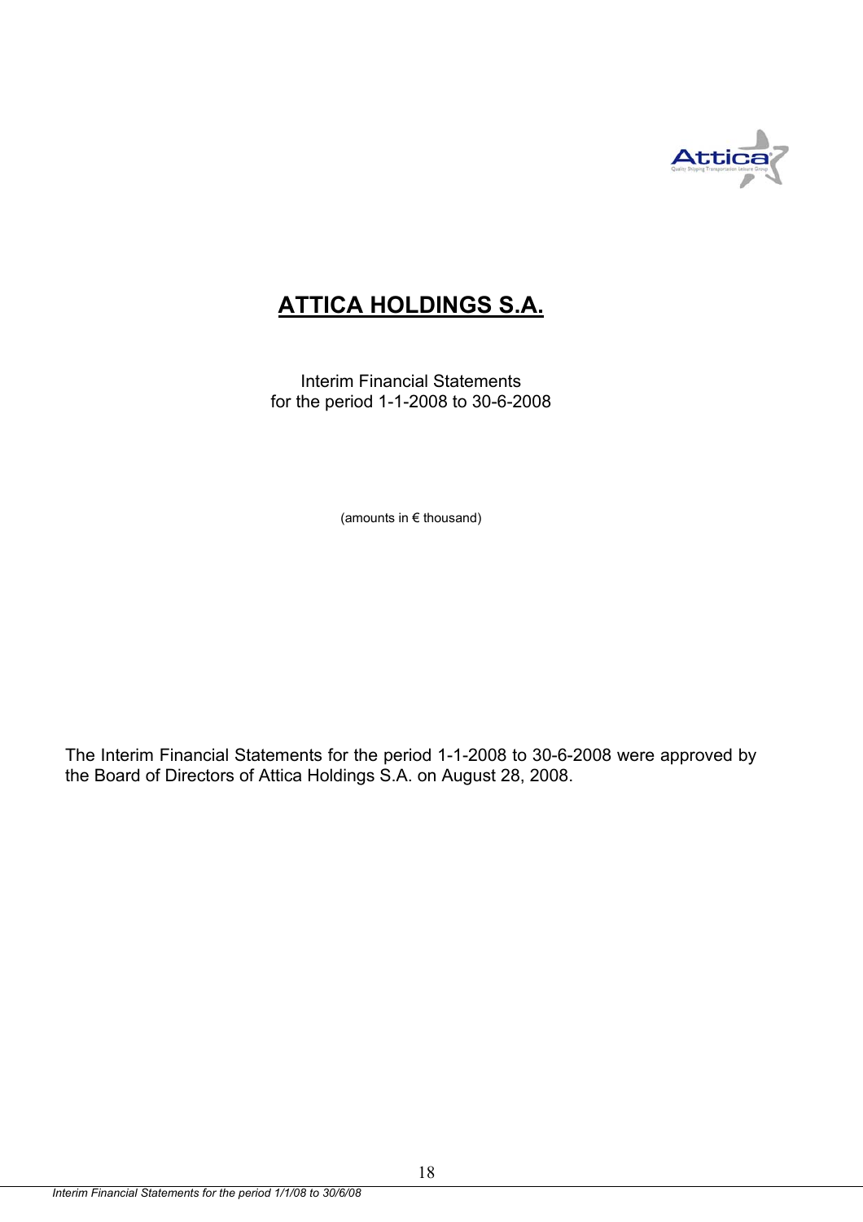# ATTICA HOLDINGS S.A.

Interim Financial Statements
for the period 1-1-2008 to 30-6-2008

(amounts in € thousand)

The Interim Financial Statements for the period 1-1-2008 to 30-6-2008 were approved by the Board of Directors of Attica Holdings S.A. on August 28, 2008.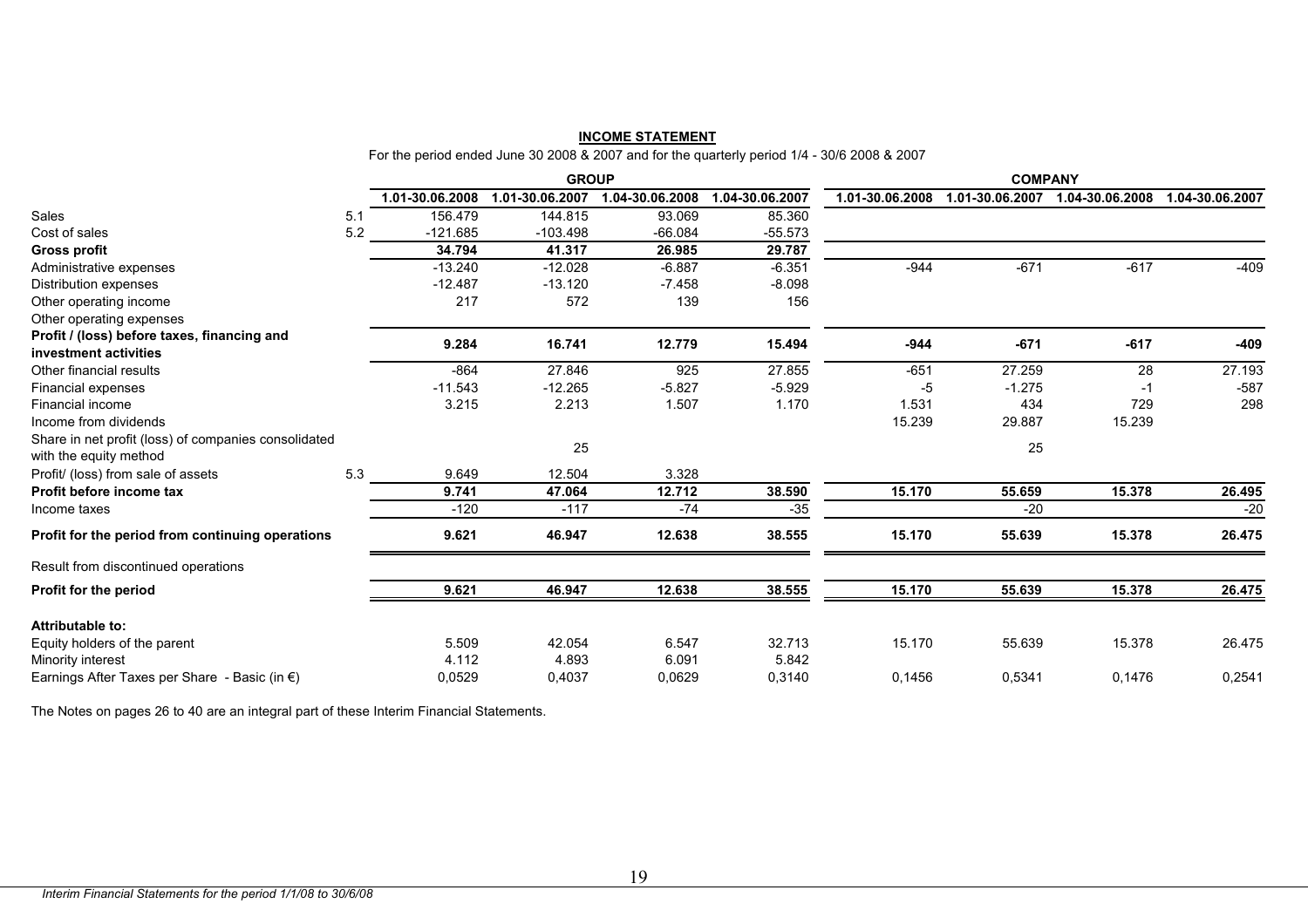## INCOME STATEMENT

For the period ended June 30 2008 & 2007 and for the quarterly period 1/4 - 30/6 2008 & 2007

| | | GROUP | | | | COMPANY | | | |
|---|---|---|---|---|---|---|---|---|---|
| | | 1.01-30.06.2008 | 1.01-30.06.2007 | 1.04-30.06.2008 | 1.04-30.06.2007 | 1.01-30.06.2008 | 1.01-30.06.2007 | 1.04-30.06.2008 | 1.04-30.06.2007 |
| Sales | 5.1 | 156.479 | 144.815 | 93.069 | 85.360 | | | | |
| Cost of sales | 5.2 | -121.685 | -103.498 | -66.084 | -55.573 | | | | |
| **Gross profit** | | **34.794** | **41.317** | **26.985** | **29.787** | | | | |
| Administrative expenses | | -13.240 | -12.028 | -6.887 | -6.351 | -944 | -671 | -617 | -409 |
| Distribution expenses | | -12.487 | -13.120 | -7.458 | -8.098 | | | | |
| Other operating income | | 217 | 572 | 139 | 156 | | | | |
| Other operating expenses | | | | | | | | | |
| **Profit / (loss) before taxes, financing and investment activities** | | **9.284** | **16.741** | **12.779** | **15.494** | **-944** | **-671** | **-617** | **-409** |
| Other financial results | | -864 | 27.846 | 925 | 27.855 | -651 | 27.259 | 28 | 27.193 |
| Financial expenses | | -11.543 | -12.265 | -5.827 | -5.929 | -5 | -1.275 | -1 | -587 |
| Financial income | | 3.215 | 2.213 | 1.507 | 1.170 | 1.531 | 434 | 729 | 298 |
| Income from dividends | | | | | | 15.239 | 29.887 | 15.239 | |
| Share in net profit (loss) of companies consolidated with the equity method | | | 25 | | | | 25 | | |
| Profit/ (loss) from sale of assets | 5.3 | 9.649 | 12.504 | 3.328 | | | | | |
| **Profit before income tax** | | **9.741** | **47.064** | **12.712** | **38.590** | **15.170** | **55.659** | **15.378** | **26.495** |
| Income taxes | | -120 | -117 | -74 | -35 | | -20 | | -20 |
| **Profit for the period from continuing operations** | | **9.621** | **46.947** | **12.638** | **38.555** | **15.170** | **55.639** | **15.378** | **26.475** |
| Result from discontinued operations | | | | | | | | | |
| **Profit for the period** | | **9.621** | **46.947** | **12.638** | **38.555** | **15.170** | **55.639** | **15.378** | **26.475** |
| **Attributable to:** | | | | | | | | | |
| Equity holders of the parent | | 5.509 | 42.054 | 6.547 | 32.713 | 15.170 | 55.639 | 15.378 | 26.475 |
| Minority interest | | 4.112 | 4.893 | 6.091 | 5.842 | | | | |
| Earnings After Taxes per Share - Basic (in €) | | 0,0529 | 0,4037 | 0,0629 | 0,3140 | 0,1456 | 0,5341 | 0,1476 | 0,2541 |

The Notes on pages 26 to 40 are an integral part of these Interim Financial Statements.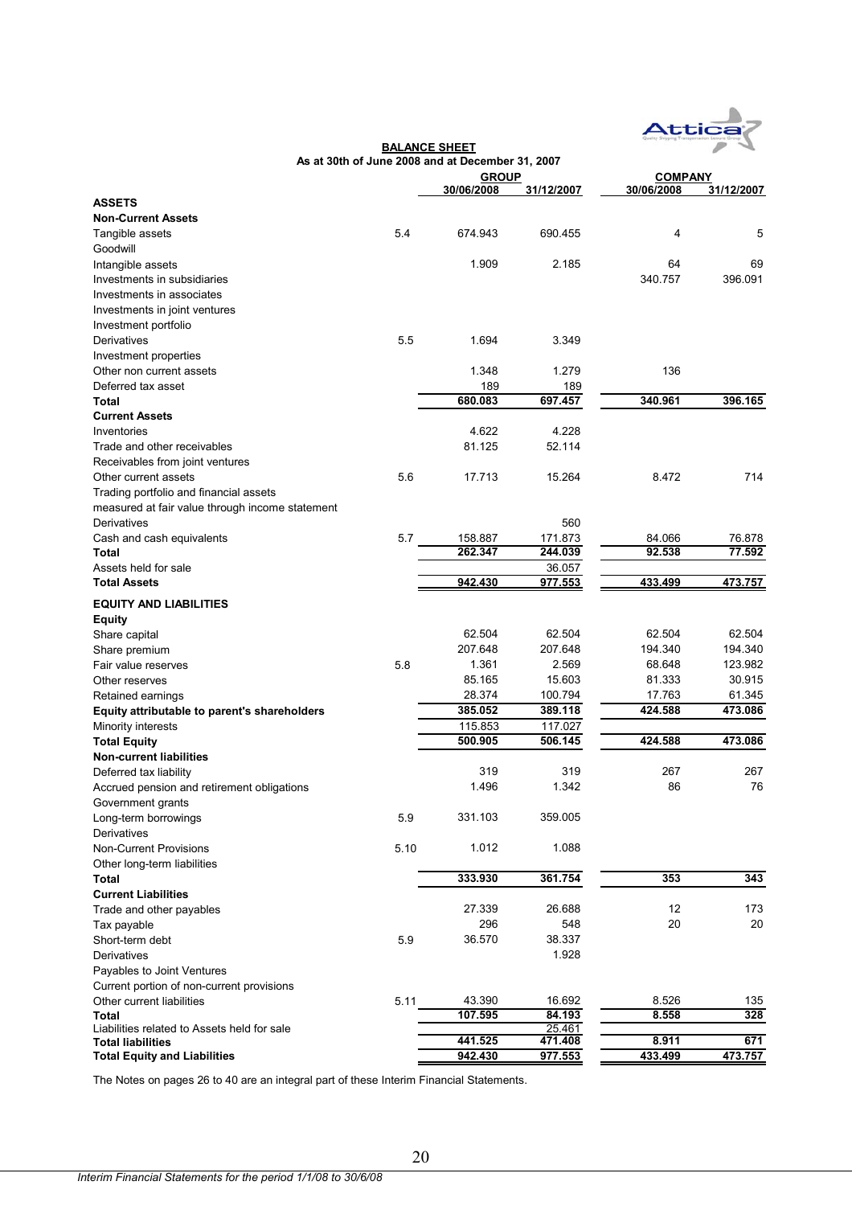## BALANCE SHEET

As at 30th of June 2008 and at December 31, 2007

| | | GROUP | | COMPANY | |
|---|---|---|---|---|---|
| | | 30/06/2008 | 31/12/2007 | 30/06/2008 | 31/12/2007 |
| **ASSETS** | | | | | |
| **Non-Current Assets** | | | | | |
| Tangible assets | 5.4 | 674.943 | 690.455 | 4 | 5 |
| Goodwill | | | | | |
| Intangible assets | | 1.909 | 2.185 | 64 | 69 |
| Investments in subsidiaries | | | | 340.757 | 396.091 |
| Investments in associates | | | | | |
| Investments in joint ventures | | | | | |
| Investment portfolio | | | | | |
| Derivatives | 5.5 | 1.694 | 3.349 | | |
| Investment properties | | | | | |
| Other non current assets | | 1.348 | 1.279 | 136 | |
| Deferred tax asset | | 189 | 189 | | |
| **Total** | | **680.083** | **697.457** | **340.961** | **396.165** |
| **Current Assets** | | | | | |
| Inventories | | 4.622 | 4.228 | | |
| Trade and other receivables | | 81.125 | 52.114 | | |
| Receivables from joint ventures | | | | | |
| Other current assets | 5.6 | 17.713 | 15.264 | 8.472 | 714 |
| Trading portfolio and financial assets measured at fair value through income statement | | | | | |
| Derivatives | | | 560 | | |
| Cash and cash equivalents | 5.7 | 158.887 | 171.873 | 84.066 | 76.878 |
| **Total** | | **262.347** | **244.039** | **92.538** | **77.592** |
| Assets held for sale | | | 36.057 | | |
| **Total Assets** | | **942.430** | **977.553** | **433.499** | **473.757** |
| **EQUITY AND LIABILITIES** | | | | | |
| **Equity** | | | | | |
| Share capital | | 62.504 | 62.504 | 62.504 | 62.504 |
| Share premium | | 207.648 | 207.648 | 194.340 | 194.340 |
| Fair value reserves | 5.8 | 1.361 | 2.569 | 68.648 | 123.982 |
| Other reserves | | 85.165 | 15.603 | 81.333 | 30.915 |
| Retained earnings | | 28.374 | 100.794 | 17.763 | 61.345 |
| **Equity attributable to parent's shareholders** | | **385.052** | **389.118** | **424.588** | **473.086** |
| Minority interests | | 115.853 | 117.027 | | |
| **Total Equity** | | **500.905** | **506.145** | **424.588** | **473.086** |
| **Non-current liabilities** | | | | | |
| Deferred tax liability | | 319 | 319 | 267 | 267 |
| Accrued pension and retirement obligations | | 1.496 | 1.342 | 86 | 76 |
| Government grants | | | | | |
| Long-term borrowings | 5.9 | 331.103 | 359.005 | | |
| Derivatives | | | | | |
| Non-Current Provisions | 5.10 | 1.012 | 1.088 | | |
| Other long-term liabilities | | | | | |
| **Total** | | **333.930** | **361.754** | **353** | **343** |
| **Current Liabilities** | | | | | |
| Trade and other payables | | 27.339 | 26.688 | 12 | 173 |
| Tax payable | | 296 | 548 | 20 | 20 |
| Short-term debt | 5.9 | 36.570 | 38.337 | | |
| Derivatives | | | 1.928 | | |
| Payables to Joint Ventures | | | | | |
| Current portion of non-current provisions | | | | | |
| Other current liabilities | 5.11 | 43.390 | 16.692 | 8.526 | 135 |
| **Total** | | **107.595** | **84.193** | **8.558** | **328** |
| Liabilities related to Assets held for sale | | | 25.461 | | |
| **Total liabilities** | | **441.525** | **471.408** | **8.911** | **671** |
| **Total Equity and Liabilities** | | **942.430** | **977.553** | **433.499** | **473.757** |

The Notes on pages 26 to 40 are an integral part of these Interim Financial Statements.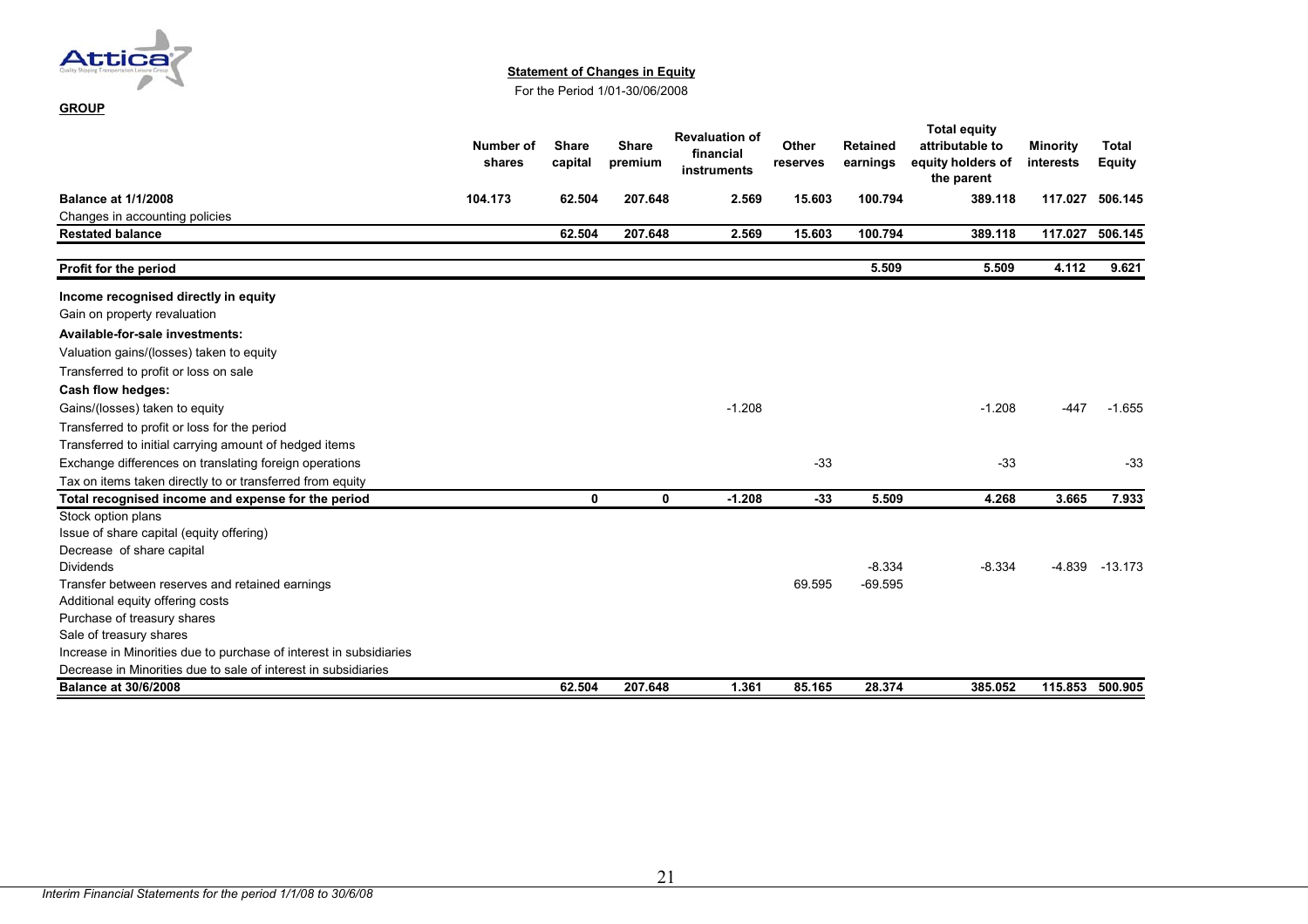**Statement of Changes in Equity**

For the Period 1/01-30/06/2008

**GROUP**

| | Number of shares | Share capital | Share premium | Revaluation of financial instruments | Other reserves | Retained earnings | Total equity attributable to equity holders of the parent | Minority interests | Total Equity |
|---|---|---|---|---|---|---|---|---|---|
| **Balance at 1/1/2008** | **104.173** | **62.504** | **207.648** | **2.569** | **15.603** | **100.794** | **389.118** | **117.027** | **506.145** |
| Changes in accounting policies | | | | | | | | | |
| **Restated balance** | | **62.504** | **207.648** | **2.569** | **15.603** | **100.794** | **389.118** | **117.027** | **506.145** |
| **Profit for the period** | | | | | | **5.509** | **5.509** | **4.112** | **9.621** |
| **Income recognised directly in equity** | | | | | | | | | |
| Gain on property revaluation | | | | | | | | | |
| **Available-for-sale investments:** | | | | | | | | | |
| Valuation gains/(losses) taken to equity | | | | | | | | | |
| Transferred to profit or loss on sale | | | | | | | | | |
| **Cash flow hedges:** | | | | | | | | | |
| Gains/(losses) taken to equity | | | | -1.208 | | | -1.208 | -447 | -1.655 |
| Transferred to profit or loss for the period | | | | | | | | | |
| Transferred to initial carrying amount of hedged items | | | | | | | | | |
| Exchange differences on translating foreign operations | | | | | -33 | | -33 | | -33 |
| Tax on items taken directly to or transferred from equity | | | | | | | | | |
| **Total recognised income and expense for the period** | | **0** | **0** | **-1.208** | **-33** | **5.509** | **4.268** | **3.665** | **7.933** |
| Stock option plans | | | | | | | | | |
| Issue of share capital (equity offering) | | | | | | | | | |
| Decrease of share capital | | | | | | | | | |
| Dividends | | | | | | -8.334 | -8.334 | -4.839 | -13.173 |
| Transfer between reserves and retained earnings | | | | | 69.595 | -69.595 | | | |
| Additional equity offering costs | | | | | | | | | |
| Purchase of treasury shares | | | | | | | | | |
| Sale of treasury shares | | | | | | | | | |
| Increase in Minorities due to purchase of interest in subsidiaries | | | | | | | | | |
| Decrease in Minorities due to sale of interest in subsidiaries | | | | | | | | | |
| **Balance at 30/6/2008** | | **62.504** | **207.648** | **1.361** | **85.165** | **28.374** | **385.052** | **115.853** | **500.905** |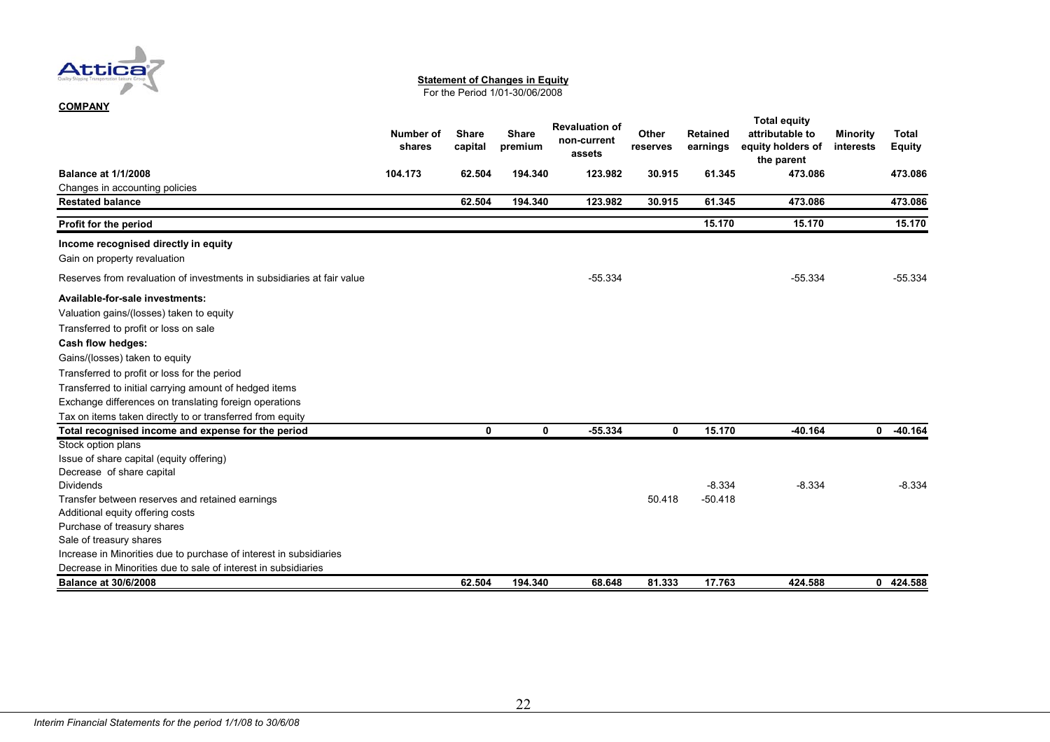**COMPANY**

**Statement of Changes in Equity**

For the Period 1/01-30/06/2008

| | Number of shares | Share capital | Share premium | Revaluation of non-current assets | Other reserves | Retained earnings | Total equity attributable to equity holders of the parent | Minority interests | Total Equity |
|---|---|---|---|---|---|---|---|---|---|
| **Balance at 1/1/2008** | **104.173** | **62.504** | **194.340** | **123.982** | **30.915** | **61.345** | **473.086** | | **473.086** |
| Changes in accounting policies | | | | | | | | | |
| **Restated balance** | | **62.504** | **194.340** | **123.982** | **30.915** | **61.345** | **473.086** | | **473.086** |
| **Profit for the period** | | | | | | **15.170** | **15.170** | | **15.170** |
| **Income recognised directly in equity** | | | | | | | | | |
| Gain on property revaluation | | | | | | | | | |
| Reserves from revaluation of investments in subsidiaries at fair value | | | | -55.334 | | | -55.334 | | -55.334 |
| **Available-for-sale investments:** | | | | | | | | | |
| Valuation gains/(losses) taken to equity | | | | | | | | | |
| Transferred to profit or loss on sale | | | | | | | | | |
| **Cash flow hedges:** | | | | | | | | | |
| Gains/(losses) taken to equity | | | | | | | | | |
| Transferred to profit or loss for the period | | | | | | | | | |
| Transferred to initial carrying amount of hedged items | | | | | | | | | |
| Exchange differences on translating foreign operations | | | | | | | | | |
| Tax on items taken directly to or transferred from equity | | | | | | | | | |
| **Total recognised income and expense for the period** | | **0** | **0** | **-55.334** | **0** | **15.170** | **-40.164** | **0** | **-40.164** |
| Stock option plans | | | | | | | | | |
| Issue of share capital (equity offering) | | | | | | | | | |
| Decrease of share capital | | | | | | | | | |
| Dividends | | | | | | -8.334 | -8.334 | | -8.334 |
| Transfer between reserves and retained earnings | | | | | 50.418 | -50.418 | | | |
| Additional equity offering costs | | | | | | | | | |
| Purchase of treasury shares | | | | | | | | | |
| Sale of treasury shares | | | | | | | | | |
| Increase in Minorities due to purchase of interest in subsidiaries | | | | | | | | | |
| Decrease in Minorities due to sale of interest in subsidiaries | | | | | | | | | |
| **Balance at 30/6/2008** | | **62.504** | **194.340** | **68.648** | **81.333** | **17.763** | **424.588** | **0** | **424.588** |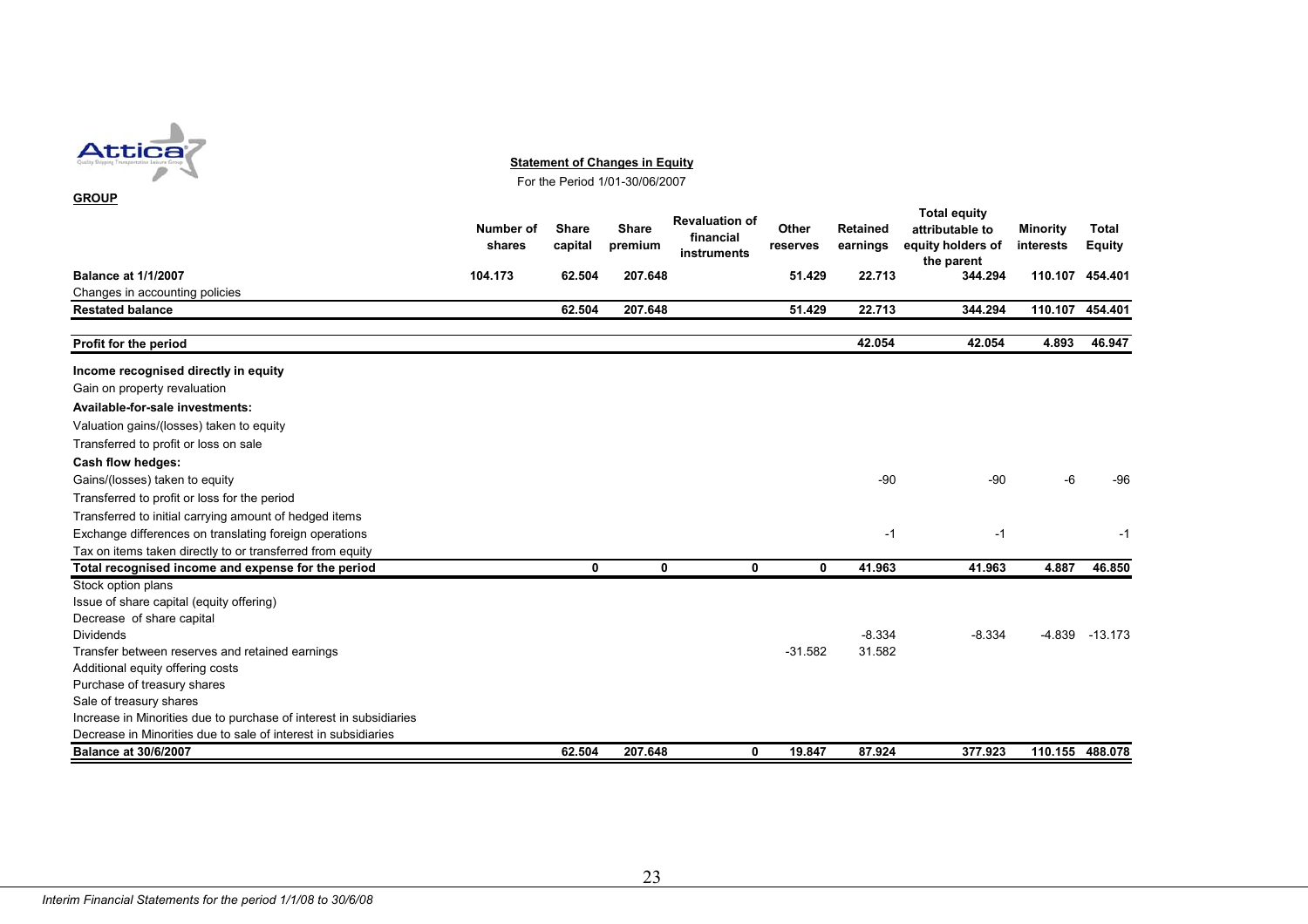**Statement of Changes in Equity**

For the Period 1/01-30/06/2007

**GROUP**

| | Number of shares | Share capital | Share premium | Revaluation of financial instruments | Other reserves | Retained earnings | Total equity attributable to equity holders of the parent | Minority interests | Total Equity |
|---|---|---|---|---|---|---|---|---|---|
| **Balance at 1/1/2007** | **104.173** | **62.504** | **207.648** | | **51.429** | **22.713** | **344.294** | **110.107** | **454.401** |
| Changes in accounting policies | | | | | | | | | |
| **Restated balance** | | **62.504** | **207.648** | | **51.429** | **22.713** | **344.294** | **110.107** | **454.401** |
| **Profit for the period** | | | | | | **42.054** | **42.054** | **4.893** | **46.947** |
| **Income recognised directly in equity** | | | | | | | | | |
| Gain on property revaluation | | | | | | | | | |
| **Available-for-sale investments:** | | | | | | | | | |
| Valuation gains/(losses) taken to equity | | | | | | | | | |
| Transferred to profit or loss on sale | | | | | | | | | |
| **Cash flow hedges:** | | | | | | | | | |
| Gains/(losses) taken to equity | | | | | | -90 | -90 | -6 | -96 |
| Transferred to profit or loss for the period | | | | | | | | | |
| Transferred to initial carrying amount of hedged items | | | | | | | | | |
| Exchange differences on translating foreign operations | | | | | | -1 | -1 | | -1 |
| Tax on items taken directly to or transferred from equity | | | | | | | | | |
| **Total recognised income and expense for the period** | | **0** | **0** | **0** | **0** | **41.963** | **41.963** | **4.887** | **46.850** |
| Stock option plans | | | | | | | | | |
| Issue of share capital (equity offering) | | | | | | | | | |
| Decrease of share capital | | | | | | | | | |
| Dividends | | | | | | -8.334 | -8.334 | -4.839 | -13.173 |
| Transfer between reserves and retained earnings | | | | | -31.582 | 31.582 | | | |
| Additional equity offering costs | | | | | | | | | |
| Purchase of treasury shares | | | | | | | | | |
| Sale of treasury shares | | | | | | | | | |
| Increase in Minorities due to purchase of interest in subsidiaries | | | | | | | | | |
| Decrease in Minorities due to sale of interest in subsidiaries | | | | | | | | | |
| **Balance at 30/6/2007** | | **62.504** | **207.648** | **0** | **19.847** | **87.924** | **377.923** | **110.155** | **488.078** |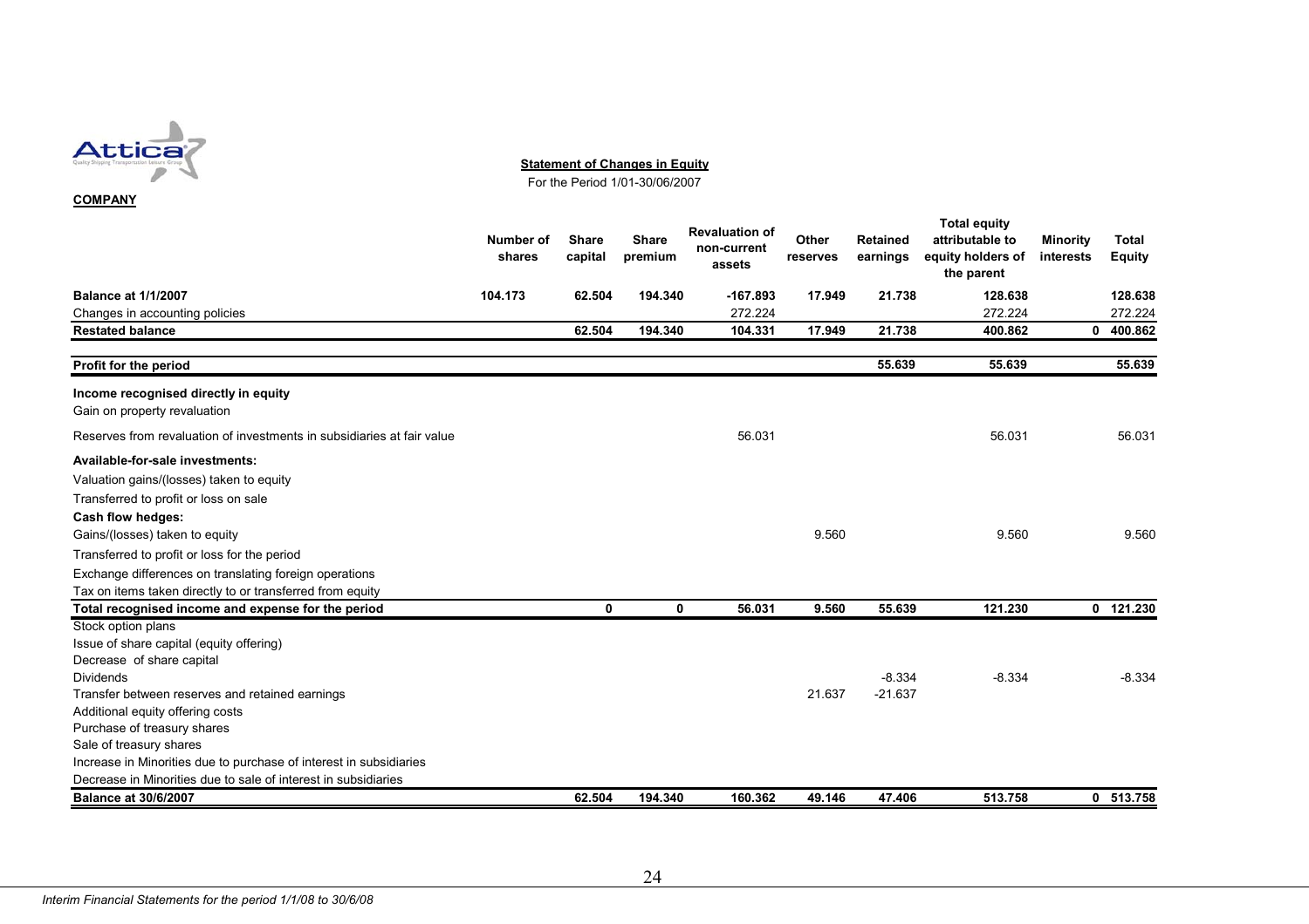**COMPANY**

**Statement of Changes in Equity**

For the Period 1/01-30/06/2007

| | Number of shares | Share capital | Share premium | Revaluation of non-current assets | Other reserves | Retained earnings | Total equity attributable to equity holders of the parent | Minority interests | Total Equity |
|---|---|---|---|---|---|---|---|---|---|
| **Balance at 1/1/2007** | **104.173** | **62.504** | **194.340** | **-167.893** | **17.949** | **21.738** | **128.638** | | **128.638** |
| Changes in accounting policies | | | | 272.224 | | | 272.224 | | 272.224 |
| **Restated balance** | | **62.504** | **194.340** | **104.331** | **17.949** | **21.738** | **400.862** | **0** | **400.862** |
| **Profit for the period** | | | | | | **55.639** | **55.639** | | **55.639** |
| **Income recognised directly in equity** | | | | | | | | | |
| Gain on property revaluation | | | | | | | | | |
| Reserves from revaluation of investments in subsidiaries at fair value | | | | 56.031 | | | 56.031 | | 56.031 |
| **Available-for-sale investments:** | | | | | | | | | |
| Valuation gains/(losses) taken to equity | | | | | | | | | |
| Transferred to profit or loss on sale | | | | | | | | | |
| **Cash flow hedges:** | | | | | | | | | |
| Gains/(losses) taken to equity | | | | | 9.560 | | 9.560 | | 9.560 |
| Transferred to profit or loss for the period | | | | | | | | | |
| Exchange differences on translating foreign operations | | | | | | | | | |
| Tax on items taken directly to or transferred from equity | | | | | | | | | |
| **Total recognised income and expense for the period** | | **0** | **0** | **56.031** | **9.560** | **55.639** | **121.230** | **0** | **121.230** |
| Stock option plans | | | | | | | | | |
| Issue of share capital (equity offering) | | | | | | | | | |
| Decrease of share capital | | | | | | | | | |
| Dividends | | | | | | -8.334 | -8.334 | | -8.334 |
| Transfer between reserves and retained earnings | | | | | 21.637 | -21.637 | | | |
| Additional equity offering costs | | | | | | | | | |
| Purchase of treasury shares | | | | | | | | | |
| Sale of treasury shares | | | | | | | | | |
| Increase in Minorities due to purchase of interest in subsidiaries | | | | | | | | | |
| Decrease in Minorities due to sale of interest in subsidiaries | | | | | | | | | |
| **Balance at 30/6/2007** | | **62.504** | **194.340** | **160.362** | **49.146** | **47.406** | **513.758** | **0** | **513.758** |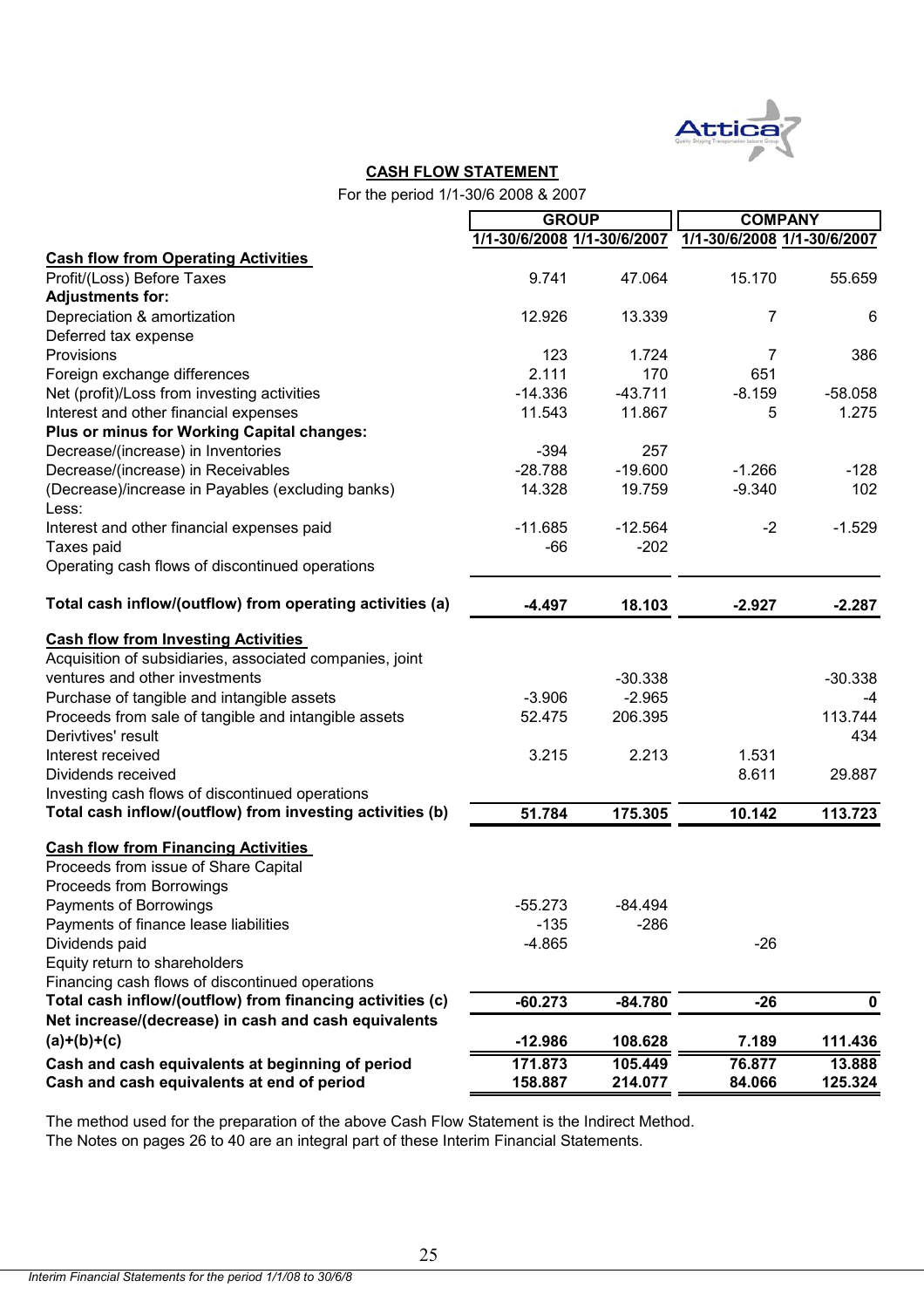## CASH FLOW STATEMENT

For the period 1/1-30/6 2008 & 2007

| | GROUP | | COMPANY | |
|---|---|---|---|---|
| | 1/1-30/6/2008 | 1/1-30/6/2007 | 1/1-30/6/2008 | 1/1-30/6/2007 |
| **Cash flow from Operating Activities** | | | | |
| Profit/(Loss) Before Taxes | 9.741 | 47.064 | 15.170 | 55.659 |
| **Adjustments for:** | | | | |
| Depreciation & amortization | 12.926 | 13.339 | 7 | 6 |
| Deferred tax expense | | | | |
| Provisions | 123 | 1.724 | 7 | 386 |
| Foreign exchange differences | 2.111 | 170 | 651 | |
| Net (profit)/Loss from investing activities | -14.336 | -43.711 | -8.159 | -58.058 |
| Interest and other financial expenses | 11.543 | 11.867 | 5 | 1.275 |
| **Plus or minus for Working Capital changes:** | | | | |
| Decrease/(increase) in Inventories | -394 | 257 | | |
| Decrease/(increase) in Receivables | -28.788 | -19.600 | -1.266 | -128 |
| (Decrease)/increase in Payables (excluding banks) | 14.328 | 19.759 | -9.340 | 102 |
| Less: | | | | |
| Interest and other financial expenses paid | -11.685 | -12.564 | -2 | -1.529 |
| Taxes paid | -66 | -202 | | |
| Operating cash flows of discontinued operations | | | | |
| **Total cash inflow/(outflow) from operating activities (a)** | **-4.497** | **18.103** | **-2.927** | **-2.287** |
| **Cash flow from Investing Activities** | | | | |
| Acquisition of subsidiaries, associated companies, joint ventures and other investments | | -30.338 | | -30.338 |
| Purchase of tangible and intangible assets | -3.906 | -2.965 | | -4 |
| Proceeds from sale of tangible and intangible assets | 52.475 | 206.395 | | 113.744 |
| Derivtives' result | | | | 434 |
| Interest received | 3.215 | 2.213 | 1.531 | |
| Dividends received | | | 8.611 | 29.887 |
| Investing cash flows of discontinued operations | | | | |
| **Total cash inflow/(outflow) from investing activities (b)** | **51.784** | **175.305** | **10.142** | **113.723** |
| **Cash flow from Financing Activities** | | | | |
| Proceeds from issue of Share Capital | | | | |
| Proceeds from Borrowings | | | | |
| Payments of Borrowings | -55.273 | -84.494 | | |
| Payments of finance lease liabilities | -135 | -286 | | |
| Dividends paid | -4.865 | | -26 | |
| Equity return to shareholders | | | | |
| Financing cash flows of discontinued operations | | | | |
| **Total cash inflow/(outflow) from financing activities (c)** | **-60.273** | **-84.780** | **-26** | **0** |
| **Net increase/(decrease) in cash and cash equivalents (a)+(b)+(c)** | **-12.986** | **108.628** | **7.189** | **111.436** |
| **Cash and cash equivalents at beginning of period** | **171.873** | **105.449** | **76.877** | **13.888** |
| **Cash and cash equivalents at end of period** | **158.887** | **214.077** | **84.066** | **125.324** |

The method used for the preparation of the above Cash Flow Statement is the Indirect Method.
The Notes on pages 26 to 40 are an integral part of these Interim Financial Statements.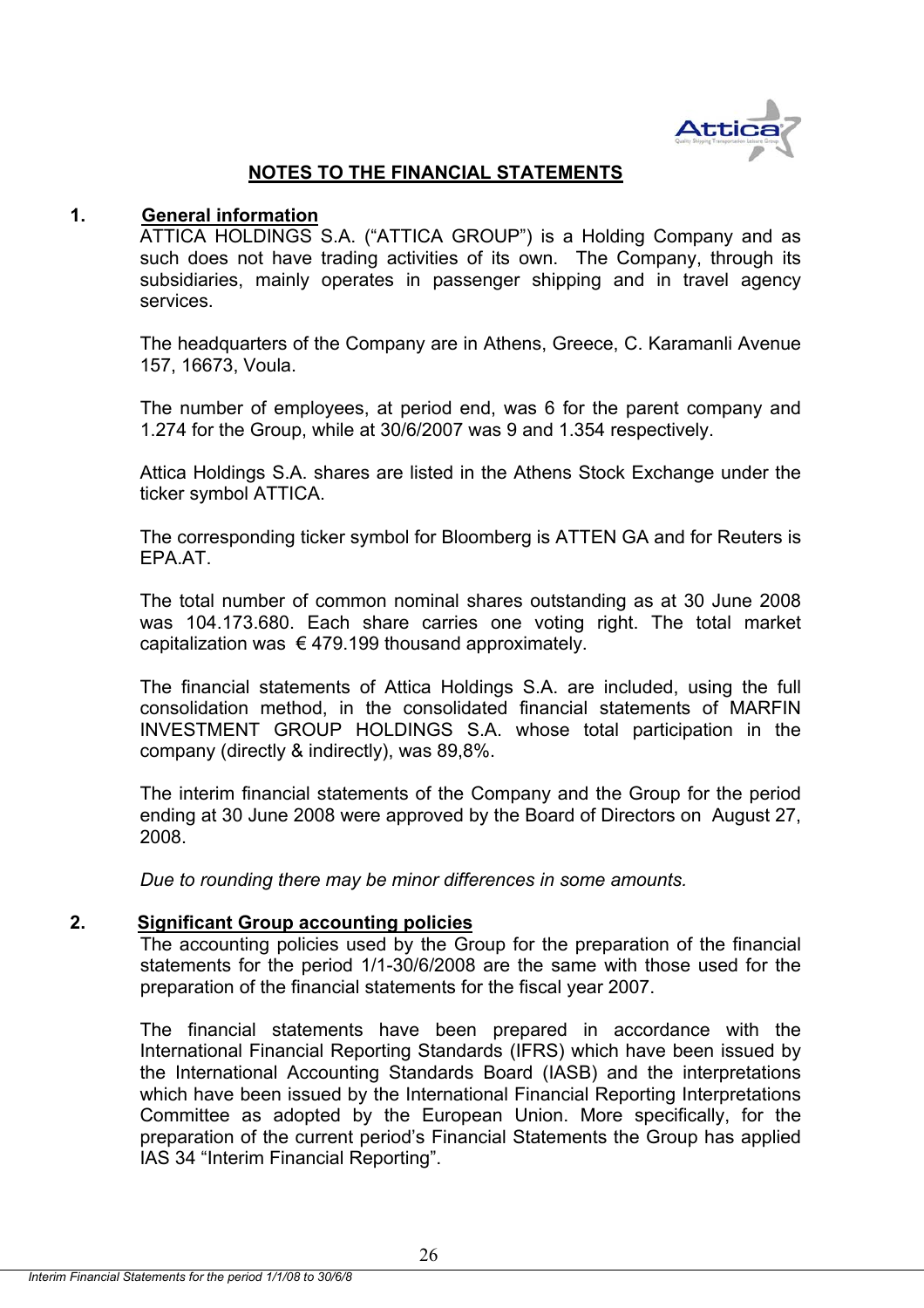# NOTES TO THE FINANCIAL STATEMENTS

## 1. General information

ATTICA HOLDINGS S.A. ("ATTICA GROUP") is a Holding Company and as such does not have trading activities of its own. The Company, through its subsidiaries, mainly operates in passenger shipping and in travel agency services.

The headquarters of the Company are in Athens, Greece, C. Karamanli Avenue 157, 16673, Voula.

The number of employees, at period end, was 6 for the parent company and 1.274 for the Group, while at 30/6/2007 was 9 and 1.354 respectively.

Attica Holdings S.A. shares are listed in the Athens Stock Exchange under the ticker symbol ATTICA.

The corresponding ticker symbol for Bloomberg is ATTEN GA and for Reuters is EPA.AT.

The total number of common nominal shares outstanding as at 30 June 2008 was 104.173.680. Each share carries one voting right. The total market capitalization was € 479.199 thousand approximately.

The financial statements of Attica Holdings S.A. are included, using the full consolidation method, in the consolidated financial statements of MARFIN INVESTMENT GROUP HOLDINGS S.A. whose total participation in the company (directly & indirectly), was 89,8%.

The interim financial statements of the Company and the Group for the period ending at 30 June 2008 were approved by the Board of Directors on August 27, 2008.

*Due to rounding there may be minor differences in some amounts.*

## 2. Significant Group accounting policies

The accounting policies used by the Group for the preparation of the financial statements for the period 1/1-30/6/2008 are the same with those used for the preparation of the financial statements for the fiscal year 2007.

The financial statements have been prepared in accordance with the International Financial Reporting Standards (IFRS) which have been issued by the International Accounting Standards Board (IASB) and the interpretations which have been issued by the International Financial Reporting Interpretations Committee as adopted by the European Union. More specifically, for the preparation of the current period's Financial Statements the Group has applied IAS 34 "Interim Financial Reporting".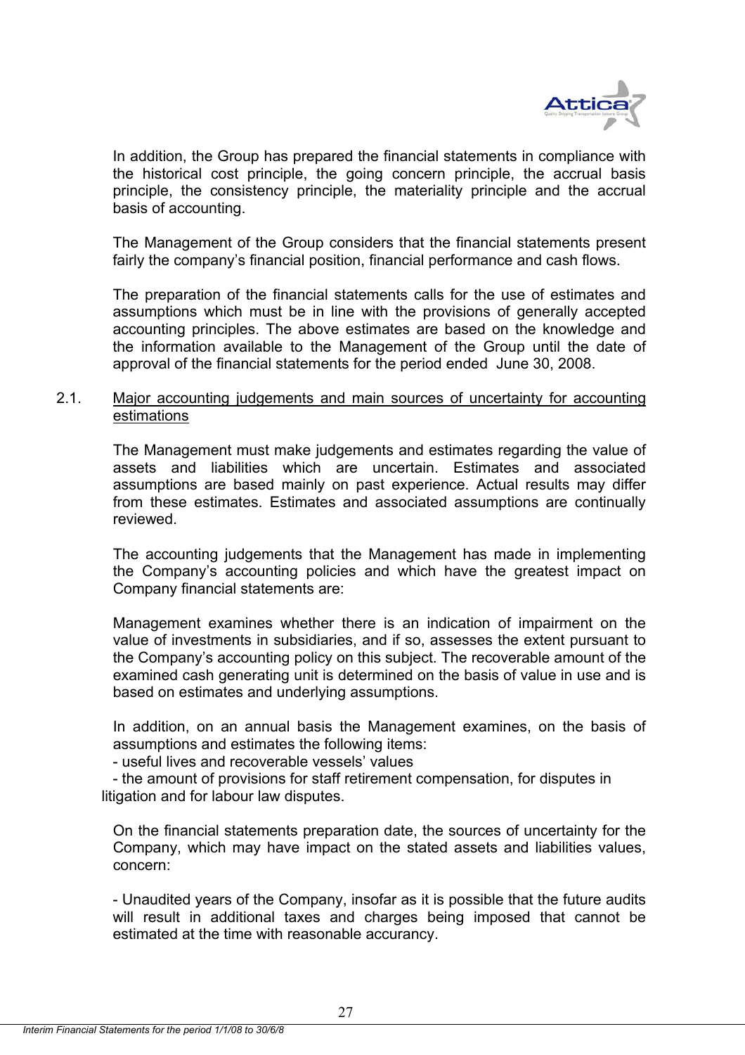In addition, the Group has prepared the financial statements in compliance with the historical cost principle, the going concern principle, the accrual basis principle, the consistency principle, the materiality principle and the accrual basis of accounting.

The Management of the Group considers that the financial statements present fairly the company's financial position, financial performance and cash flows.

The preparation of the financial statements calls for the use of estimates and assumptions which must be in line with the provisions of generally accepted accounting principles. The above estimates are based on the knowledge and the information available to the Management of the Group until the date of approval of the financial statements for the period ended June 30, 2008.

## 2.1. Major accounting judgements and main sources of uncertainty for accounting estimations

The Management must make judgements and estimates regarding the value of assets and liabilities which are uncertain. Estimates and associated assumptions are based mainly on past experience. Actual results may differ from these estimates. Estimates and associated assumptions are continually reviewed.

The accounting judgements that the Management has made in implementing the Company's accounting policies and which have the greatest impact on Company financial statements are:

Management examines whether there is an indication of impairment on the value of investments in subsidiaries, and if so, assesses the extent pursuant to the Company's accounting policy on this subject. The recoverable amount of the examined cash generating unit is determined on the basis of value in use and is based on estimates and underlying assumptions.

In addition, on an annual basis the Management examines, on the basis of assumptions and estimates the following items:

- useful lives and recoverable vessels' values
- the amount of provisions for staff retirement compensation, for disputes in litigation and for labour law disputes.

On the financial statements preparation date, the sources of uncertainty for the Company, which may have impact on the stated assets and liabilities values, concern:

- Unaudited years of the Company, insofar as it is possible that the future audits will result in additional taxes and charges being imposed that cannot be estimated at the time with reasonable accurancy.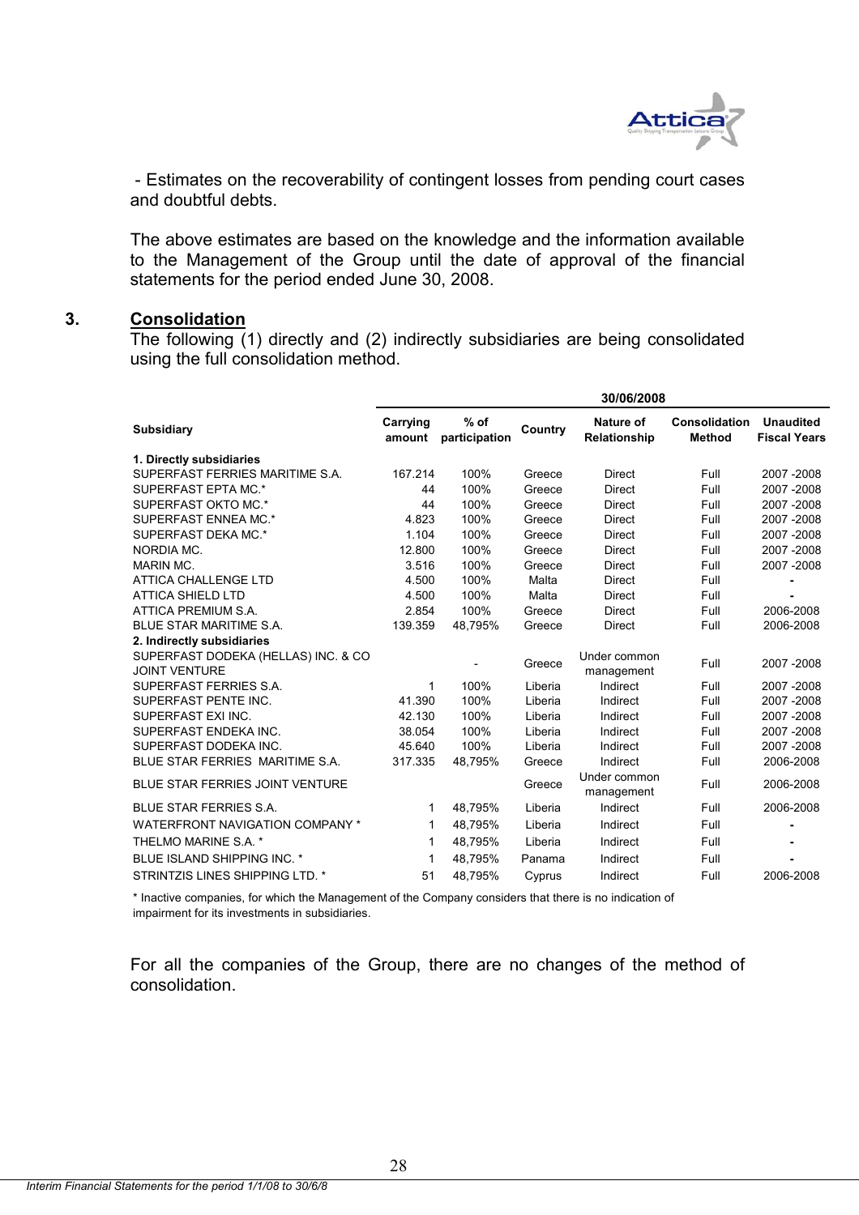- Estimates on the recoverability of contingent losses from pending court cases and doubtful debts.

The above estimates are based on the knowledge and the information available to the Management of the Group until the date of approval of the financial statements for the period ended June 30, 2008.

## 3. Consolidation

The following (1) directly and (2) indirectly subsidiaries are being consolidated using the full consolidation method.

| | 30/06/2008 | | | | | |
|---|---|---|---|---|---|---|
| **Subsidiary** | **Carrying amount** | **% of participation** | **Country** | **Nature of Relationship** | **Consolidation Method** | **Unaudited Fiscal Years** |
| **1. Directly subsidiaries** | | | | | | |
| SUPERFAST FERRIES MARITIME S.A. | 167.214 | 100% | Greece | Direct | Full | 2007 -2008 |
| SUPERFAST EPTA MC.* | 44 | 100% | Greece | Direct | Full | 2007 -2008 |
| SUPERFAST OKTO MC.* | 44 | 100% | Greece | Direct | Full | 2007 -2008 |
| SUPERFAST ENNEA MC.* | 4.823 | 100% | Greece | Direct | Full | 2007 -2008 |
| SUPERFAST DEKA MC.* | 1.104 | 100% | Greece | Direct | Full | 2007 -2008 |
| NORDIA MC. | 12.800 | 100% | Greece | Direct | Full | 2007 -2008 |
| MARIN MC. | 3.516 | 100% | Greece | Direct | Full | 2007 -2008 |
| ATTICA CHALLENGE LTD | 4.500 | 100% | Malta | Direct | Full | - |
| ATTICA SHIELD LTD | 4.500 | 100% | Malta | Direct | Full | - |
| ATTICA PREMIUM S.A. | 2.854 | 100% | Greece | Direct | Full | 2006-2008 |
| BLUE STAR MARITIME S.A. | 139.359 | 48,795% | Greece | Direct | Full | 2006-2008 |
| **2. Indirectly subsidiaries** | | | | | | |
| SUPERFAST DODEKA (HELLAS) INC. & CO JOINT VENTURE | | - | Greece | Under common management | Full | 2007 -2008 |
| SUPERFAST FERRIES S.A. | 1 | 100% | Liberia | Indirect | Full | 2007 -2008 |
| SUPERFAST PENTE INC. | 41.390 | 100% | Liberia | Indirect | Full | 2007 -2008 |
| SUPERFAST EXI INC. | 42.130 | 100% | Liberia | Indirect | Full | 2007 -2008 |
| SUPERFAST ENDEKA INC. | 38.054 | 100% | Liberia | Indirect | Full | 2007 -2008 |
| SUPERFAST DODEKA INC. | 45.640 | 100% | Liberia | Indirect | Full | 2007 -2008 |
| BLUE STAR FERRIES MARITIME S.A. | 317.335 | 48,795% | Greece | Indirect | Full | 2006-2008 |
| BLUE STAR FERRIES JOINT VENTURE | | | Greece | Under common management | Full | 2006-2008 |
| BLUE STAR FERRIES S.A. | 1 | 48,795% | Liberia | Indirect | Full | 2006-2008 |
| WATERFRONT NAVIGATION COMPANY * | 1 | 48,795% | Liberia | Indirect | Full | - |
| THELMO MARINE S.A. * | 1 | 48,795% | Liberia | Indirect | Full | - |
| BLUE ISLAND SHIPPING INC. * | 1 | 48,795% | Panama | Indirect | Full | - |
| STRINTZIS LINES SHIPPING LTD. * | 51 | 48,795% | Cyprus | Indirect | Full | 2006-2008 |

* Inactive companies, for which the Management of the Company considers that there is no indication of impairment for its investments in subsidiaries.

For all the companies of the Group, there are no changes of the method of consolidation.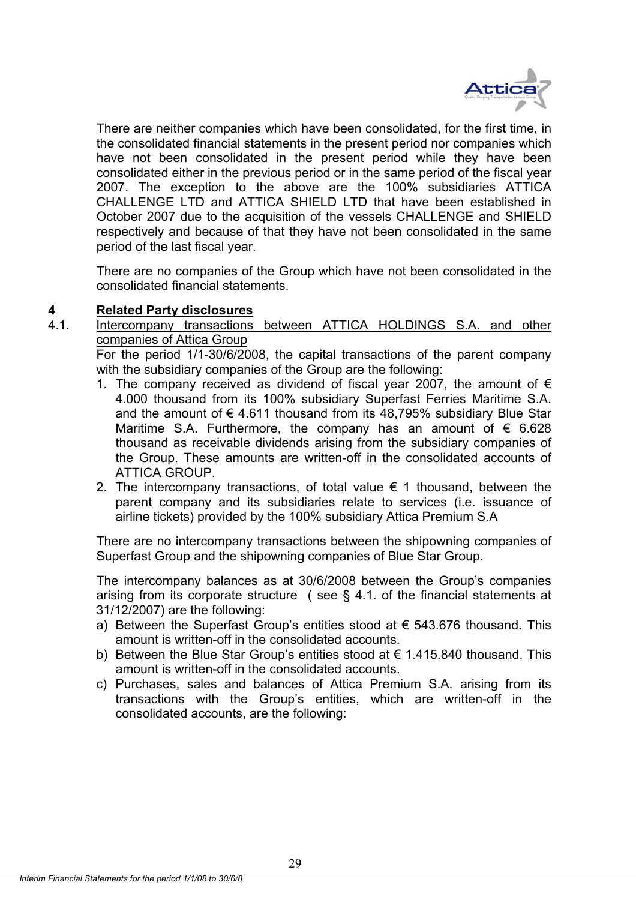There are neither companies which have been consolidated, for the first time, in the consolidated financial statements in the present period nor companies which have not been consolidated in the present period while they have been consolidated either in the previous period or in the same period of the fiscal year 2007. The exception to the above are the 100% subsidiaries ATTICA CHALLENGE LTD and ATTICA SHIELD LTD that have been established in October 2007 due to the acquisition of the vessels CHALLENGE and SHIELD respectively and because of that they have not been consolidated in the same period of the last fiscal year.

There are no companies of the Group which have not been consolidated in the consolidated financial statements.

## 4 Related Party disclosures

### 4.1. Intercompany transactions between ATTICA HOLDINGS S.A. and other companies of Attica Group

For the period 1/1-30/6/2008, the capital transactions of the parent company with the subsidiary companies of the Group are the following:

1. The company received as dividend of fiscal year 2007, the amount of € 4.000 thousand from its 100% subsidiary Superfast Ferries Maritime S.A. and the amount of € 4.611 thousand from its 48,795% subsidiary Blue Star Maritime S.A. Furthermore, the company has an amount of € 6.628 thousand as receivable dividends arising from the subsidiary companies of the Group. These amounts are written-off in the consolidated accounts of ATTICA GROUP.
2. The intercompany transactions, of total value € 1 thousand, between the parent company and its subsidiaries relate to services (i.e. issuance of airline tickets) provided by the 100% subsidiary Attica Premium S.A

There are no intercompany transactions between the shipowning companies of Superfast Group and the shipowning companies of Blue Star Group.

The intercompany balances as at 30/6/2008 between the Group's companies arising from its corporate structure ( see § 4.1. of the financial statements at 31/12/2007) are the following:

a) Between the Superfast Group's entities stood at € 543.676 thousand. This amount is written-off in the consolidated accounts.
b) Between the Blue Star Group's entities stood at € 1.415.840 thousand. This amount is written-off in the consolidated accounts.
c) Purchases, sales and balances of Attica Premium S.A. arising from its transactions with the Group's entities, which are written-off in the consolidated accounts, are the following: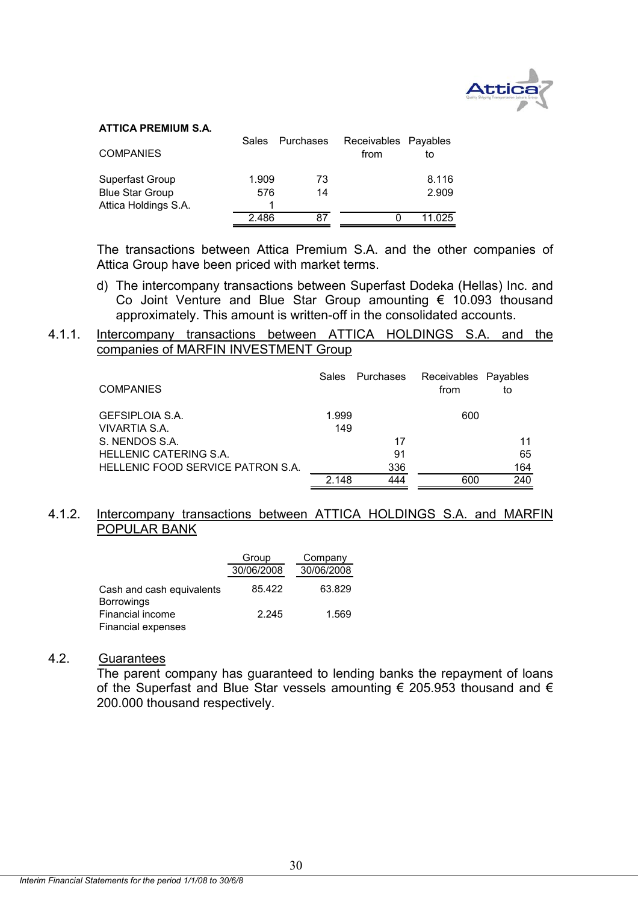**ATTICA PREMIUM S.A.**

| COMPANIES | Sales | Purchases | Receivables from | Payables to |
|---|---|---|---|---|
| Superfast Group | 1.909 | 73 | | 8.116 |
| Blue Star Group | 576 | 14 | | 2.909 |
| Attica Holdings S.A. | 1 | | | |
| | 2.486 | 87 | 0 | 11.025 |

The transactions between Attica Premium S.A. and the other companies of Attica Group have been priced with market terms.

d) The intercompany transactions between Superfast Dodeka (Hellas) Inc. and Co Joint Venture and Blue Star Group amounting € 10.093 thousand approximately. This amount is written-off in the consolidated accounts.

4.1.1. Intercompany transactions between ATTICA HOLDINGS S.A. and the companies of MARFIN INVESTMENT Group

| COMPANIES | Sales | Purchases | Receivables from | Payables to |
|---|---|---|---|---|
| GEFSIPLOIA S.A. | 1.999 | | 600 | |
| VIVARTIA S.A. | 149 | | | |
| S. NENDOS S.A. | | 17 | | 11 |
| HELLENIC CATERING S.A. | | 91 | | 65 |
| HELLENIC FOOD SERVICE PATRON S.A. | | 336 | | 164 |
| | 2.148 | 444 | 600 | 240 |

4.1.2. Intercompany transactions between ATTICA HOLDINGS S.A. and MARFIN POPULAR BANK

| | Group 30/06/2008 | Company 30/06/2008 |
|---|---|---|
| Cash and cash equivalents | 85.422 | 63.829 |
| Borrowings | | |
| Financial income | 2.245 | 1.569 |
| Financial expenses | | |

4.2. Guarantees

The parent company has guaranteed to lending banks the repayment of loans of the Superfast and Blue Star vessels amounting € 205.953 thousand and € 200.000 thousand respectively.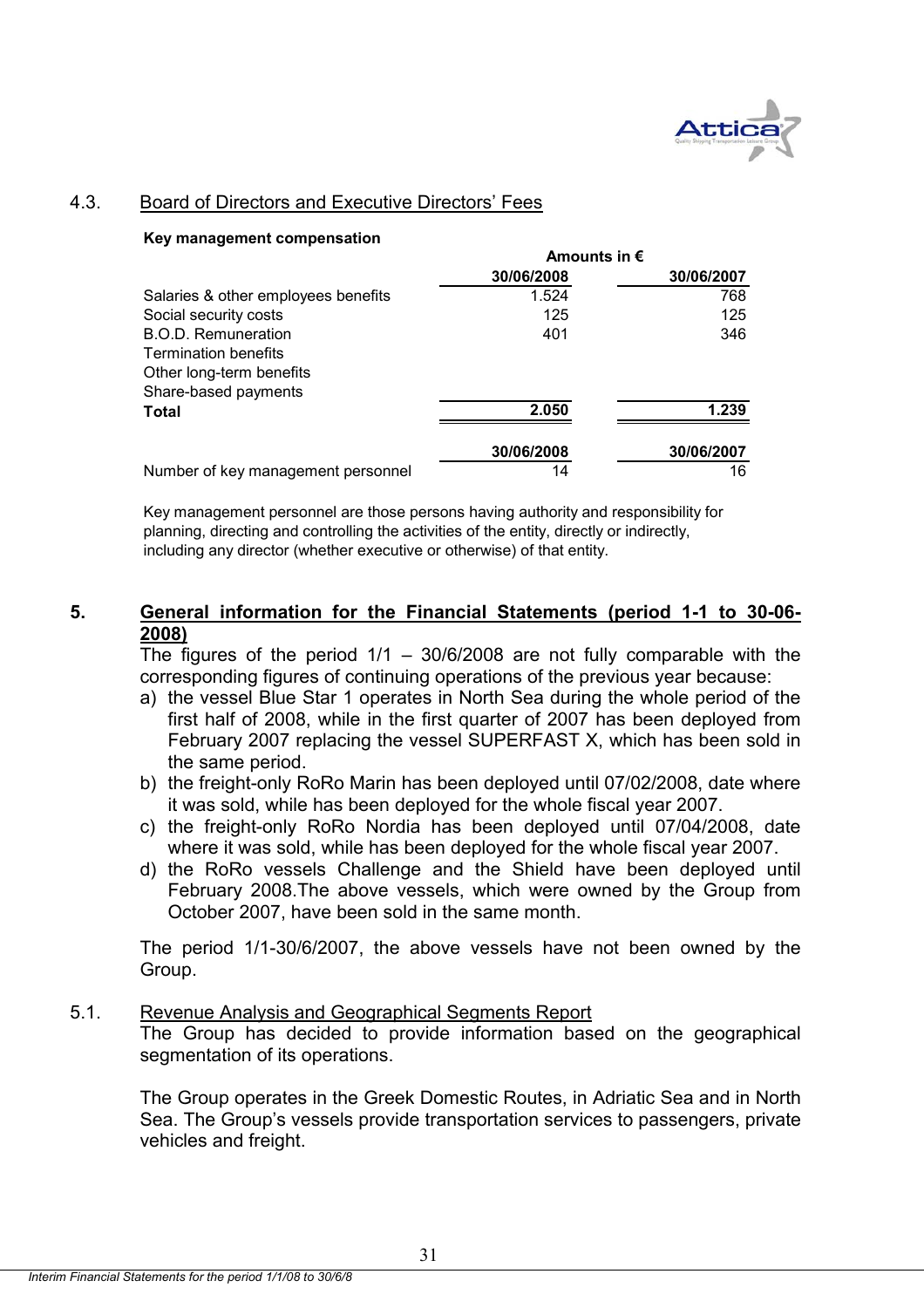## 4.3. Board of Directors and Executive Directors' Fees

**Key management compensation**

| | Amounts in € | |
|---|---|---|
| | **30/06/2008** | **30/06/2007** |
| Salaries & other employees benefits | 1.524 | 768 |
| Social security costs | 125 | 125 |
| B.O.D. Remuneration | 401 | 346 |
| Termination benefits | | |
| Other long-term benefits | | |
| Share-based payments | | |
| **Total** | **2.050** | **1.239** |

| | **30/06/2008** | **30/06/2007** |
|---|---|---|
| Number of key management personnel | 14 | 16 |

Key management personnel are those persons having authority and responsibility for planning, directing and controlling the activities of the entity, directly or indirectly, including any director (whether executive or otherwise) of that entity.

# 5. General information for the Financial Statements (period 1-1 to 30-06-2008)

The figures of the period 1/1 – 30/6/2008 are not fully comparable with the corresponding figures of continuing operations of the previous year because:

a) the vessel Blue Star 1 operates in North Sea during the whole period of the first half of 2008, while in the first quarter of 2007 has been deployed from February 2007 replacing the vessel SUPERFAST X, which has been sold in the same period.
b) the freight-only RoRo Marin has been deployed until 07/02/2008, date where it was sold, while has been deployed for the whole fiscal year 2007.
c) the freight-only RoRo Nordia has been deployed until 07/04/2008, date where it was sold, while has been deployed for the whole fiscal year 2007.
d) the RoRo vessels Challenge and the Shield have been deployed until February 2008.The above vessels, which were owned by the Group from October 2007, have been sold in the same month.

The period 1/1-30/6/2007, the above vessels have not been owned by the Group.

## 5.1. Revenue Analysis and Geographical Segments Report

The Group has decided to provide information based on the geographical segmentation of its operations.

The Group operates in the Greek Domestic Routes, in Adriatic Sea and in North Sea. The Group's vessels provide transportation services to passengers, private vehicles and freight.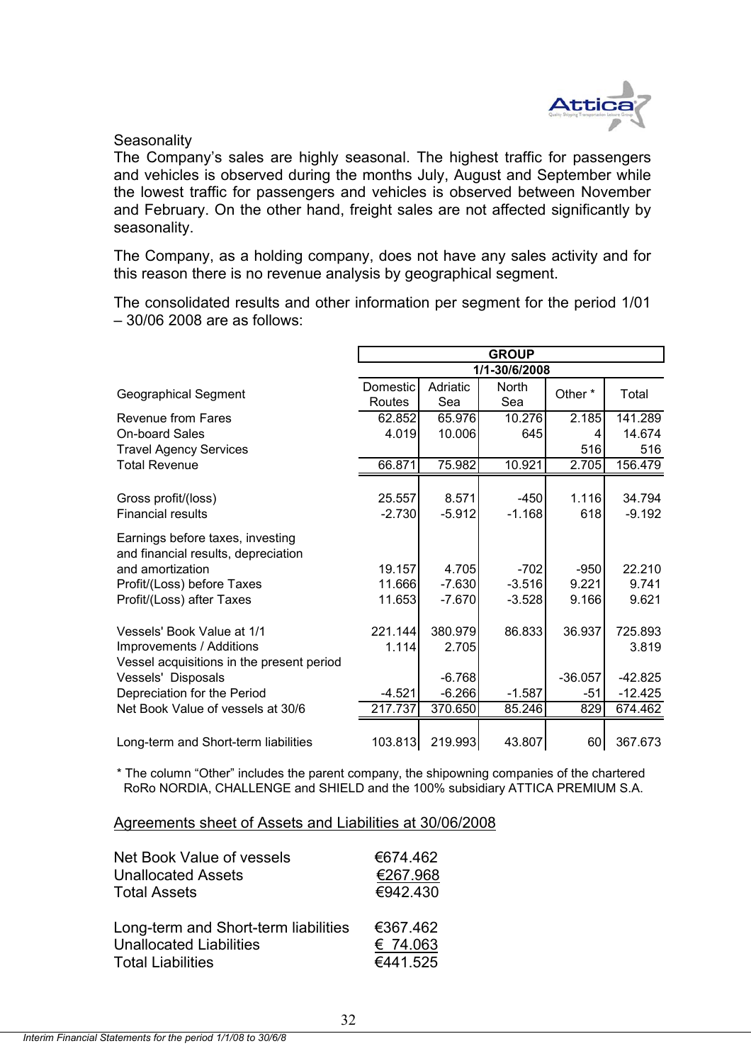## Seasonality

The Company's sales are highly seasonal. The highest traffic for passengers and vehicles is observed during the months July, August and September while the lowest traffic for passengers and vehicles is observed between November and February. On the other hand, freight sales are not affected significantly by seasonality.

The Company, as a holding company, does not have any sales activity and for this reason there is no revenue analysis by geographical segment.

The consolidated results and other information per segment for the period 1/01 – 30/06 2008 are as follows:

| | GROUP | | | | |
|---|---|---|---|---|---|
| | 1/1-30/6/2008 | | | | |
| Geographical Segment | Domestic Routes | Adriatic Sea | North Sea | Other * | Total |
| Revenue from Fares | 62.852 | 65.976 | 10.276 | 2.185 | 141.289 |
| On-board Sales | 4.019 | 10.006 | 645 | 4 | 14.674 |
| Travel Agency Services | | | | 516 | 516 |
| Total Revenue | 66.871 | 75.982 | 10.921 | 2.705 | 156.479 |
| Gross profit/(loss) | 25.557 | 8.571 | -450 | 1.116 | 34.794 |
| Financial results | -2.730 | -5.912 | -1.168 | 618 | -9.192 |
| Earnings before taxes, investing and financial results, depreciation and amortization | 19.157 | 4.705 | -702 | -950 | 22.210 |
| Profit/(Loss) before Taxes | 11.666 | -7.630 | -3.516 | 9.221 | 9.741 |
| Profit/(Loss) after Taxes | 11.653 | -7.670 | -3.528 | 9.166 | 9.621 |
| Vessels' Book Value at 1/1 | 221.144 | 380.979 | 86.833 | 36.937 | 725.893 |
| Improvements / Additions | 1.114 | 2.705 | | | 3.819 |
| Vessel acquisitions in the present period | | | | | |
| Vessels' Disposals | | -6.768 | | -36.057 | -42.825 |
| Depreciation for the Period | -4.521 | -6.266 | -1.587 | -51 | -12.425 |
| Net Book Value of vessels at 30/6 | 217.737 | 370.650 | 85.246 | 829 | 674.462 |
| Long-term and Short-term liabilities | 103.813 | 219.993 | 43.807 | 60 | 367.673 |

* The column "Other" includes the parent company, the shipowning companies of the chartered RoRo NORDIA, CHALLENGE and SHIELD and the 100% subsidiary ATTICA PREMIUM S.A.

<u>Agreements sheet of Assets and Liabilities at 30/06/2008</u>

| | |
|---|---|
| Net Book Value of vessels | €674.462 |
| Unallocated Assets | €267.968 |
| Total Assets | €942.430 |
| | |
| Long-term and Short-term liabilities | €367.462 |
| Unallocated Liabilities | € 74.063 |
| Total Liabilities | €441.525 |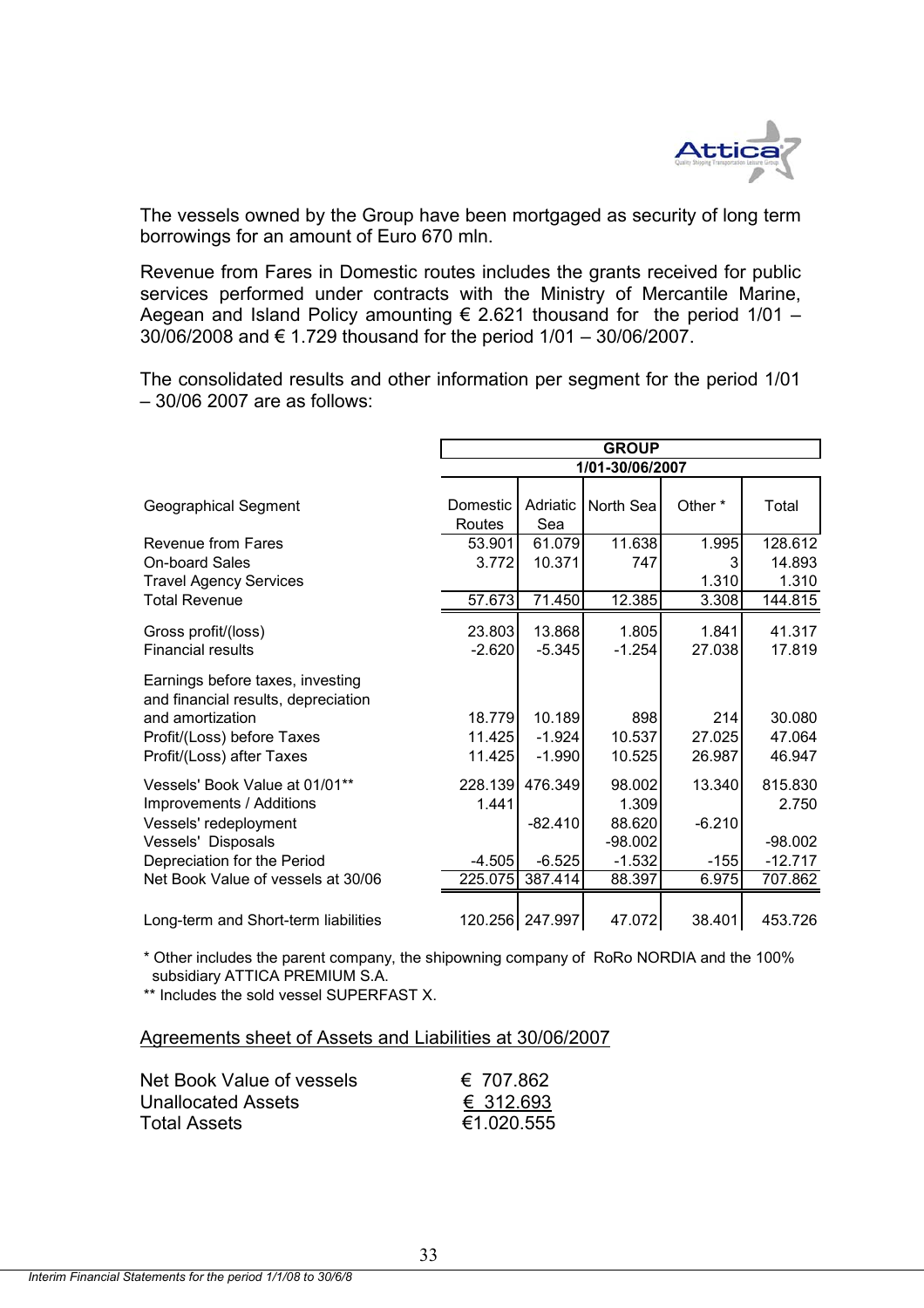The vessels owned by the Group have been mortgaged as security of long term borrowings for an amount of Euro 670 mln.

Revenue from Fares in Domestic routes includes the grants received for public services performed under contracts with the Ministry of Mercantile Marine, Aegean and Island Policy amounting € 2.621 thousand for the period 1/01 – 30/06/2008 and € 1.729 thousand for the period 1/01 – 30/06/2007.

The consolidated results and other information per segment for the period 1/01 – 30/06 2007 are as follows:

| | GROUP | | | | |
|---|---|---|---|---|---|
| | 1/01-30/06/2007 | | | | |
| Geographical Segment | Domestic Routes | Adriatic Sea | North Sea | Other * | Total |
| Revenue from Fares | 53.901 | 61.079 | 11.638 | 1.995 | 128.612 |
| On-board Sales | 3.772 | 10.371 | 747 | 3 | 14.893 |
| Travel Agency Services | | | | 1.310 | 1.310 |
| Total Revenue | 57.673 | 71.450 | 12.385 | 3.308 | 144.815 |
| Gross profit/(loss) | 23.803 | 13.868 | 1.805 | 1.841 | 41.317 |
| Financial results | -2.620 | -5.345 | -1.254 | 27.038 | 17.819 |
| Earnings before taxes, investing and financial results, depreciation and amortization | 18.779 | 10.189 | 898 | 214 | 30.080 |
| Profit/(Loss) before Taxes | 11.425 | -1.924 | 10.537 | 27.025 | 47.064 |
| Profit/(Loss) after Taxes | 11.425 | -1.990 | 10.525 | 26.987 | 46.947 |
| Vessels' Book Value at 01/01** | 228.139 | 476.349 | 98.002 | 13.340 | 815.830 |
| Improvements / Additions | 1.441 | | 1.309 | | 2.750 |
| Vessels' redeployment | | -82.410 | 88.620 | -6.210 | |
| Vessels' Disposals | | | -98.002 | | -98.002 |
| Depreciation for the Period | -4.505 | -6.525 | -1.532 | -155 | -12.717 |
| Net Book Value of vessels at 30/06 | 225.075 | 387.414 | 88.397 | 6.975 | 707.862 |
| Long-term and Short-term liabilities | 120.256 | 247.997 | 47.072 | 38.401 | 453.726 |

\* Other includes the parent company, the shipowning company of RoRo NORDIA and the 100% subsidiary ATTICA PREMIUM S.A.

** Includes the sold vessel SUPERFAST X.

Agreements sheet of Assets and Liabilities at 30/06/2007

| | |
|---|---|
| Net Book Value of vessels | € 707.862 |
| Unallocated Assets | € 312.693 |
| Total Assets | €1.020.555 |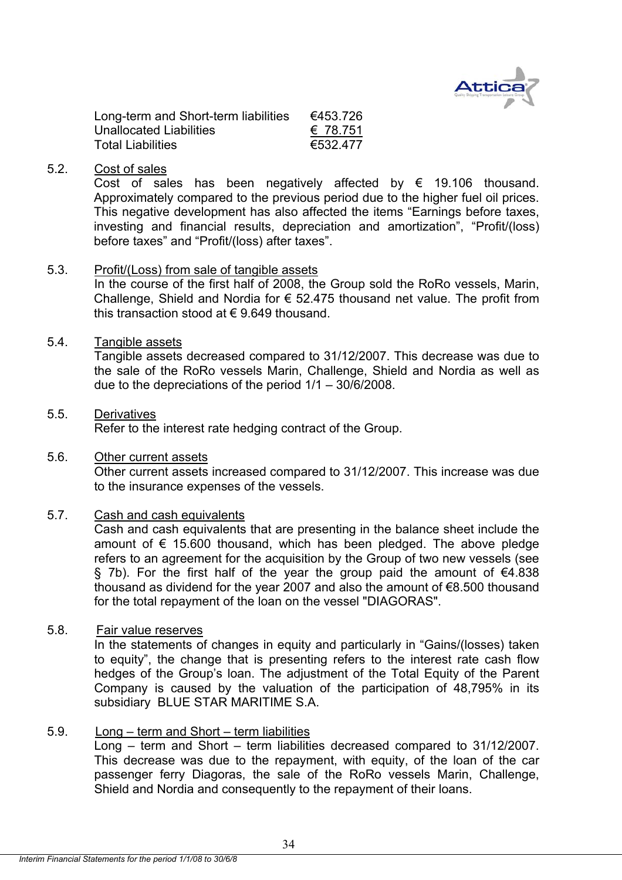| | |
|---|---|
| Long-term and Short-term liabilities | €453.726 |
| Unallocated Liabilities | € 78.751 |
| Total Liabilities | €532.477 |

5.2. Cost of sales

Cost of sales has been negatively affected by € 19.106 thousand. Approximately compared to the previous period due to the higher fuel oil prices. This negative development has also affected the items "Earnings before taxes, investing and financial results, depreciation and amortization", "Profit/(loss) before taxes" and "Profit/(loss) after taxes".

5.3. Profit/(Loss) from sale of tangible assets

In the course of the first half of 2008, the Group sold the RoRo vessels, Marin, Challenge, Shield and Nordia for € 52.475 thousand net value. The profit from this transaction stood at € 9.649 thousand.

5.4. Tangible assets

Tangible assets decreased compared to 31/12/2007. This decrease was due to the sale of the RoRo vessels Marin, Challenge, Shield and Nordia as well as due to the depreciations of the period 1/1 – 30/6/2008.

5.5. Derivatives

Refer to the interest rate hedging contract of the Group.

5.6. Other current assets

Other current assets increased compared to 31/12/2007. This increase was due to the insurance expenses of the vessels.

5.7. Cash and cash equivalents

Cash and cash equivalents that are presenting in the balance sheet include the amount of € 15.600 thousand, which has been pledged. The above pledge refers to an agreement for the acquisition by the Group of two new vessels (see § 7b). For the first half of the year the group paid the amount of €4.838 thousand as dividend for the year 2007 and also the amount of €8.500 thousand for the total repayment of the loan on the vessel "DIAGORAS".

5.8. Fair value reserves

In the statements of changes in equity and particularly in "Gains/(losses) taken to equity", the change that is presenting refers to the interest rate cash flow hedges of the Group's loan. The adjustment of the Total Equity of the Parent Company is caused by the valuation of the participation of 48,795% in its subsidiary BLUE STAR MARITIME S.A.

5.9. Long – term and Short – term liabilities

Long – term and Short – term liabilities decreased compared to 31/12/2007. This decrease was due to the repayment, with equity, of the loan of the car passenger ferry Diagoras, the sale of the RoRo vessels Marin, Challenge, Shield and Nordia and consequently to the repayment of their loans.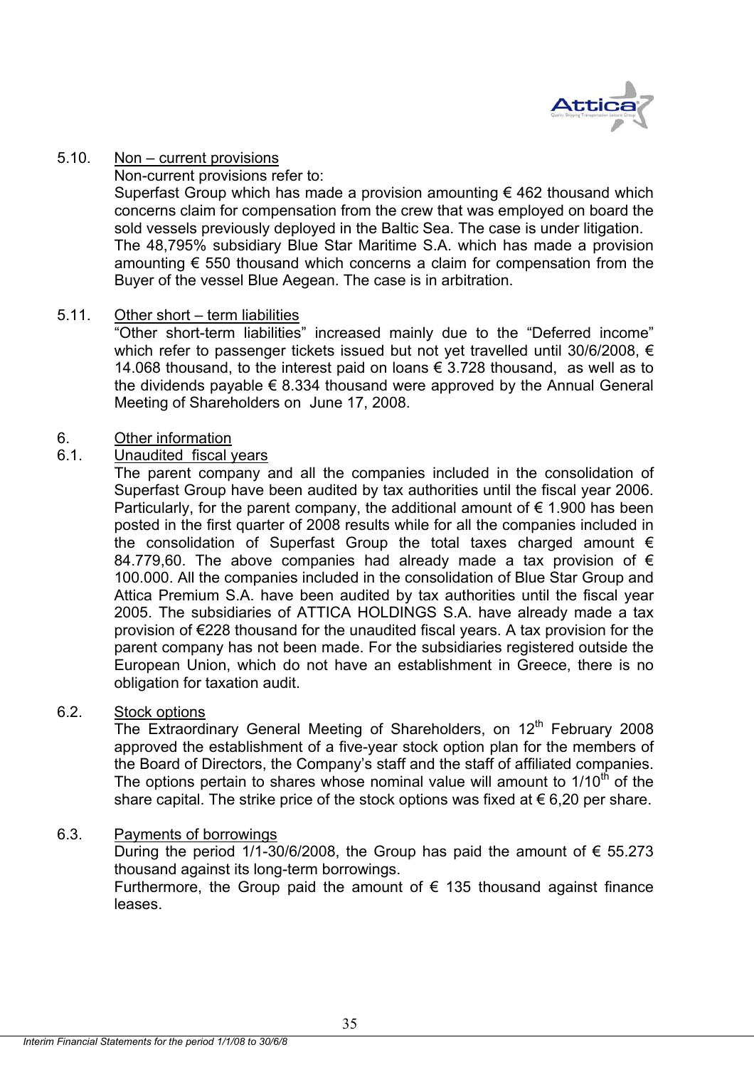5.10. Non – current provisions

Non-current provisions refer to:

Superfast Group which has made a provision amounting € 462 thousand which concerns claim for compensation from the crew that was employed on board the sold vessels previously deployed in the Baltic Sea. The case is under litigation.

The 48,795% subsidiary Blue Star Maritime S.A. which has made a provision amounting € 550 thousand which concerns a claim for compensation from the Buyer of the vessel Blue Aegean. The case is in arbitration.

5.11. Other short – term liabilities

"Other short-term liabilities" increased mainly due to the "Deferred income" which refer to passenger tickets issued but not yet travelled until 30/6/2008, € 14.068 thousand, to the interest paid on loans € 3.728 thousand, as well as to the dividends payable € 8.334 thousand were approved by the Annual General Meeting of Shareholders on June 17, 2008.

6. Other information

6.1. Unaudited fiscal years

The parent company and all the companies included in the consolidation of Superfast Group have been audited by tax authorities until the fiscal year 2006. Particularly, for the parent company, the additional amount of € 1.900 has been posted in the first quarter of 2008 results while for all the companies included in the consolidation of Superfast Group the total taxes charged amount € 84.779,60. The above companies had already made a tax provision of € 100.000. All the companies included in the consolidation of Blue Star Group and Attica Premium S.A. have been audited by tax authorities until the fiscal year 2005. The subsidiaries of ATTICA HOLDINGS S.A. have already made a tax provision of €228 thousand for the unaudited fiscal years. A tax provision for the parent company has not been made. For the subsidiaries registered outside the European Union, which do not have an establishment in Greece, there is no obligation for taxation audit.

6.2. Stock options

The Extraordinary General Meeting of Shareholders, on 12th February 2008 approved the establishment of a five-year stock option plan for the members of the Board of Directors, the Company's staff and the staff of affiliated companies. The options pertain to shares whose nominal value will amount to 1/10th of the share capital. The strike price of the stock options was fixed at € 6,20 per share.

6.3. Payments of borrowings

During the period 1/1-30/6/2008, the Group has paid the amount of € 55.273 thousand against its long-term borrowings.

Furthermore, the Group paid the amount of € 135 thousand against finance leases.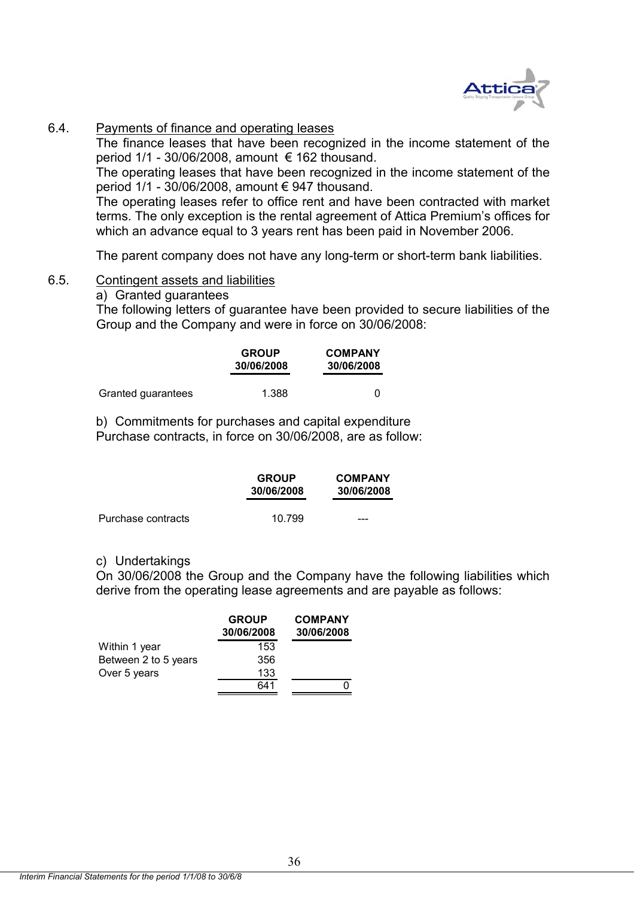6.4. <u>Payments of finance and operating leases</u>

The finance leases that have been recognized in the income statement of the period 1/1 - 30/06/2008, amount € 162 thousand.

The operating leases that have been recognized in the income statement of the period 1/1 - 30/06/2008, amount € 947 thousand.

The operating leases refer to office rent and have been contracted with market terms. The only exception is the rental agreement of Attica Premium's offices for which an advance equal to 3 years rent has been paid in November 2006.

The parent company does not have any long-term or short-term bank liabilities.

6.5. <u>Contingent assets and liabilities</u>

a) Granted guarantees

The following letters of guarantee have been provided to secure liabilities of the Group and the Company and were in force on 30/06/2008:

| | GROUP 30/06/2008 | COMPANY 30/06/2008 |
|---|---|---|
| Granted guarantees | 1.388 | 0 |

b) Commitments for purchases and capital expenditure

Purchase contracts, in force on 30/06/2008, are as follow:

| | GROUP 30/06/2008 | COMPANY 30/06/2008 |
|---|---|---|
| Purchase contracts | 10.799 | --- |

c) Undertakings

On 30/06/2008 the Group and the Company have the following liabilities which derive from the operating lease agreements and are payable as follows:

| | GROUP 30/06/2008 | COMPANY 30/06/2008 |
|---|---|---|
| Within 1 year | 153 | |
| Between 2 to 5 years | 356 | |
| Over 5 years | 133 | |
| | 641 | 0 |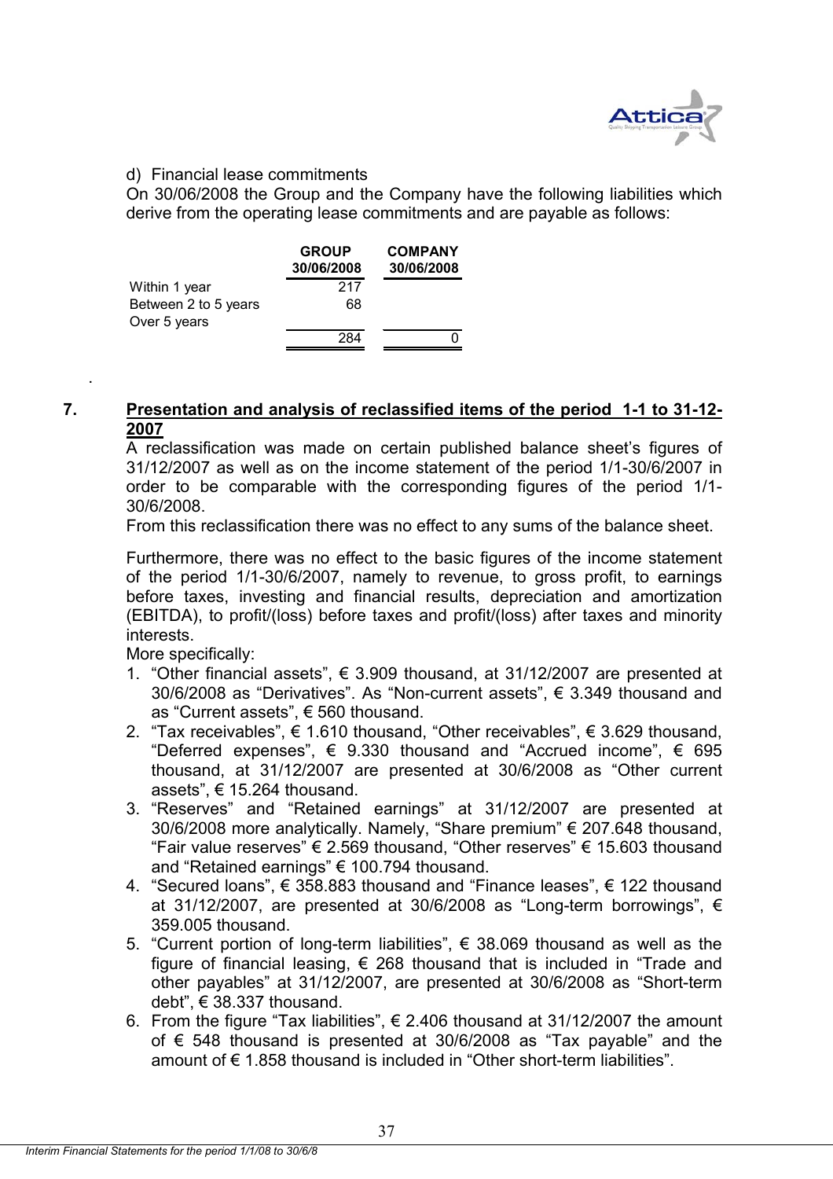d) Financial lease commitments

On 30/06/2008 the Group and the Company have the following liabilities which derive from the operating lease commitments and are payable as follows:

| | GROUP 30/06/2008 | COMPANY 30/06/2008 |
|---|---|---|
| Within 1 year | 217 | |
| Between 2 to 5 years | 68 | |
| Over 5 years | | |
| | 284 | 0 |

## 7. Presentation and analysis of reclassified items of the period 1-1 to 31-12-2007

A reclassification was made on certain published balance sheet's figures of 31/12/2007 as well as on the income statement of the period 1/1-30/6/2007 in order to be comparable with the corresponding figures of the period 1/1-30/6/2008.

From this reclassification there was no effect to any sums of the balance sheet.

Furthermore, there was no effect to the basic figures of the income statement of the period 1/1-30/6/2007, namely to revenue, to gross profit, to earnings before taxes, investing and financial results, depreciation and amortization (EBITDA), to profit/(loss) before taxes and profit/(loss) after taxes and minority interests.

More specifically:

1. "Other financial assets", € 3.909 thousand, at 31/12/2007 are presented at 30/6/2008 as "Derivatives". As "Non-current assets", € 3.349 thousand and as "Current assets", € 560 thousand.
2. "Tax receivables", € 1.610 thousand, "Other receivables", € 3.629 thousand, "Deferred expenses", € 9.330 thousand and "Accrued income", € 695 thousand, at 31/12/2007 are presented at 30/6/2008 as "Other current assets", € 15.264 thousand.
3. "Reserves" and "Retained earnings" at 31/12/2007 are presented at 30/6/2008 more analytically. Namely, "Share premium" € 207.648 thousand, "Fair value reserves" € 2.569 thousand, "Other reserves" € 15.603 thousand and "Retained earnings" € 100.794 thousand.
4. "Secured loans", € 358.883 thousand and "Finance leases", € 122 thousand at 31/12/2007, are presented at 30/6/2008 as "Long-term borrowings", € 359.005 thousand.
5. "Current portion of long-term liabilities", € 38.069 thousand as well as the figure of financial leasing, € 268 thousand that is included in "Trade and other payables" at 31/12/2007, are presented at 30/6/2008 as "Short-term debt", € 38.337 thousand.
6. From the figure "Tax liabilities", € 2.406 thousand at 31/12/2007 the amount of € 548 thousand is presented at 30/6/2008 as "Tax payable" and the amount of € 1.858 thousand is included in "Other short-term liabilities".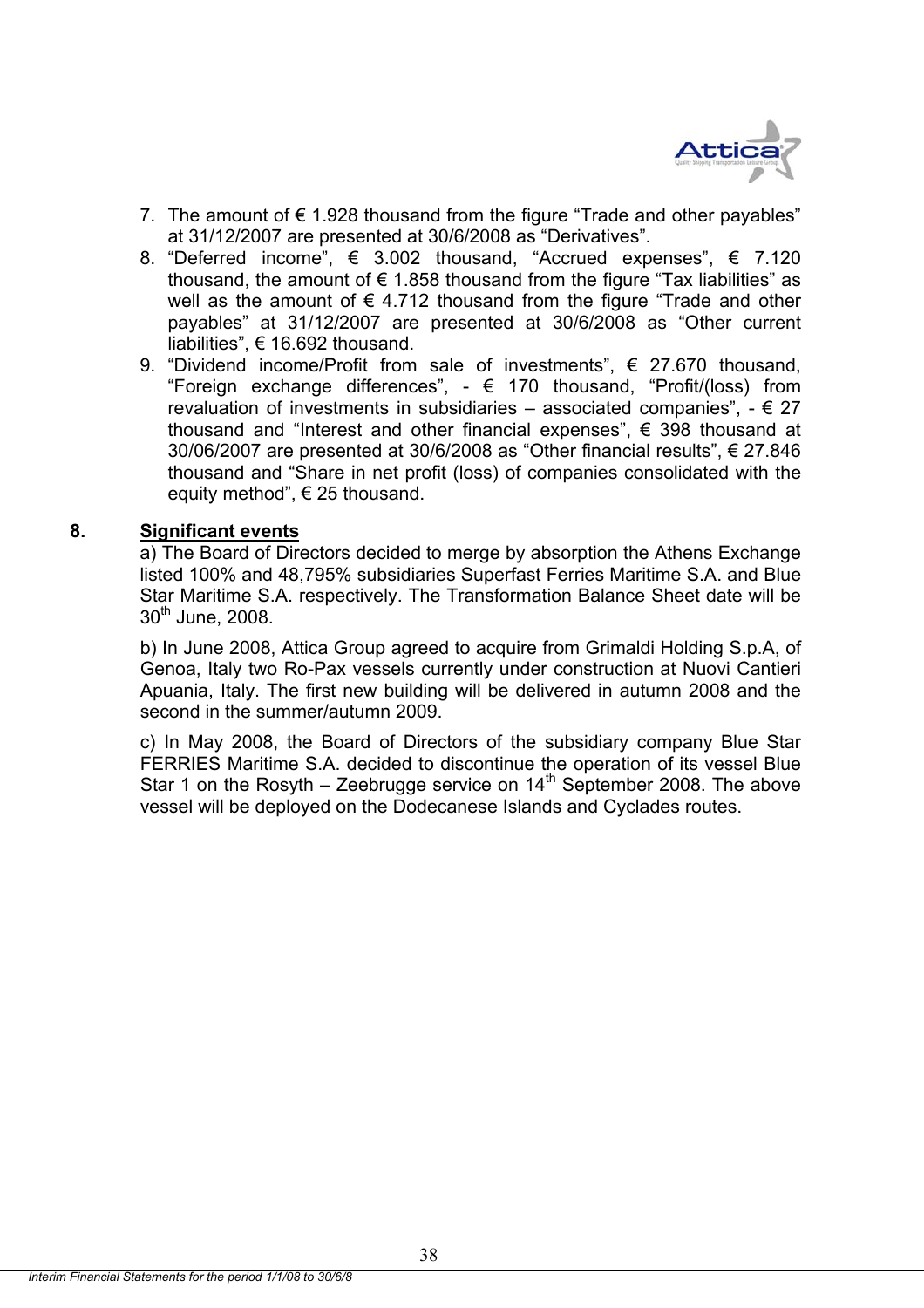7. The amount of € 1.928 thousand from the figure "Trade and other payables" at 31/12/2007 are presented at 30/6/2008 as "Derivatives".
8. "Deferred income", € 3.002 thousand, "Accrued expenses", € 7.120 thousand, the amount of € 1.858 thousand from the figure "Tax liabilities" as well as the amount of € 4.712 thousand from the figure "Trade and other payables" at 31/12/2007 are presented at 30/6/2008 as "Other current liabilities", € 16.692 thousand.
9. "Dividend income/Profit from sale of investments", € 27.670 thousand, "Foreign exchange differences", - € 170 thousand, "Profit/(loss) from revaluation of investments in subsidiaries – associated companies", - € 27 thousand and "Interest and other financial expenses", € 398 thousand at 30/06/2007 are presented at 30/6/2008 as "Other financial results", € 27.846 thousand and "Share in net profit (loss) of companies consolidated with the equity method", € 25 thousand.

## 8. Significant events

a) The Board of Directors decided to merge by absorption the Athens Exchange listed 100% and 48,795% subsidiaries Superfast Ferries Maritime S.A. and Blue Star Maritime S.A. respectively. The Transformation Balance Sheet date will be 30th June, 2008.

b) In June 2008, Attica Group agreed to acquire from Grimaldi Holding S.p.A, of Genoa, Italy two Ro-Pax vessels currently under construction at Nuovi Cantieri Apuania, Italy. The first new building will be delivered in autumn 2008 and the second in the summer/autumn 2009.

c) In May 2008, the Board of Directors of the subsidiary company Blue Star FERRIES Maritime S.A. decided to discontinue the operation of its vessel Blue Star 1 on the Rosyth – Zeebrugge service on 14th September 2008. The above vessel will be deployed on the Dodecanese Islands and Cyclades routes.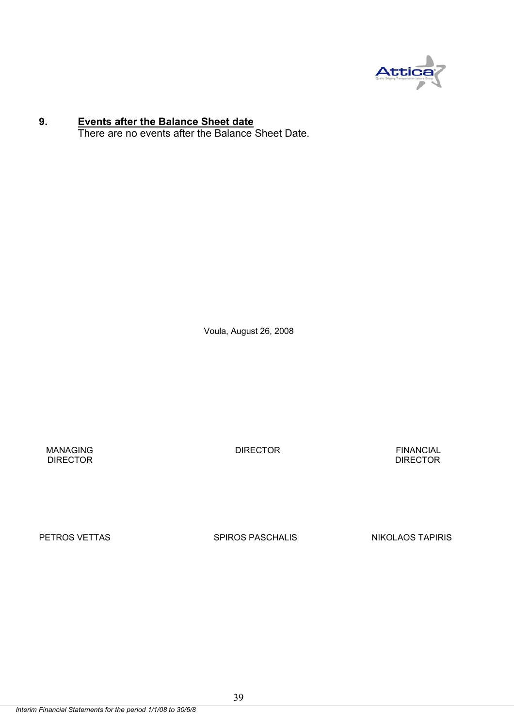## 9. Events after the Balance Sheet date

There are no events after the Balance Sheet Date.

Voula, August 26, 2008

| MANAGING DIRECTOR | DIRECTOR | FINANCIAL DIRECTOR |
|---|---|---|
| PETROS VETTAS | SPIROS PASCHALIS | NIKOLAOS TAPIRIS |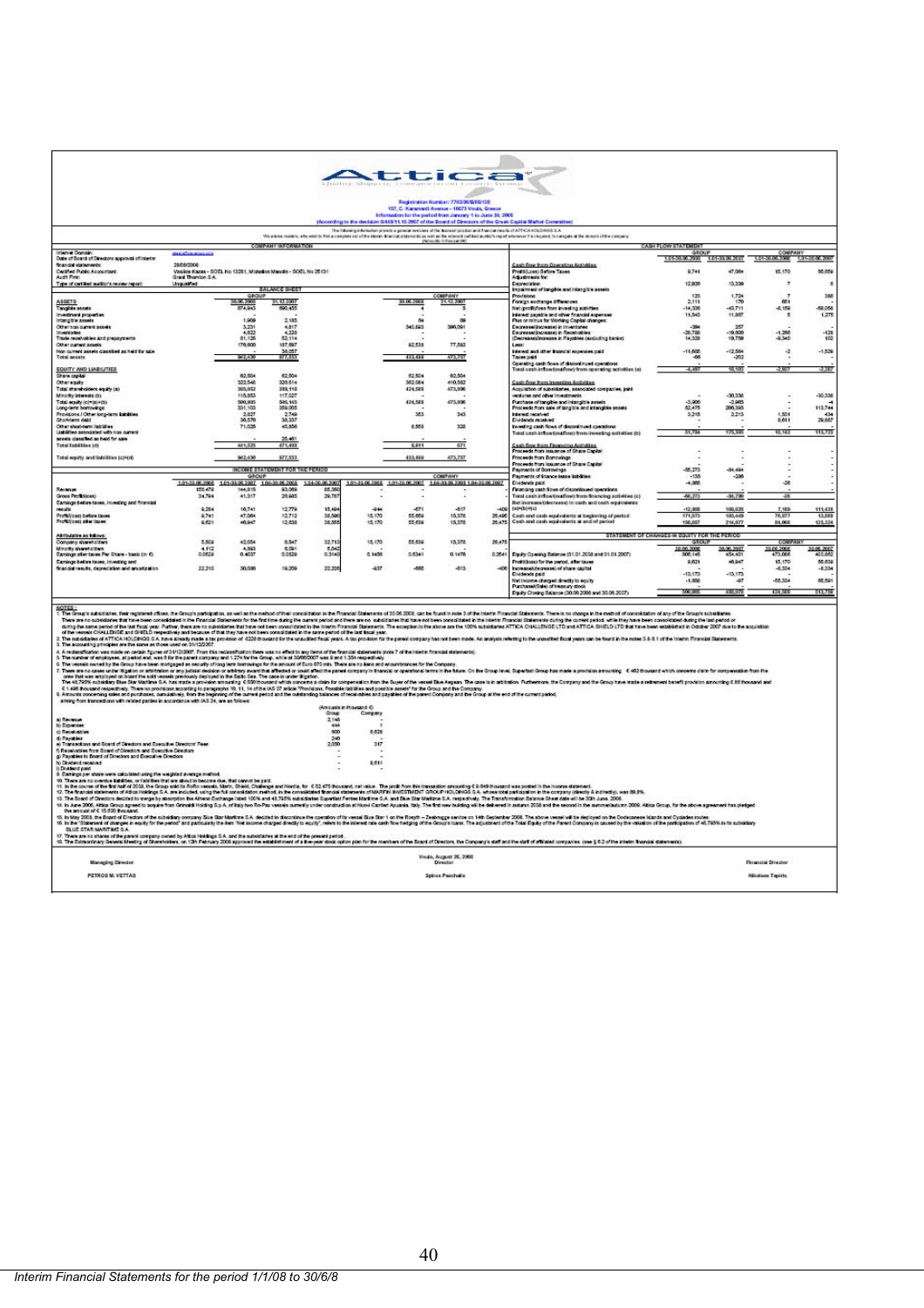# Attica

Registration Number: 7702/06/B/86/128
157, C. Karamanli Avenue - 16673 Voula, Greece
Information for the period from January 1 to June 30, 2008
(According to the decision 6/448/11.10.2007 of the Board of Directors of the Greek Capital Market Committee)

The following information provide a general overview of the financial position and financial results of ATTICA HOLDINGS S.A. We advise readers, who wish to find a complete set of the interim financial statements as well as the financial certified auditor's report whenever it is required, to navigate at the domain of the company.

(Amounts in thousand €)

## COMPANY INFORMATION

| | |
|---|---|
| Internet Domain: | www.attica-group.com |
| Date of Board of Directors approval of interim financial statements: | 26/08/2008 |
| Certified Public Accountant: | Vasilios Kazas - SOEL No 13281, Michalios Manolis - SOEL No 25131 |
| Audit Firm: | Grant Thornton S.A. |
| Type of certified auditor's review report: | Unqualified |

## BALANCE SHEET

| | GROUP | | COMPANY | |
|---|---|---|---|---|
| | 30.06.2008 | 31.12.2007 | 30.06.2008 | 31.12.2007 |
| **ASSETS** | | | | |
| Tangible assets | 874,943 | 890,455 | 4 | 5 |
| Investment properties | - | - | - | - |
| Intangible assets | 1,909 | 2,185 | 54 | 89 |
| Other non current assets | 3,231 | 4,817 | 340,583 | 396,091 |
| Inventories | 4,522 | 4,228 | - | - |
| Trade receivables and prepayments | 81,125 | 52,114 | - | - |
| Other current assets | 176,600 | 187,697 | 92,538 | 77,592 |
| Non current assets classified as held for sale | - | 38,057 | - | - |
| Total assets | 962,430 | 977,553 | 433,499 | 473,767 |
| **EQUITY AND LIABILITIES** | | | | |
| Share capital | 62,504 | 62,504 | 62,504 | 62,504 |
| Other equity | 322,548 | 326,614 | 362,084 | 410,592 |
| Total shareholders equity (a) | 385,052 | 389,118 | 424,588 | 473,096 |
| Minority interests (b) | 115,853 | 117,027 | - | - |
| Total equity (c)=(a)+(b) | 500,905 | 506,145 | 424,588 | 473,096 |
| Long-term borrowings | 331,153 | 359,005 | - | - |
| Provisions / Other long-term liabilities | 2,827 | 2,749 | 353 | 343 |
| Short-term debt | 36,570 | 38,337 | - | - |
| Other short-term liabilities | 71,025 | 45,856 | 8,558 | 328 |
| Liabilities associated with non current assets classified as held for sale | - | 25,461 | - | - |
| Total liabilities (d) | 441,525 | 471,408 | 8,911 | 671 |
| Total equity and liabilities (c)+(d) | 962,430 | 977,553 | 433,499 | 473,767 |

## INCOME STATEMENT FOR THE PERIOD

| | GROUP | | | | COMPANY | | | |
|---|---|---|---|---|---|---|---|---|
| | 1.01-30.06.2008 | 1.01-30.06.2007 | 1.04-30.06.2008 | 1.04-30.06.2007 | 1.01-30.06.2008 | 1.01-30.06.2007 | 1.04-30.06.2008 | 1.04-30.06.2007 |
| Revenue | 158,479 | 144,915 | 93,069 | 85,360 | - | - | - | - |
| Gross Profit/(loss) | 34,794 | 41,317 | 29,665 | 39,757 | - | - | - | - |
| Earnings before taxes, investing and financial results | 9,284 | 16,741 | 12,779 | 15,484 | -944 | -671 | -617 | -409 |
| Profit/(loss) before taxes | 8,741 | 47,064 | 12,712 | 38,590 | 15,170 | 55,659 | 15,376 | 25,495 |
| Profit/(loss) after taxes | 8,621 | 46,947 | 12,538 | 38,555 | 15,170 | 55,639 | 15,376 | 25,475 |
| Attributable as follows: | | | | | | | | |
| Company shareholders | 5,509 | 42,054 | 6,547 | 32,713 | 15,170 | 55,639 | 15,376 | 25,475 |
| Minority shareholders | 4,112 | 4,893 | 6,291 | 5,842 | - | - | - | - |
| Earnings after taxes Per Share - basic (in €) | 0.0529 | 0.4037 | 0.0529 | 0.3140 | 0.1456 | 0.5341 | 0.1476 | 0.2541 |
| Earnings before taxes, investing and financial results, depreciation and amortization | 22,210 | 30,080 | 19,209 | 22,226 | -937 | -668 | -613 | -406 |

## CASH FLOW STATEMENT

| | GROUP | | COMPANY | |
|---|---|---|---|---|
| | 1.01-30.06.2008 | 1.01-30.06.2007 | 1.01-30.06.2008 | 1.01-30.06.2007 |
| **Cash flow from Operating Activities** | | | | |
| Profit/(Loss) Before Taxes | 8,741 | 47,064 | 15,170 | 55,659 |
| Adjustments for: | | | | |
| Depreciation | 12,926 | 13,339 | 7 | 6 |
| Impairment of tangible and intangible assets | - | - | - | - |
| Provisions | 123 | 1,724 | 7 | 366 |
| Foreign exchange differences | 2,111 | 170 | 651 | - |
| Net (profit)/Loss from investing activities | -14,336 | -43,711 | -8,159 | -58,058 |
| Interest payable and other financial expenses | 11,543 | 11,887 | 5 | 1,276 |
| Plus or minus for Working Capital changes: | | | | |
| Decrease/(increase) in Inventories | -394 | 257 | - | - |
| Decrease/(increase) in Receivables | -26,756 | -19,600 | -1,266 | -126 |
| (Decrease)/increase in Payables (excluding banks) | 14,326 | 19,759 | -8,340 | 102 |
| Less: | | | | |
| Interest and other financial expenses paid | -11,665 | -12,584 | -2 | -1,529 |
| Taxes paid | -66 | -252 | - | - |
| Operating cash flows of discontinued operations | - | - | - | - |
| Total cash inflow/(outflow) from operating activities (a) | -4,497 | 18,193 | -2,927 | -2,287 |
| **Cash flow from Investing Activities** | | | | |
| Acquisition of subsidiaries, associated companies, joint ventures and other investments | - | -30,336 | - | -30,336 |
| Purchase of tangible and intangible assets | -3,906 | -2,965 | - | -4 |
| Proceeds from sale of tangible and intangible assets | 52,475 | 206,395 | - | 113,744 |
| Interest received | 3,215 | 2,213 | 1,531 | 434 |
| Dividends received | - | - | 8,611 | 29,887 |
| Investing cash flows of discontinued operations | - | - | - | - |
| Total cash inflow/(outflow) from investing activities (b) | 51,784 | 175,309 | 10,142 | 113,725 |
| **Cash flow from Financing Activities** | | | | |
| Proceeds from issuance of Share Capital | - | - | - | - |
| Proceeds from Borrowings | - | - | - | - |
| Proceeds from issuance of Share Capital | - | - | - | - |
| Payments of Borrowings | -55,273 | -84,494 | - | - |
| Payments of finance lease liabilities | -135 | -226 | - | - |
| Dividends paid | -4,965 | - | -26 | - |
| Financing cash flows of discontinued operations | - | - | - | - |
| Total cash inflow/(outflow) from financing activities (c) | -60,373 | -84,720 | -26 | - |
| Net increase/(decrease) in cash and cash equivalents (a)+(b)+(c) | -12,986 | 108,628 | 7,189 | 111,438 |
| Cash and cash equivalents at beginning of period | 171,073 | 105,449 | 76,877 | 13,886 |
| Cash and cash equivalents at end of period | 158,087 | 214,077 | 84,066 | 125,324 |

## STATEMENT OF CHANGES IN EQUITY FOR THE PERIOD

| | GROUP | | COMPANY | |
|---|---|---|---|---|
| | 30.06.2008 | 30.06.2007 | 30.06.2008 | 30.06.2007 |
| Equity Opening Balance (01.01.2008 and 01.01.2007) | 506,145 | 454,401 | 473,096 | 403,662 |
| Profit/(loss) for the period, after taxes | 8,621 | 46,947 | 15,170 | 55,639 |
| Increase/(decrease) of share capital | - | - | -8,334 | -8,334 |
| Dividends paid | -13,173 | -13,173 | - | - |
| Net income charged directly to equity | -688 | -97 | -55,344 | 66,591 |
| Purchase/(Sale) of treasury stock | - | - | - | - |
| Equity Closing Balance (30.06.2008 and 30.06.2007) | 500,905 | 488,078 | 424,588 | 513,758 |

## NOTES :

1. The Group's subsidiaries, their registered offices, the Group's participation, as well as the method of their consolidation in the Financial Statements of 30.06.2008, can be found in note 3 of the Interim Financial Statements. There is no change in the method of consolidation of any of the Group's subsidiaries. There are no subsidiaries that have been consolidated in the Financial Statements for the first time during the current period and there are no subsidiaries that have not been consolidated in the Interim Financial Statements during the current period, while they have been consolidated during the last period or during the same period of the last fiscal year. Further, there are no subsidiaries that have not been consolidated in the Interim Financial Statements. The exception to the above are the 100% subsidiaries ATTICA CHALLENGE LTD and ATTICA SHIELD LTD that have been established in October 2007 due to the acquisition of the vessels CHALLENGE and SHIELD respectively and because of that they have not been consolidated in the same period of the last fiscal year.
2. The subsidiaries of ATTICA HOLDINGS S.A. have already made a tax provision of €228 thousand for the unaudited fiscal years. A tax provision for the parent company has not been made. An analysis referring to the unaudited fiscal years can be found in the notes 3 & 5.1 of the Interim Financial Statements.
3. The accounting principles are the same as those used on 31/12/2007.
4. A reclassification was made on certain figures of 31/12/2007. From this reclassification there was no effect to any items of the financial statements (note 7 of the interim financial statements).
5. The number of employees, at period end, was 6 for the parent company and 1,274 for the Group, while at 30/06/2007 was 8 and 1,334 respectively.
6. The vessels owned by the Group have been mortgaged as security of long term borrowings for the amount of Euro 670 mln. There are no liens and encumbrances for the Company.
7. There are no cases under litigation or arbitration or any judicial decision or arbitrary award that affected or could affect the parent company in financial or operational terms in the future. On the Group level, Superfast Group has made a provision amounting € 492 thousand which concerns claim for compensation from the crew that was employed on board the sold vessels previously deployed in the Baltic Sea. The case is under litigation. The 48.795% subsidiary Blue Star Maritime S.A. has made a provision amounting € 500 thousand which concerns a claim for compensation from the buyer of the vessel Blue Aegean. The case is in arbitration. Furthermore, the Company and the Group have made a retirement benefit provision amounting € 88 thousand and € 1,496 thousand respectively. There no provisions according to paragraphs 10, 11, 14 of the IAS 37 article "Provisions, Possible liabilities and possible assets" for the Group and the Company.
8. Amounts concerning sales and purchases, cumulatively, from the beginning of the current period and the outstanding balances of receivables and payables of the parent Company and the Group at the end of the current period, arising from transactions with related parties in accordance with IAS 24, are as follows:

(Amounts in thousand €)

| | Group | Company |
|---|---|---|
| a) Revenue | 2,146 | - |
| b) Expenses | 444 | 1 |
| c) Receivables | 600 | 6,626 |
| d) Payables | 240 | - |
| e) Transactions and Board of Directors and Executive Directors' Fees | 2,050 | 317 |
| f) Receivables from Board of Directors and Executive Directors | - | - |
| g) Payables to Board of Directors and Executive Directors | - | - |
| h) Dividend received | - | 8,611 |
| i) Dividend paid | - | - |

9. Earnings per share were calculated using the weighted average method.
10. There are no events, liabilities, or liabilities that are about to become due, that cannot be paid.
11. In the course of the first half of 2008, the Group sold its RoRo vessels, Marin, Shield, Challenge and Nordia, for € 52,475 thousand, net value. The profit from this transaction amounting € 9,849 thousand was posted in the income statement.
12. The financial statements of Attica Holdings S.A. are included, using the full consolidation method, in the consolidated financial statements of MARFIN INVESTMENT GROUP HOLDINGS S.A. whose total participation in the company (directly & indirectly), was 89.8%.
13. The Board of Directors decided to merge by absorption the Athens Exchange listed 100% and 48.795% subsidiaries Superfast Ferries Maritime S.A. and Blue Star Maritime S.A. respectively. The Transformation Balance Sheet date will be the 30th June, 2008.
14. In June 2008, Attica Group agreed to acquire from Grimaldi Holding S.p.A. of Italy two Ro-Pax vessels currently under construction at Nuovi Cantieri Apuania, Italy. The first new building will be delivered in autumn 2008 and the second in the summer/autumn 2009. Attica Group, for the above agreement has pledged the amount of € 15,000 thousand.
15. In May 2008, the Board of Directors of the subsidiary company Blue Star Maritime S.A. decided to discontinue the operation of its vessel Blue Star 1 on the Rosyth – Zeebrugge service on 14th September 2008. The above vessel will be deployed on the Dodecanese islands and Cyclades routes.
16. In the "Statement of changes in equity for the period" and particularly the item "Net income charged directly to equity", refers to the interest rate cash flow hedging of the Group's loans. The adjustment of the Total Equity of the Parent Company is caused by the valuation of the participation of 48.795% in its subsidiary BLUE STAR MARITIME S.A.
17. There are no shares of the parent company owned by Attica Holdings S.A. and the subsidiaries at the end of the present period.
18. The Extraordinary General Meeting of Shareholders, on 13th February 2008 approved the establishment of a five-year stock option plan for the members of the Board of Directors, the Company's staff and the staff of affiliated companies. (see § 6.2 of the interim financial statements).

Voula, August 26, 2008

| Managing Director | Director | Financial Director |
|---|---|---|
| PETROS M. VETTAS | Spiros Paschalis | Nikolaos Taprantzis |